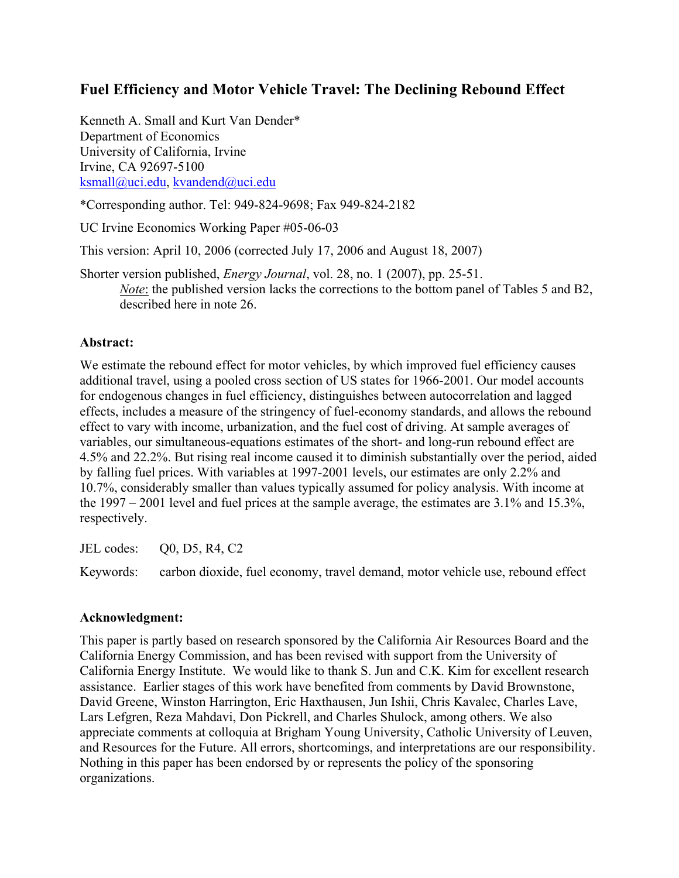# Fuel Efficiency and Motor Vehicle Travel: The Declining Rebound Effect

Kenneth A. Small and Kurt Van Dender*
Department of Economics
University of California, Irvine
Irvine, CA 92697-5100
ksmall@uci.edu, kvandend@uci.edu

*Corresponding author. Tel: 949-824-9698; Fax 949-824-2182

UC Irvine Economics Working Paper #05-06-03

This version: April 10, 2006 (corrected July 17, 2006 and August 18, 2007)

Shorter version published, *Energy Journal*, vol. 28, no. 1 (2007), pp. 25-51.
*Note*: the published version lacks the corrections to the bottom panel of Tables 5 and B2, described here in note 26.

**Abstract:**

We estimate the rebound effect for motor vehicles, by which improved fuel efficiency causes additional travel, using a pooled cross section of US states for 1966-2001. Our model accounts for endogenous changes in fuel efficiency, distinguishes between autocorrelation and lagged effects, includes a measure of the stringency of fuel-economy standards, and allows the rebound effect to vary with income, urbanization, and the fuel cost of driving. At sample averages of variables, our simultaneous-equations estimates of the short- and long-run rebound effect are 4.5% and 22.2%. But rising real income caused it to diminish substantially over the period, aided by falling fuel prices. With variables at 1997-2001 levels, our estimates are only 2.2% and 10.7%, considerably smaller than values typically assumed for policy analysis. With income at the 1997 – 2001 level and fuel prices at the sample average, the estimates are 3.1% and 15.3%, respectively.

JEL codes: Q0, D5, R4, C2

Keywords: carbon dioxide, fuel economy, travel demand, motor vehicle use, rebound effect

**Acknowledgment:**

This paper is partly based on research sponsored by the California Air Resources Board and the California Energy Commission, and has been revised with support from the University of California Energy Institute. We would like to thank S. Jun and C.K. Kim for excellent research assistance. Earlier stages of this work have benefited from comments by David Brownstone, David Greene, Winston Harrington, Eric Haxthausen, Jun Ishii, Chris Kavalec, Charles Lave, Lars Lefgren, Reza Mahdavi, Don Pickrell, and Charles Shulock, among others. We also appreciate comments at colloquia at Brigham Young University, Catholic University of Leuven, and Resources for the Future. All errors, shortcomings, and interpretations are our responsibility. Nothing in this paper has been endorsed by or represents the policy of the sponsoring organizations.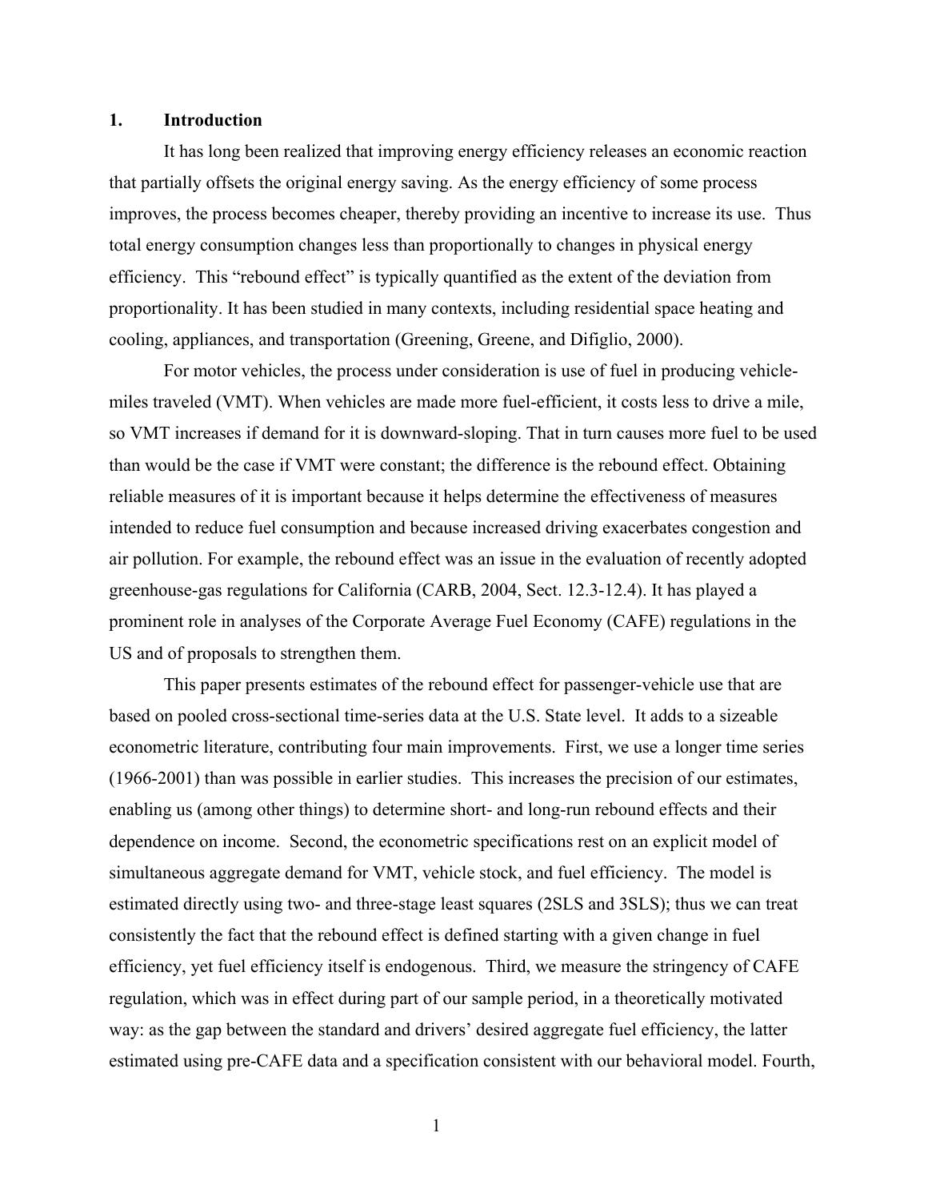## 1. Introduction

It has long been realized that improving energy efficiency releases an economic reaction that partially offsets the original energy saving. As the energy efficiency of some process improves, the process becomes cheaper, thereby providing an incentive to increase its use. Thus total energy consumption changes less than proportionally to changes in physical energy efficiency. This "rebound effect" is typically quantified as the extent of the deviation from proportionality. It has been studied in many contexts, including residential space heating and cooling, appliances, and transportation (Greening, Greene, and Difiglio, 2000).

For motor vehicles, the process under consideration is use of fuel in producing vehicle-miles traveled (VMT). When vehicles are made more fuel-efficient, it costs less to drive a mile, so VMT increases if demand for it is downward-sloping. That in turn causes more fuel to be used than would be the case if VMT were constant; the difference is the rebound effect. Obtaining reliable measures of it is important because it helps determine the effectiveness of measures intended to reduce fuel consumption and because increased driving exacerbates congestion and air pollution. For example, the rebound effect was an issue in the evaluation of recently adopted greenhouse-gas regulations for California (CARB, 2004, Sect. 12.3-12.4). It has played a prominent role in analyses of the Corporate Average Fuel Economy (CAFE) regulations in the US and of proposals to strengthen them.

This paper presents estimates of the rebound effect for passenger-vehicle use that are based on pooled cross-sectional time-series data at the U.S. State level. It adds to a sizeable econometric literature, contributing four main improvements. First, we use a longer time series (1966-2001) than was possible in earlier studies. This increases the precision of our estimates, enabling us (among other things) to determine short- and long-run rebound effects and their dependence on income. Second, the econometric specifications rest on an explicit model of simultaneous aggregate demand for VMT, vehicle stock, and fuel efficiency. The model is estimated directly using two- and three-stage least squares (2SLS and 3SLS); thus we can treat consistently the fact that the rebound effect is defined starting with a given change in fuel efficiency, yet fuel efficiency itself is endogenous. Third, we measure the stringency of CAFE regulation, which was in effect during part of our sample period, in a theoretically motivated way: as the gap between the standard and drivers' desired aggregate fuel efficiency, the latter estimated using pre-CAFE data and a specification consistent with our behavioral model. Fourth,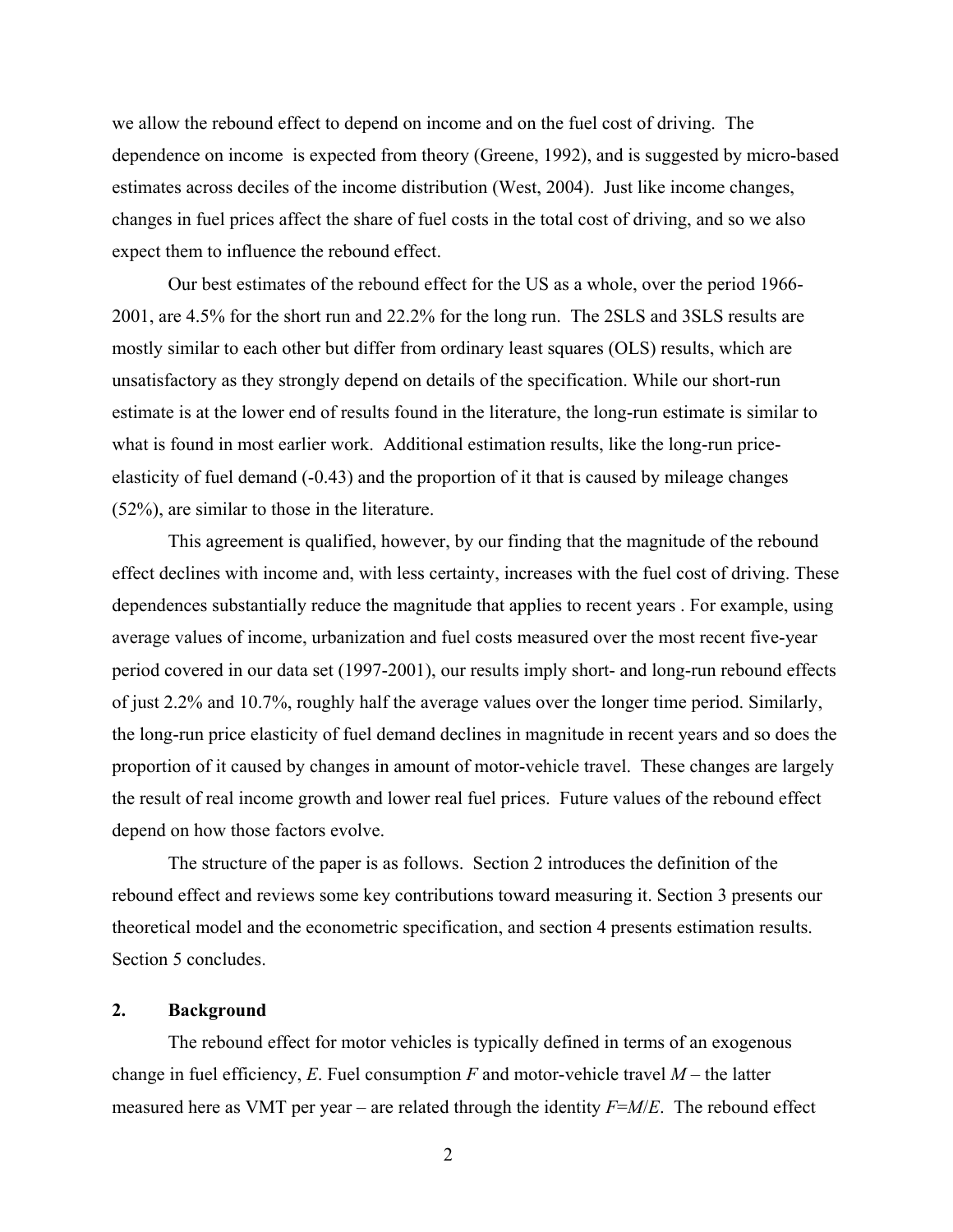we allow the rebound effect to depend on income and on the fuel cost of driving. The dependence on income is expected from theory (Greene, 1992), and is suggested by micro-based estimates across deciles of the income distribution (West, 2004). Just like income changes, changes in fuel prices affect the share of fuel costs in the total cost of driving, and so we also expect them to influence the rebound effect.

Our best estimates of the rebound effect for the US as a whole, over the period 1966-2001, are 4.5% for the short run and 22.2% for the long run. The 2SLS and 3SLS results are mostly similar to each other but differ from ordinary least squares (OLS) results, which are unsatisfactory as they strongly depend on details of the specification. While our short-run estimate is at the lower end of results found in the literature, the long-run estimate is similar to what is found in most earlier work. Additional estimation results, like the long-run price-elasticity of fuel demand (-0.43) and the proportion of it that is caused by mileage changes (52%), are similar to those in the literature.

This agreement is qualified, however, by our finding that the magnitude of the rebound effect declines with income and, with less certainty, increases with the fuel cost of driving. These dependences substantially reduce the magnitude that applies to recent years . For example, using average values of income, urbanization and fuel costs measured over the most recent five-year period covered in our data set (1997-2001), our results imply short- and long-run rebound effects of just 2.2% and 10.7%, roughly half the average values over the longer time period. Similarly, the long-run price elasticity of fuel demand declines in magnitude in recent years and so does the proportion of it caused by changes in amount of motor-vehicle travel. These changes are largely the result of real income growth and lower real fuel prices. Future values of the rebound effect depend on how those factors evolve.

The structure of the paper is as follows. Section 2 introduces the definition of the rebound effect and reviews some key contributions toward measuring it. Section 3 presents our theoretical model and the econometric specification, and section 4 presents estimation results. Section 5 concludes.

## 2. Background

The rebound effect for motor vehicles is typically defined in terms of an exogenous change in fuel efficiency, $E$. Fuel consumption $F$ and motor-vehicle travel $M$ – the latter measured here as VMT per year – are related through the identity $F$=$M$/$E$. The rebound effect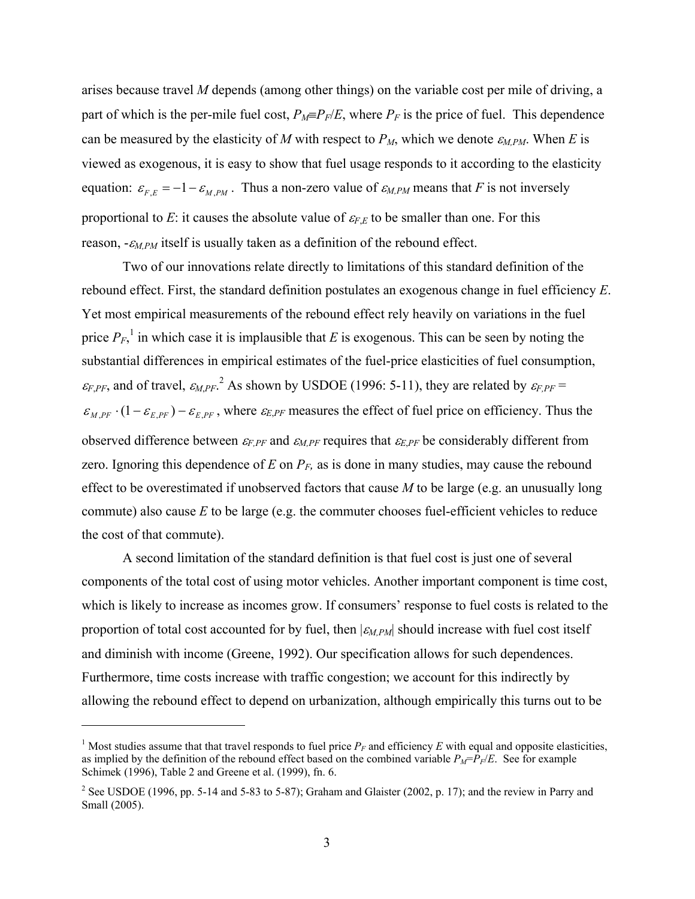arises because travel $M$ depends (among other things) on the variable cost per mile of driving, a part of which is the per-mile fuel cost, $P_M \equiv P_F/E$, where $P_F$ is the price of fuel. This dependence can be measured by the elasticity of $M$ with respect to $P_M$, which we denote $\varepsilon_{M,PM}$. When $E$ is viewed as exogenous, it is easy to show that fuel usage responds to it according to the elasticity equation: $\varepsilon_{F,E} = -1 - \varepsilon_{M,PM}$. Thus a non-zero value of $\varepsilon_{M,PM}$ means that $F$ is not inversely proportional to $E$: it causes the absolute value of $\varepsilon_{F,E}$ to be smaller than one. For this reason, $-\varepsilon_{M,PM}$ itself is usually taken as a definition of the rebound effect.

Two of our innovations relate directly to limitations of this standard definition of the rebound effect. First, the standard definition postulates an exogenous change in fuel efficiency $E$. Yet most empirical measurements of the rebound effect rely heavily on variations in the fuel price $P_F$,[1] in which case it is implausible that $E$ is exogenous. This can be seen by noting the substantial differences in empirical estimates of the fuel-price elasticities of fuel consumption, $\varepsilon_{F,PF}$, and of travel, $\varepsilon_{M,PF}$.[2] As shown by USDOE (1996: 5-11), they are related by $\varepsilon_{F,PF} = \varepsilon_{M,PF} \cdot (1 - \varepsilon_{E,PF}) - \varepsilon_{E,PF}$, where $\varepsilon_{E,PF}$ measures the effect of fuel price on efficiency. Thus the observed difference between $\varepsilon_{F,PF}$ and $\varepsilon_{M,PF}$ requires that $\varepsilon_{E,PF}$ be considerably different from zero. Ignoring this dependence of $E$ on $P_F$, as is done in many studies, may cause the rebound effect to be overestimated if unobserved factors that cause $M$ to be large (e.g. an unusually long commute) also cause $E$ to be large (e.g. the commuter chooses fuel-efficient vehicles to reduce the cost of that commute).

A second limitation of the standard definition is that fuel cost is just one of several components of the total cost of using motor vehicles. Another important component is time cost, which is likely to increase as incomes grow. If consumers' response to fuel costs is related to the proportion of total cost accounted for by fuel, then $|\varepsilon_{M,PM}|$ should increase with fuel cost itself and diminish with income (Greene, 1992). Our specification allows for such dependences. Furthermore, time costs increase with traffic congestion; we account for this indirectly by allowing the rebound effect to depend on urbanization, although empirically this turns out to be

---

[1] Most studies assume that that travel responds to fuel price $P_F$ and efficiency $E$ with equal and opposite elasticities, as implied by the definition of the rebound effect based on the combined variable $P_M=P_F/E$. See for example Schimek (1996), Table 2 and Greene et al. (1999), fn. 6.

[2] See USDOE (1996, pp. 5-14 and 5-83 to 5-87); Graham and Glaister (2002, p. 17); and the review in Parry and Small (2005).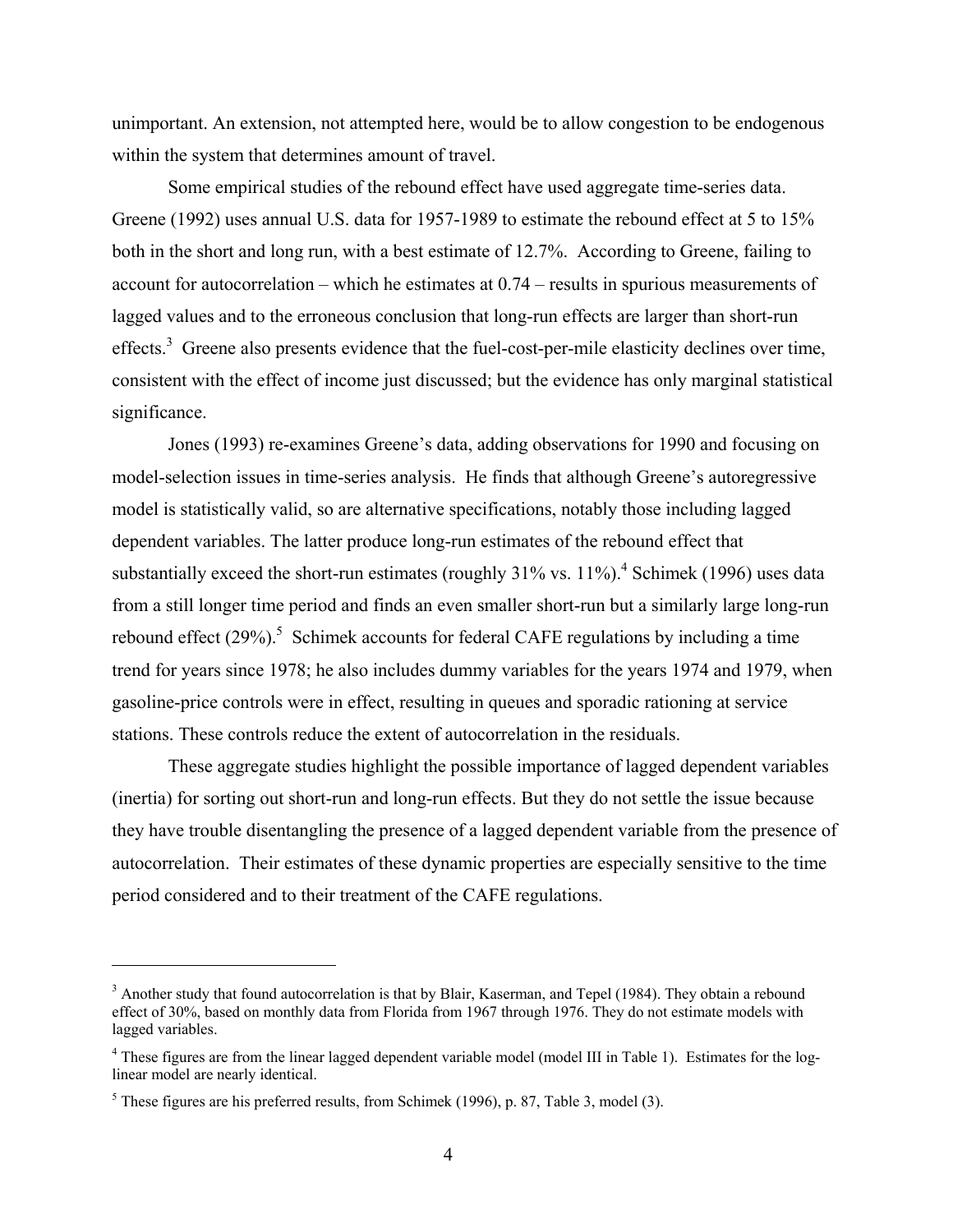unimportant. An extension, not attempted here, would be to allow congestion to be endogenous within the system that determines amount of travel.

Some empirical studies of the rebound effect have used aggregate time-series data. Greene (1992) uses annual U.S. data for 1957-1989 to estimate the rebound effect at 5 to 15% both in the short and long run, with a best estimate of 12.7%. According to Greene, failing to account for autocorrelation – which he estimates at 0.74 – results in spurious measurements of lagged values and to the erroneous conclusion that long-run effects are larger than short-run effects.[3] Greene also presents evidence that the fuel-cost-per-mile elasticity declines over time, consistent with the effect of income just discussed; but the evidence has only marginal statistical significance.

Jones (1993) re-examines Greene's data, adding observations for 1990 and focusing on model-selection issues in time-series analysis. He finds that although Greene's autoregressive model is statistically valid, so are alternative specifications, notably those including lagged dependent variables. The latter produce long-run estimates of the rebound effect that substantially exceed the short-run estimates (roughly 31% vs. 11%).[4] Schimek (1996) uses data from a still longer time period and finds an even smaller short-run but a similarly large long-run rebound effect (29%).[5] Schimek accounts for federal CAFE regulations by including a time trend for years since 1978; he also includes dummy variables for the years 1974 and 1979, when gasoline-price controls were in effect, resulting in queues and sporadic rationing at service stations. These controls reduce the extent of autocorrelation in the residuals.

These aggregate studies highlight the possible importance of lagged dependent variables (inertia) for sorting out short-run and long-run effects. But they do not settle the issue because they have trouble disentangling the presence of a lagged dependent variable from the presence of autocorrelation. Their estimates of these dynamic properties are especially sensitive to the time period considered and to their treatment of the CAFE regulations.

---

[3] Another study that found autocorrelation is that by Blair, Kaserman, and Tepel (1984). They obtain a rebound effect of 30%, based on monthly data from Florida from 1967 through 1976. They do not estimate models with lagged variables.

[4] These figures are from the linear lagged dependent variable model (model III in Table 1). Estimates for the log-linear model are nearly identical.

[5] These figures are his preferred results, from Schimek (1996), p. 87, Table 3, model (3).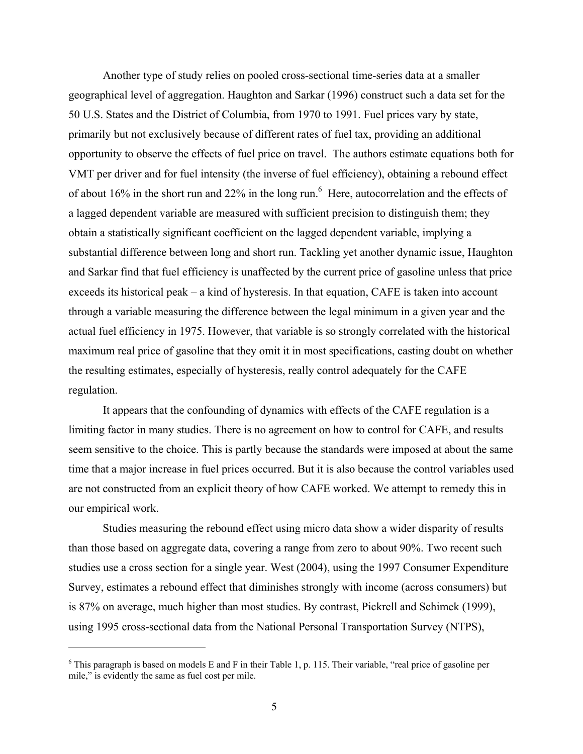Another type of study relies on pooled cross-sectional time-series data at a smaller geographical level of aggregation. Haughton and Sarkar (1996) construct such a data set for the 50 U.S. States and the District of Columbia, from 1970 to 1991. Fuel prices vary by state, primarily but not exclusively because of different rates of fuel tax, providing an additional opportunity to observe the effects of fuel price on travel. The authors estimate equations both for VMT per driver and for fuel intensity (the inverse of fuel efficiency), obtaining a rebound effect of about 16% in the short run and 22% in the long run.[6] Here, autocorrelation and the effects of a lagged dependent variable are measured with sufficient precision to distinguish them; they obtain a statistically significant coefficient on the lagged dependent variable, implying a substantial difference between long and short run. Tackling yet another dynamic issue, Haughton and Sarkar find that fuel efficiency is unaffected by the current price of gasoline unless that price exceeds its historical peak – a kind of hysteresis. In that equation, CAFE is taken into account through a variable measuring the difference between the legal minimum in a given year and the actual fuel efficiency in 1975. However, that variable is so strongly correlated with the historical maximum real price of gasoline that they omit it in most specifications, casting doubt on whether the resulting estimates, especially of hysteresis, really control adequately for the CAFE regulation.

It appears that the confounding of dynamics with effects of the CAFE regulation is a limiting factor in many studies. There is no agreement on how to control for CAFE, and results seem sensitive to the choice. This is partly because the standards were imposed at about the same time that a major increase in fuel prices occurred. But it is also because the control variables used are not constructed from an explicit theory of how CAFE worked. We attempt to remedy this in our empirical work.

Studies measuring the rebound effect using micro data show a wider disparity of results than those based on aggregate data, covering a range from zero to about 90%. Two recent such studies use a cross section for a single year. West (2004), using the 1997 Consumer Expenditure Survey, estimates a rebound effect that diminishes strongly with income (across consumers) but is 87% on average, much higher than most studies. By contrast, Pickrell and Schimek (1999), using 1995 cross-sectional data from the National Personal Transportation Survey (NTPS),

---

[6] This paragraph is based on models E and F in their Table 1, p. 115. Their variable, "real price of gasoline per mile," is evidently the same as fuel cost per mile.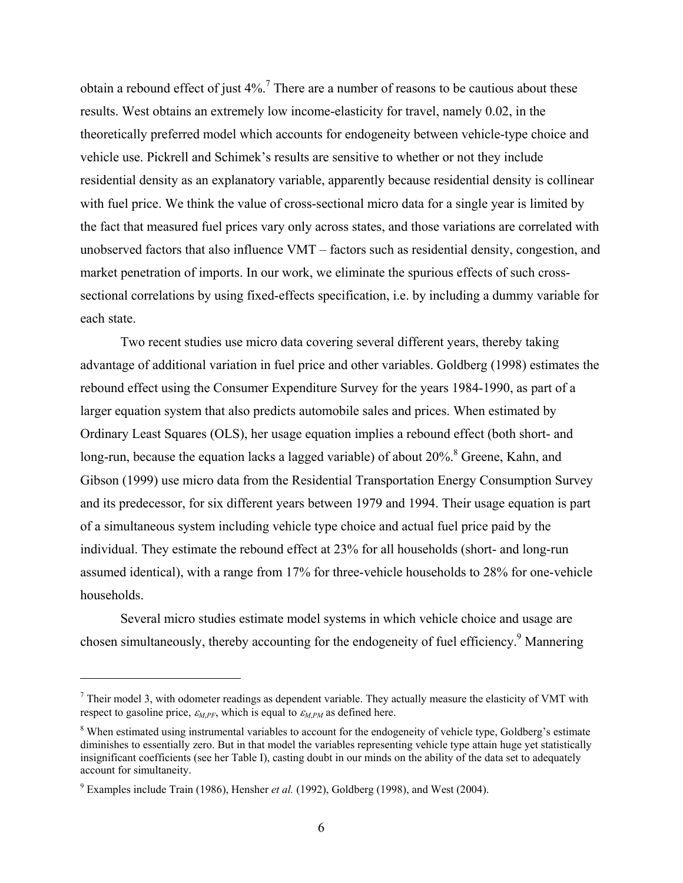obtain a rebound effect of just 4%.[7] There are a number of reasons to be cautious about these results. West obtains an extremely low income-elasticity for travel, namely 0.02, in the theoretically preferred model which accounts for endogeneity between vehicle-type choice and vehicle use. Pickrell and Schimek's results are sensitive to whether or not they include residential density as an explanatory variable, apparently because residential density is collinear with fuel price. We think the value of cross-sectional micro data for a single year is limited by the fact that measured fuel prices vary only across states, and those variations are correlated with unobserved factors that also influence VMT – factors such as residential density, congestion, and market penetration of imports. In our work, we eliminate the spurious effects of such cross-sectional correlations by using fixed-effects specification, i.e. by including a dummy variable for each state.

Two recent studies use micro data covering several different years, thereby taking advantage of additional variation in fuel price and other variables. Goldberg (1998) estimates the rebound effect using the Consumer Expenditure Survey for the years 1984-1990, as part of a larger equation system that also predicts automobile sales and prices. When estimated by Ordinary Least Squares (OLS), her usage equation implies a rebound effect (both short- and long-run, because the equation lacks a lagged variable) of about 20%.[8] Greene, Kahn, and Gibson (1999) use micro data from the Residential Transportation Energy Consumption Survey and its predecessor, for six different years between 1979 and 1994. Their usage equation is part of a simultaneous system including vehicle type choice and actual fuel price paid by the individual. They estimate the rebound effect at 23% for all households (short- and long-run assumed identical), with a range from 17% for three-vehicle households to 28% for one-vehicle households.

Several micro studies estimate model systems in which vehicle choice and usage are chosen simultaneously, thereby accounting for the endogeneity of fuel efficiency.[9] Mannering

---

[7] Their model 3, with odometer readings as dependent variable. They actually measure the elasticity of VMT with respect to gasoline price, $\varepsilon_{M,PF}$, which is equal to $\varepsilon_{M,PM}$ as defined here.

[8] When estimated using instrumental variables to account for the endogeneity of vehicle type, Goldberg's estimate diminishes to essentially zero. But in that model the variables representing vehicle type attain huge yet statistically insignificant coefficients (see her Table I), casting doubt in our minds on the ability of the data set to adequately account for simultaneity.

[9] Examples include Train (1986), Hensher *et al.* (1992), Goldberg (1998), and West (2004).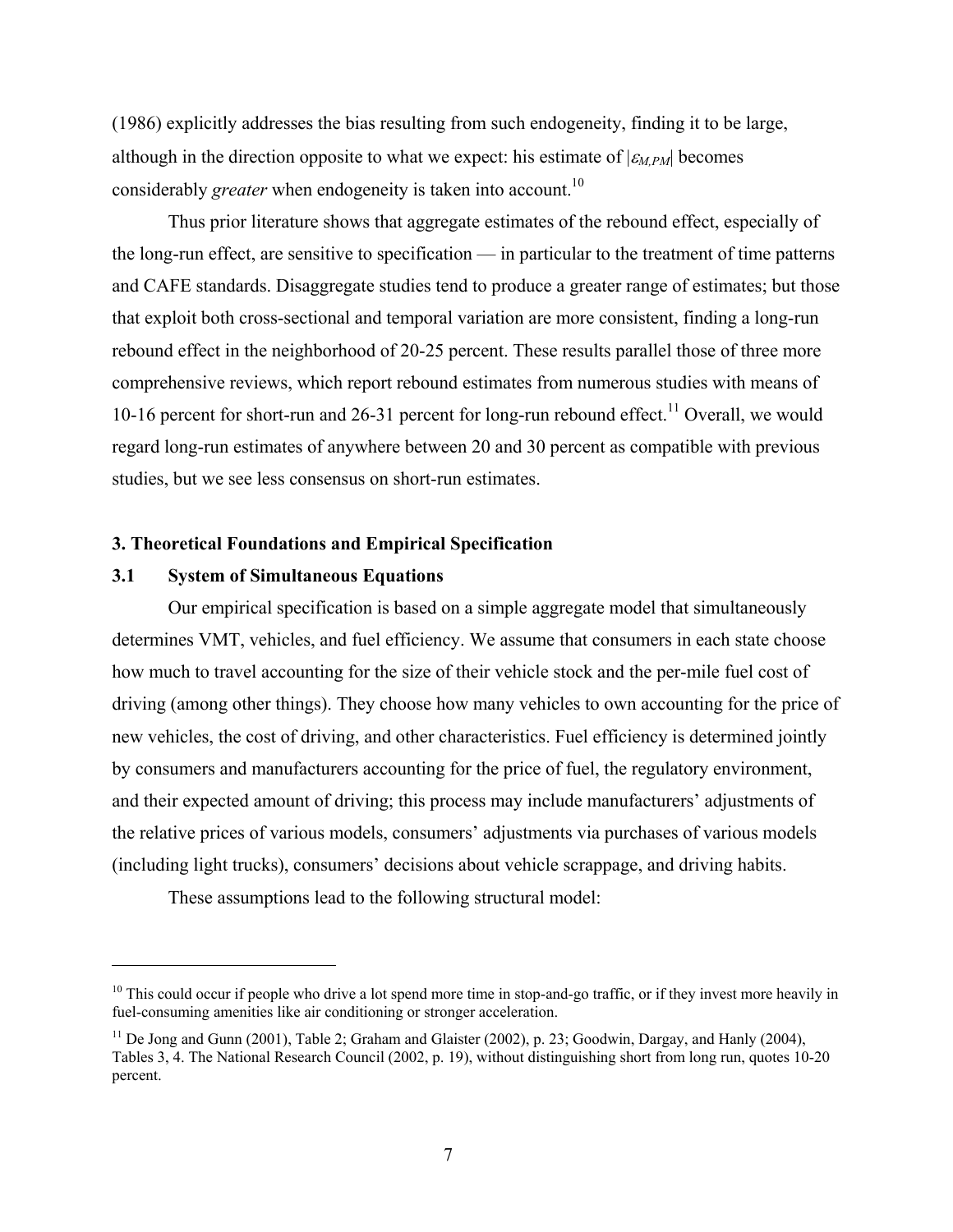(1986) explicitly addresses the bias resulting from such endogeneity, finding it to be large, although in the direction opposite to what we expect: his estimate of $|\varepsilon_{M,PM}|$ becomes considerably *greater* when endogeneity is taken into account.[10]

Thus prior literature shows that aggregate estimates of the rebound effect, especially of the long-run effect, are sensitive to specification — in particular to the treatment of time patterns and CAFE standards. Disaggregate studies tend to produce a greater range of estimates; but those that exploit both cross-sectional and temporal variation are more consistent, finding a long-run rebound effect in the neighborhood of 20-25 percent. These results parallel those of three more comprehensive reviews, which report rebound estimates from numerous studies with means of 10-16 percent for short-run and 26-31 percent for long-run rebound effect.[11] Overall, we would regard long-run estimates of anywhere between 20 and 30 percent as compatible with previous studies, but we see less consensus on short-run estimates.

## 3. Theoretical Foundations and Empirical Specification

### 3.1 System of Simultaneous Equations

Our empirical specification is based on a simple aggregate model that simultaneously determines VMT, vehicles, and fuel efficiency. We assume that consumers in each state choose how much to travel accounting for the size of their vehicle stock and the per-mile fuel cost of driving (among other things). They choose how many vehicles to own accounting for the price of new vehicles, the cost of driving, and other characteristics. Fuel efficiency is determined jointly by consumers and manufacturers accounting for the price of fuel, the regulatory environment, and their expected amount of driving; this process may include manufacturers' adjustments of the relative prices of various models, consumers' adjustments via purchases of various models (including light trucks), consumers' decisions about vehicle scrappage, and driving habits.

These assumptions lead to the following structural model:

---

[10] This could occur if people who drive a lot spend more time in stop-and-go traffic, or if they invest more heavily in fuel-consuming amenities like air conditioning or stronger acceleration.

[11] De Jong and Gunn (2001), Table 2; Graham and Glaister (2002), p. 23; Goodwin, Dargay, and Hanly (2004), Tables 3, 4. The National Research Council (2002, p. 19), without distinguishing short from long run, quotes 10-20 percent.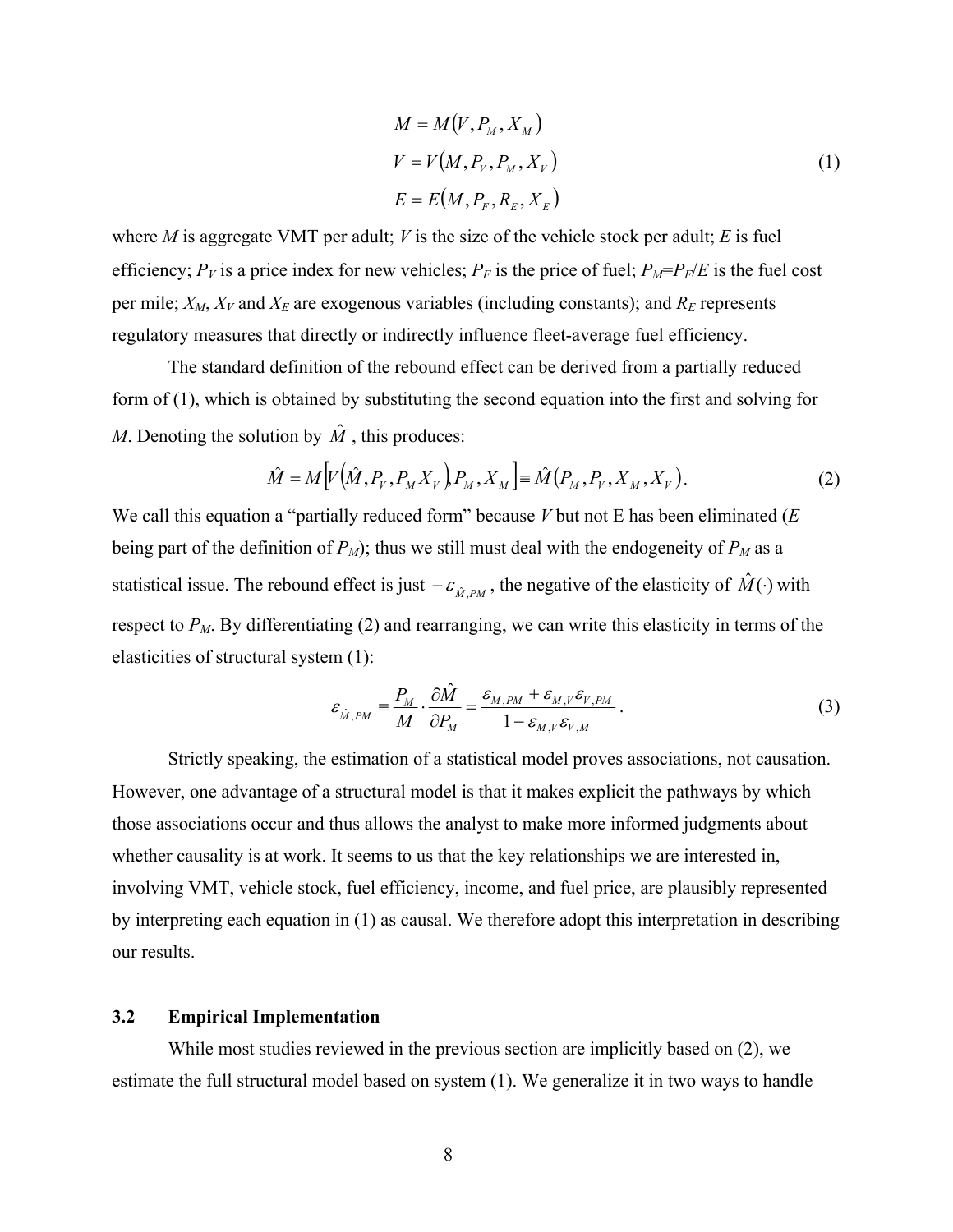$$
\begin{aligned}
M &= M(V, P_M, X_M) \\
V &= V(M, P_V, P_M, X_V) \\
E &= E(M, P_F, R_E, X_E)
\end{aligned}
\tag{1}
$$

where $M$ is aggregate VMT per adult; $V$ is the size of the vehicle stock per adult; $E$ is fuel efficiency; $P_V$ is a price index for new vehicles; $P_F$ is the price of fuel; $P_M \equiv P_F/E$ is the fuel cost per mile; $X_M$, $X_V$ and $X_E$ are exogenous variables (including constants); and $R_E$ represents regulatory measures that directly or indirectly influence fleet-average fuel efficiency.

The standard definition of the rebound effect can be derived from a partially reduced form of (1), which is obtained by substituting the second equation into the first and solving for $M$. Denoting the solution by $\hat{M}$, this produces:

$$
\hat{M} = M\left[V\left(\hat{M}, P_V, P_M X_V\right), P_M, X_M\right] \equiv \hat{M}\left(P_M, P_V, X_M, X_V\right). \tag{2}
$$

We call this equation a "partially reduced form" because $V$ but not E has been eliminated ($E$ being part of the definition of $P_M$); thus we still must deal with the endogeneity of $P_M$ as a statistical issue. The rebound effect is just $-\varepsilon_{\hat{M},PM}$, the negative of the elasticity of $\hat{M}(\cdot)$ with respect to $P_M$. By differentiating (2) and rearranging, we can write this elasticity in terms of the elasticities of structural system (1):

$$
\varepsilon_{\hat{M},PM} \equiv \frac{P_M}{M} \cdot \frac{\partial \hat{M}}{\partial P_M} = \frac{\varepsilon_{M,PM} + \varepsilon_{M,V}\varepsilon_{V,PM}}{1 - \varepsilon_{M,V}\varepsilon_{V,M}}. \tag{3}
$$

Strictly speaking, the estimation of a statistical model proves associations, not causation. However, one advantage of a structural model is that it makes explicit the pathways by which those associations occur and thus allows the analyst to make more informed judgments about whether causality is at work. It seems to us that the key relationships we are interested in, involving VMT, vehicle stock, fuel efficiency, income, and fuel price, are plausibly represented by interpreting each equation in (1) as causal. We therefore adopt this interpretation in describing our results.

### 3.2 Empirical Implementation

While most studies reviewed in the previous section are implicitly based on (2), we estimate the full structural model based on system (1). We generalize it in two ways to handle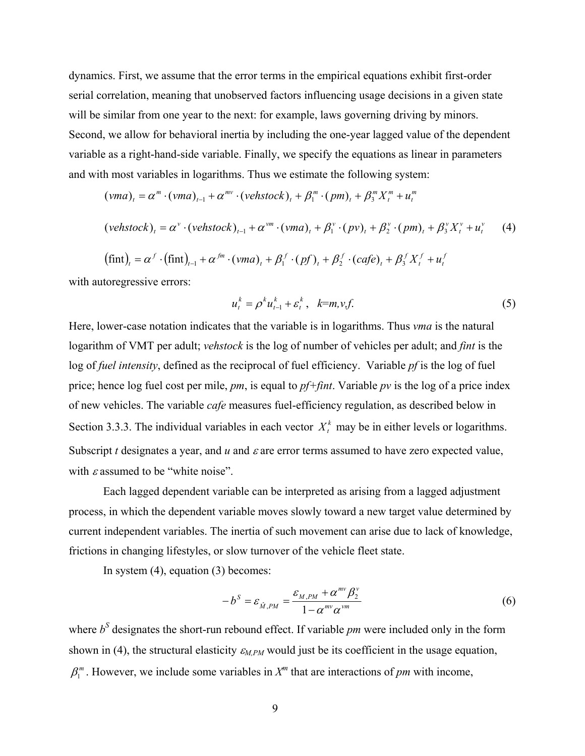dynamics. First, we assume that the error terms in the empirical equations exhibit first-order serial correlation, meaning that unobserved factors influencing usage decisions in a given state will be similar from one year to the next: for example, laws governing driving by minors. Second, we allow for behavioral inertia by including the one-year lagged value of the dependent variable as a right-hand-side variable. Finally, we specify the equations as linear in parameters and with most variables in logarithms. Thus we estimate the following system:

$$
\begin{aligned}
(vma)_t &= \alpha^m \cdot (vma)_{t-1} + \alpha^{mv} \cdot (vehstock)_t + \beta_1^m \cdot (pm)_t + \beta_3^m X_t^m + u_t^m \\
(vehstock)_t &= \alpha^v \cdot (vehstock)_{t-1} + \alpha^{vm} \cdot (vma)_t + \beta_1^v \cdot (pv)_t + \beta_2^v \cdot (pm)_t + \beta_3^v X_t^v + u_t^v \qquad (4) \\
(\text{fint})_t &= \alpha^f \cdot (\text{fint})_{t-1} + \alpha^{fm} \cdot (vma)_t + \beta_1^f \cdot (pf)_t + \beta_2^f \cdot (cafe)_t + \beta_3^f X_t^f + u_t^f
\end{aligned}
$$

with autoregressive errors:

$$u_t^k = \rho^k u_{t-1}^k + \varepsilon_t^k, \quad k=m,v,f. \qquad (5)$$

Here, lower-case notation indicates that the variable is in logarithms. Thus *vma* is the natural logarithm of VMT per adult; *vehstock* is the log of number of vehicles per adult; and *fint* is the log of *fuel intensity*, defined as the reciprocal of fuel efficiency. Variable *pf* is the log of fuel price; hence log fuel cost per mile, *pm*, is equal to *pf*+*fint*. Variable *pv* is the log of a price index of new vehicles. The variable *cafe* measures fuel-efficiency regulation, as described below in Section 3.3.3. The individual variables in each vector $X_t^k$ may be in either levels or logarithms. Subscript *t* designates a year, and *u* and $\varepsilon$ are error terms assumed to have zero expected value, with $\varepsilon$ assumed to be "white noise".

Each lagged dependent variable can be interpreted as arising from a lagged adjustment process, in which the dependent variable moves slowly toward a new target value determined by current independent variables. The inertia of such movement can arise due to lack of knowledge, frictions in changing lifestyles, or slow turnover of the vehicle fleet state.

In system (4), equation (3) becomes:

$$-b^S = \varepsilon_{\hat{M},PM} = \frac{\varepsilon_{M,PM} + \alpha^{mv}\beta_2^v}{1 - \alpha^{mv}\alpha^{vm}} \qquad (6)$$

where $b^S$ designates the short-run rebound effect. If variable *pm* were included only in the form shown in (4), the structural elasticity $\varepsilon_{M,PM}$ would just be its coefficient in the usage equation, $\beta_1^m$. However, we include some variables in $X^m$ that are interactions of *pm* with income,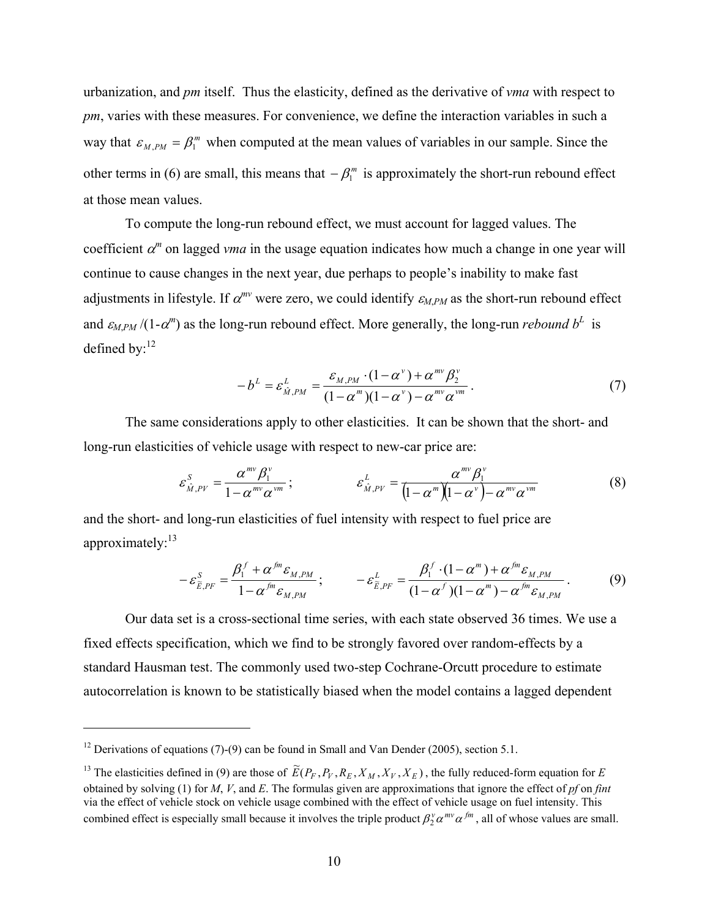urbanization, and *pm* itself. Thus the elasticity, defined as the derivative of *vma* with respect to *pm*, varies with these measures. For convenience, we define the interaction variables in such a way that $\varepsilon_{M,PM} = \beta_1^m$ when computed at the mean values of variables in our sample. Since the other terms in (6) are small, this means that $-\beta_1^m$ is approximately the short-run rebound effect at those mean values.

To compute the long-run rebound effect, we must account for lagged values. The coefficient $\alpha^m$ on lagged *vma* in the usage equation indicates how much a change in one year will continue to cause changes in the next year, due perhaps to people's inability to make fast adjustments in lifestyle. If $\alpha^{mv}$ were zero, we could identify $\varepsilon_{M,PM}$ as the short-run rebound effect and $\varepsilon_{M,PM}/(1-\alpha^m)$ as the long-run rebound effect. More generally, the long-run *rebound* $b^L$ is defined by:[12]

$$-b^L = \varepsilon_{\hat{M},PM}^L = \frac{\varepsilon_{M,PM} \cdot (1-\alpha^v) + \alpha^{mv}\beta_2^v}{(1-\alpha^m)(1-\alpha^v) - \alpha^{mv}\alpha^{vm}}. \tag{7}$$

The same considerations apply to other elasticities. It can be shown that the short- and long-run elasticities of vehicle usage with respect to new-car price are:

$$\varepsilon_{\hat{M},PV}^S = \frac{\alpha^{mv}\beta_1^v}{1-\alpha^{mv}\alpha^{vm}}; \qquad \varepsilon_{\hat{M},PV}^L = \frac{\alpha^{mv}\beta_1^v}{(1-\alpha^m)(1-\alpha^v) - \alpha^{mv}\alpha^{vm}} \tag{8}$$

and the short- and long-run elasticities of fuel intensity with respect to fuel price are approximately:[13]

$$-\varepsilon_{\tilde{E},PF}^S = \frac{\beta_1^f + \alpha^{fm}\varepsilon_{M,PM}}{1-\alpha^{fm}\varepsilon_{M,PM}}; \qquad -\varepsilon_{\tilde{E},PF}^L = \frac{\beta_1^f \cdot (1-\alpha^m) + \alpha^{fm}\varepsilon_{M,PM}}{(1-\alpha^f)(1-\alpha^m) - \alpha^{fm}\varepsilon_{M,PM}}. \tag{9}$$

Our data set is a cross-sectional time series, with each state observed 36 times. We use a fixed effects specification, which we find to be strongly favored over random-effects by a standard Hausman test. The commonly used two-step Cochrane-Orcutt procedure to estimate autocorrelation is known to be statistically biased when the model contains a lagged dependent

---

[12] Derivations of equations (7)-(9) can be found in Small and Van Dender (2005), section 5.1.

[13] The elasticities defined in (9) are those of $\tilde{E}(P_F, P_V, R_E, X_M, X_V, X_E)$, the fully reduced-form equation for $E$ obtained by solving (1) for $M$, $V$, and $E$. The formulas given are approximations that ignore the effect of *pf* on *fint* via the effect of vehicle stock on vehicle usage combined with the effect of vehicle usage on fuel intensity. This combined effect is especially small because it involves the triple product $\beta_2^v\alpha^{mv}\alpha^{fm}$, all of whose values are small.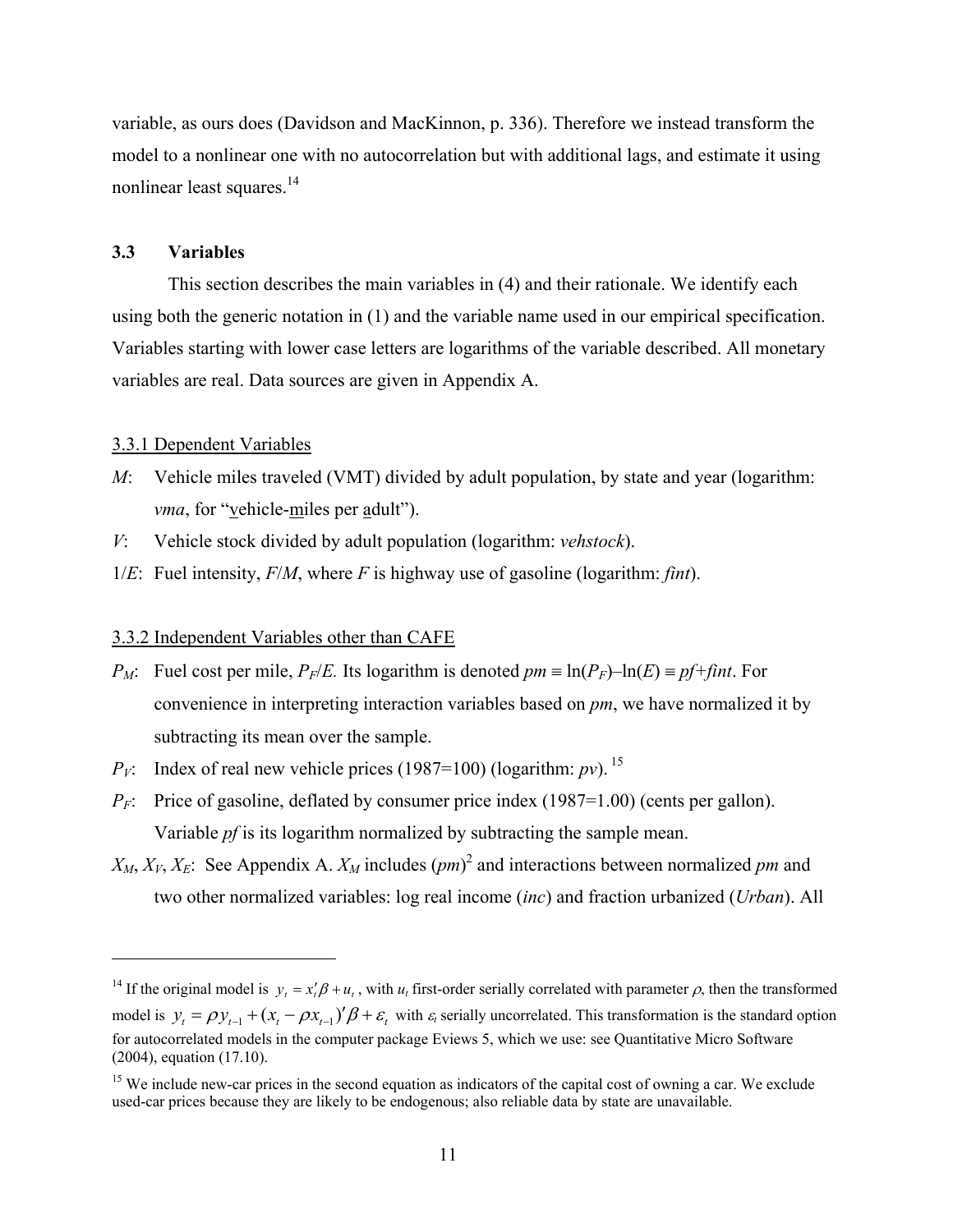variable, as ours does (Davidson and MacKinnon, p. 336). Therefore we instead transform the model to a nonlinear one with no autocorrelation but with additional lags, and estimate it using nonlinear least squares.[14]

### 3.3 Variables

This section describes the main variables in (4) and their rationale. We identify each using both the generic notation in (1) and the variable name used in our empirical specification. Variables starting with lower case letters are logarithms of the variable described. All monetary variables are real. Data sources are given in Appendix A.

#### 3.3.1 Dependent Variables

- $M$: Vehicle miles traveled (VMT) divided by adult population, by state and year (logarithm: *vma*, for "vehicle-miles per adult").
- $V$: Vehicle stock divided by adult population (logarithm: *vehstock*).
- $1/E$: Fuel intensity, $F/M$, where $F$ is highway use of gasoline (logarithm: *fint*).

#### 3.3.2 Independent Variables other than CAFE

- $P_M$: Fuel cost per mile, $P_F/E$. Its logarithm is denoted $pm \equiv \ln(P_F) - \ln(E) \equiv pf + fint$. For convenience in interpreting interaction variables based on *pm*, we have normalized it by subtracting its mean over the sample.
- $P_V$: Index of real new vehicle prices (1987=100) (logarithm: *pv*).[15]
- $P_F$: Price of gasoline, deflated by consumer price index (1987=1.00) (cents per gallon). Variable *pf* is its logarithm normalized by subtracting the sample mean.
- $X_M$, $X_V$, $X_E$: See Appendix A. $X_M$ includes $(pm)^2$ and interactions between normalized *pm* and two other normalized variables: log real income (*inc*) and fraction urbanized (*Urban*). All

---

[14] If the original model is $y_t = x_t'\beta + u_t$, with $u_t$ first-order serially correlated with parameter $\rho$, then the transformed model is $y_t = \rho y_{t-1} + (x_t - \rho x_{t-1})'\beta + \varepsilon_t$ with $\varepsilon_t$ serially uncorrelated. This transformation is the standard option for autocorrelated models in the computer package Eviews 5, which we use: see Quantitative Micro Software (2004), equation (17.10).

[15] We include new-car prices in the second equation as indicators of the capital cost of owning a car. We exclude used-car prices because they are likely to be endogenous; also reliable data by state are unavailable.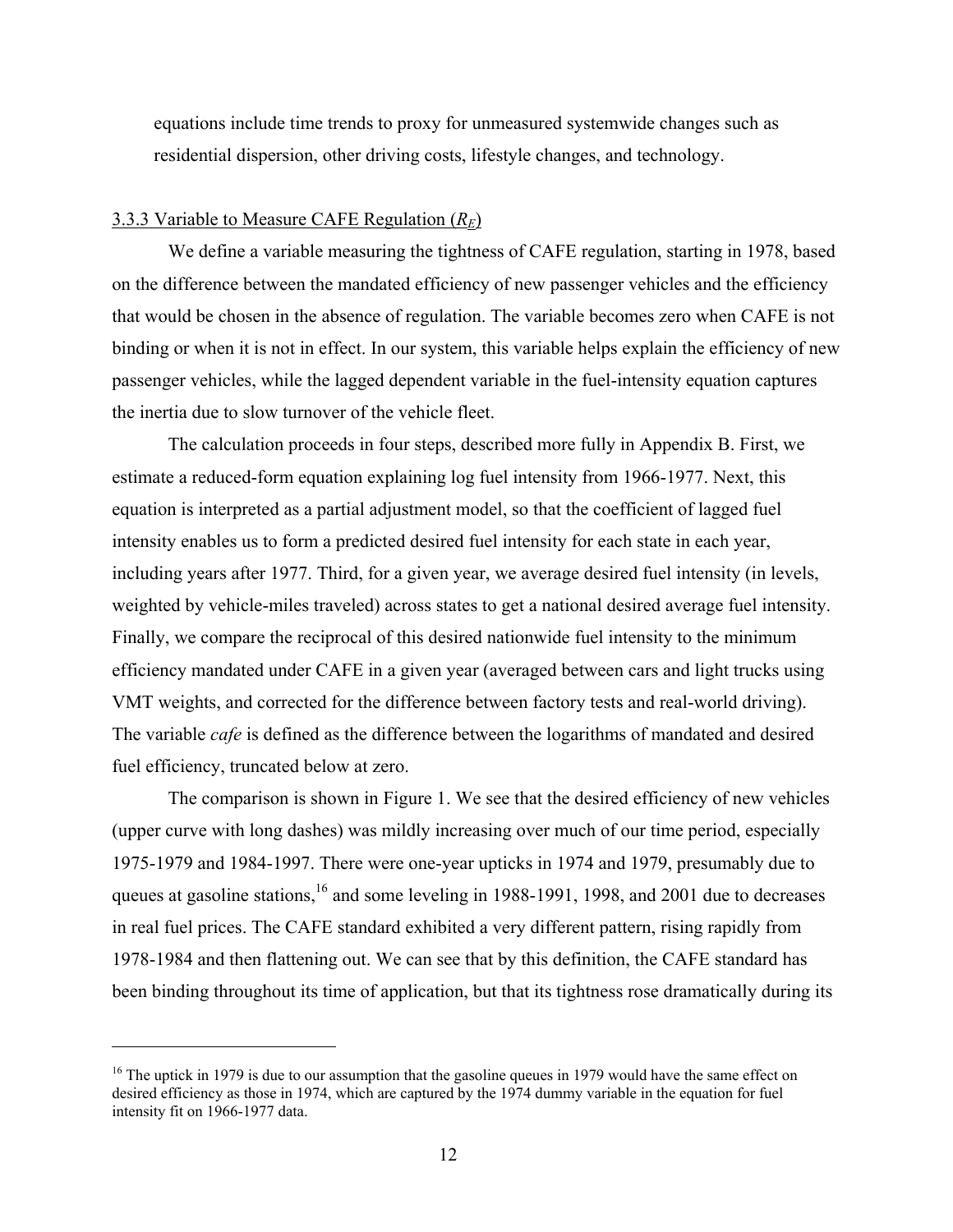equations include time trends to proxy for unmeasured systemwide changes such as residential dispersion, other driving costs, lifestyle changes, and technology.

### 3.3.3 Variable to Measure CAFE Regulation ($R_E$)

We define a variable measuring the tightness of CAFE regulation, starting in 1978, based on the difference between the mandated efficiency of new passenger vehicles and the efficiency that would be chosen in the absence of regulation. The variable becomes zero when CAFE is not binding or when it is not in effect. In our system, this variable helps explain the efficiency of new passenger vehicles, while the lagged dependent variable in the fuel-intensity equation captures the inertia due to slow turnover of the vehicle fleet.

The calculation proceeds in four steps, described more fully in Appendix B. First, we estimate a reduced-form equation explaining log fuel intensity from 1966-1977. Next, this equation is interpreted as a partial adjustment model, so that the coefficient of lagged fuel intensity enables us to form a predicted desired fuel intensity for each state in each year, including years after 1977. Third, for a given year, we average desired fuel intensity (in levels, weighted by vehicle-miles traveled) across states to get a national desired average fuel intensity. Finally, we compare the reciprocal of this desired nationwide fuel intensity to the minimum efficiency mandated under CAFE in a given year (averaged between cars and light trucks using VMT weights, and corrected for the difference between factory tests and real-world driving). The variable *cafe* is defined as the difference between the logarithms of mandated and desired fuel efficiency, truncated below at zero.

The comparison is shown in Figure 1. We see that the desired efficiency of new vehicles (upper curve with long dashes) was mildly increasing over much of our time period, especially 1975-1979 and 1984-1997. There were one-year upticks in 1974 and 1979, presumably due to queues at gasoline stations,[16] and some leveling in 1988-1991, 1998, and 2001 due to decreases in real fuel prices. The CAFE standard exhibited a very different pattern, rising rapidly from 1978-1984 and then flattening out. We can see that by this definition, the CAFE standard has been binding throughout its time of application, but that its tightness rose dramatically during its

[16] The uptick in 1979 is due to our assumption that the gasoline queues in 1979 would have the same effect on desired efficiency as those in 1974, which are captured by the 1974 dummy variable in the equation for fuel intensity fit on 1966-1977 data.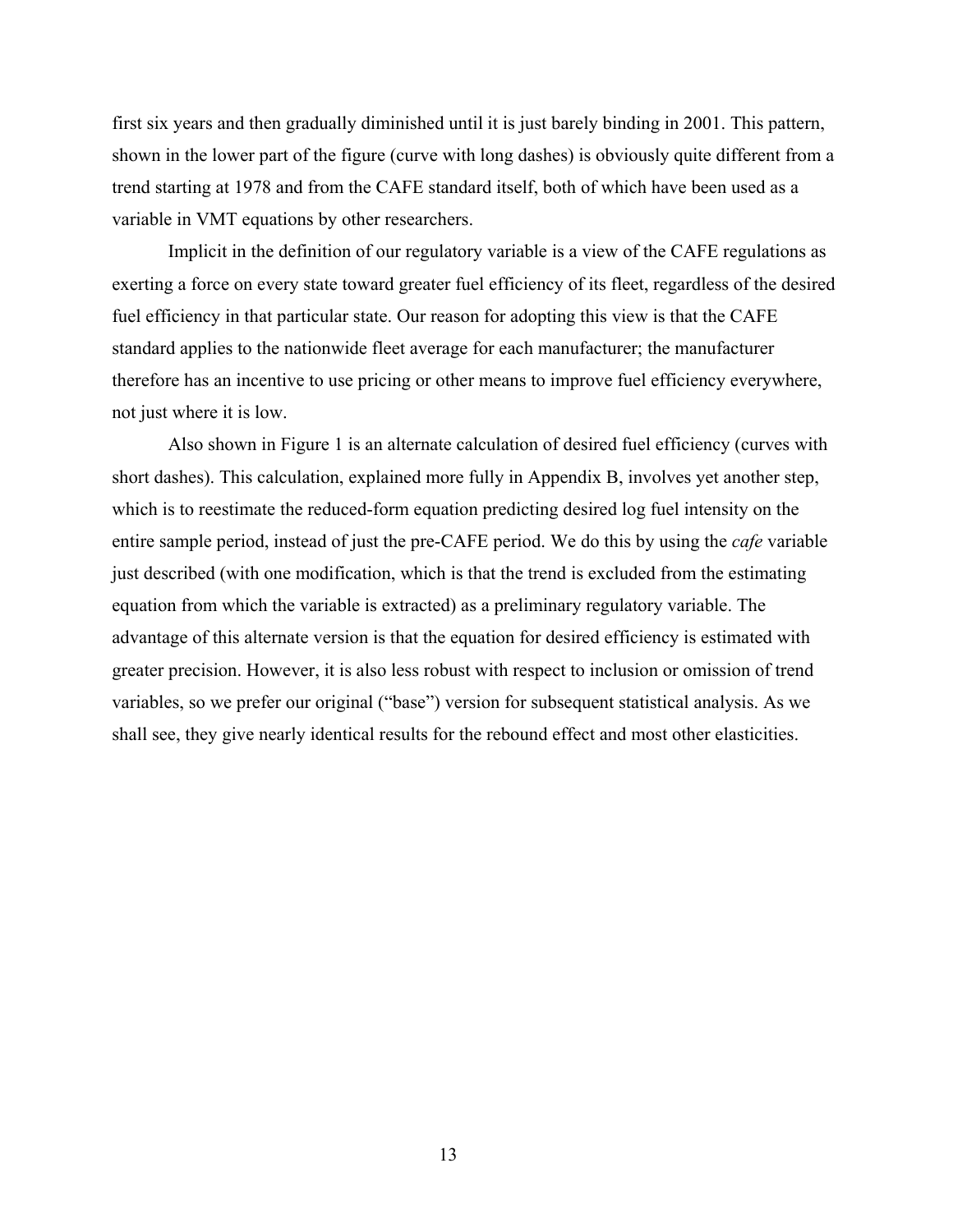first six years and then gradually diminished until it is just barely binding in 2001. This pattern, shown in the lower part of the figure (curve with long dashes) is obviously quite different from a trend starting at 1978 and from the CAFE standard itself, both of which have been used as a variable in VMT equations by other researchers.

Implicit in the definition of our regulatory variable is a view of the CAFE regulations as exerting a force on every state toward greater fuel efficiency of its fleet, regardless of the desired fuel efficiency in that particular state. Our reason for adopting this view is that the CAFE standard applies to the nationwide fleet average for each manufacturer; the manufacturer therefore has an incentive to use pricing or other means to improve fuel efficiency everywhere, not just where it is low.

Also shown in Figure 1 is an alternate calculation of desired fuel efficiency (curves with short dashes). This calculation, explained more fully in Appendix B, involves yet another step, which is to reestimate the reduced-form equation predicting desired log fuel intensity on the entire sample period, instead of just the pre-CAFE period. We do this by using the *cafe* variable just described (with one modification, which is that the trend is excluded from the estimating equation from which the variable is extracted) as a preliminary regulatory variable. The advantage of this alternate version is that the equation for desired efficiency is estimated with greater precision. However, it is also less robust with respect to inclusion or omission of trend variables, so we prefer our original ("base") version for subsequent statistical analysis. As we shall see, they give nearly identical results for the rebound effect and most other elasticities.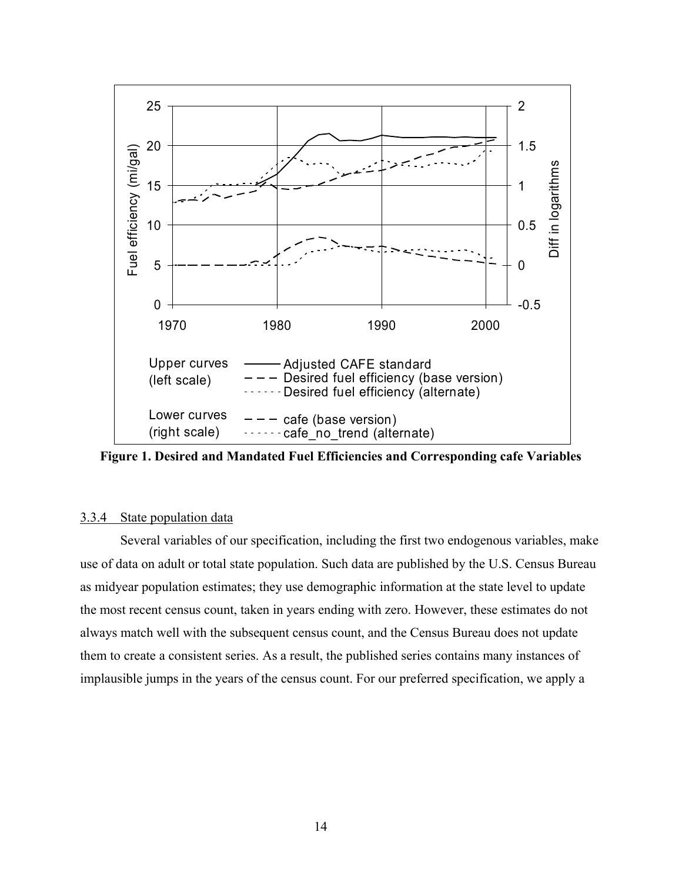**Figure 1. Desired and Mandated Fuel Efficiencies and Corresponding cafe Variables**

3.3.4 State population data

Several variables of our specification, including the first two endogenous variables, make use of data on adult or total state population. Such data are published by the U.S. Census Bureau as midyear population estimates; they use demographic information at the state level to update the most recent census count, taken in years ending with zero. However, these estimates do not always match well with the subsequent census count, and the Census Bureau does not update them to create a consistent series. As a result, the published series contains many instances of implausible jumps in the years of the census count. For our preferred specification, we apply a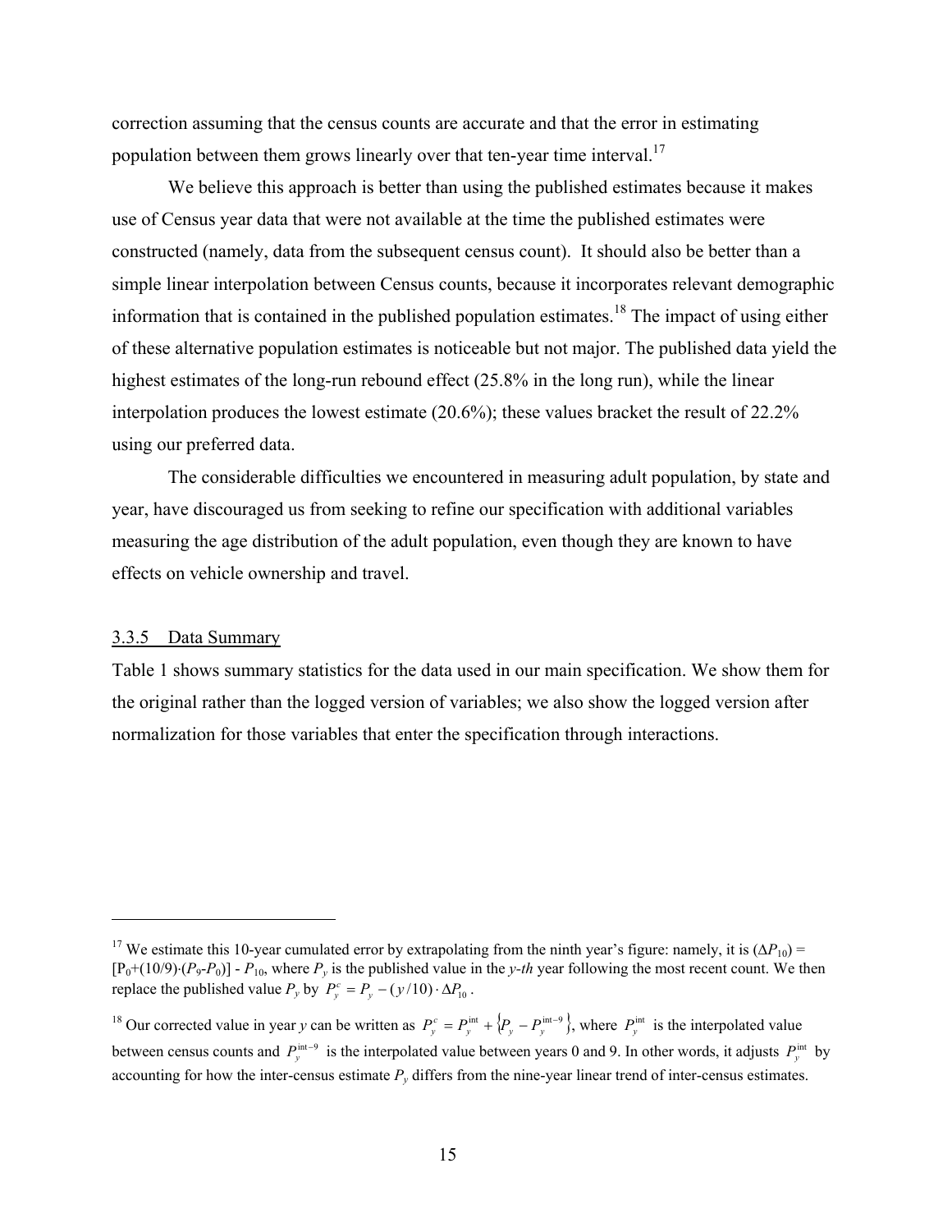correction assuming that the census counts are accurate and that the error in estimating population between them grows linearly over that ten-year time interval.[17]

We believe this approach is better than using the published estimates because it makes use of Census year data that were not available at the time the published estimates were constructed (namely, data from the subsequent census count). It should also be better than a simple linear interpolation between Census counts, because it incorporates relevant demographic information that is contained in the published population estimates.[18] The impact of using either of these alternative population estimates is noticeable but not major. The published data yield the highest estimates of the long-run rebound effect (25.8% in the long run), while the linear interpolation produces the lowest estimate (20.6%); these values bracket the result of 22.2% using our preferred data.

The considerable difficulties we encountered in measuring adult population, by state and year, have discouraged us from seeking to refine our specification with additional variables measuring the age distribution of the adult population, even though they are known to have effects on vehicle ownership and travel.

### 3.3.5 Data Summary

Table 1 shows summary statistics for the data used in our main specification. We show them for the original rather than the logged version of variables; we also show the logged version after normalization for those variables that enter the specification through interactions.

---

[17] We estimate this 10-year cumulated error by extrapolating from the ninth year's figure: namely, it is $(\Delta P_{10}) = [P_0+(10/9)\cdot(P_9-P_0)] - P_{10}$, where $P_y$ is the published value in the *y-th* year following the most recent count. We then replace the published value $P_y$ by $P_y^c = P_y - (y/10)\cdot \Delta P_{10}$.

[18] Our corrected value in year *y* can be written as $P_y^c = P_y^{\text{int}} + \{P_y - P_y^{\text{int}-9}\}$, where $P_y^{\text{int}}$ is the interpolated value between census counts and $P_y^{\text{int}-9}$ is the interpolated value between years 0 and 9. In other words, it adjusts $P_y^{\text{int}}$ by accounting for how the inter-census estimate $P_y$ differs from the nine-year linear trend of inter-census estimates.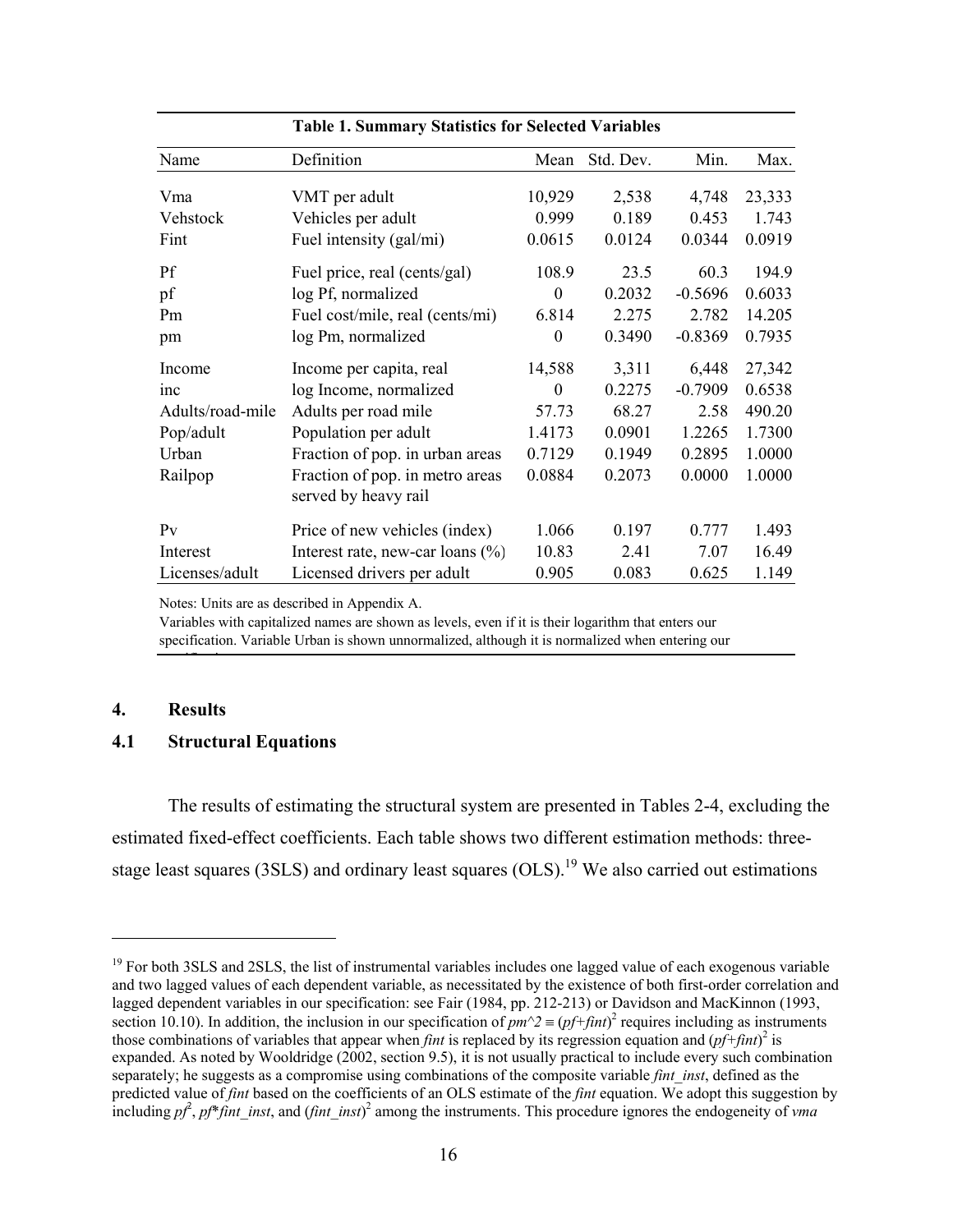**Table 1. Summary Statistics for Selected Variables**

| Name | Definition | Mean | Std. Dev. | Min. | Max. |
|---|---|---|---|---|---|
| Vma | VMT per adult | 10,929 | 2,538 | 4,748 | 23,333 |
| Vehstock | Vehicles per adult | 0.999 | 0.189 | 0.453 | 1.743 |
| Fint | Fuel intensity (gal/mi) | 0.0615 | 0.0124 | 0.0344 | 0.0919 |
| Pf | Fuel price, real (cents/gal) | 108.9 | 23.5 | 60.3 | 194.9 |
| pf | log Pf, normalized | 0 | 0.2032 | -0.5696 | 0.6033 |
| Pm | Fuel cost/mile, real (cents/mi) | 6.814 | 2.275 | 2.782 | 14.205 |
| pm | log Pm, normalized | 0 | 0.3490 | -0.8369 | 0.7935 |
| Income | Income per capita, real | 14,588 | 3,311 | 6,448 | 27,342 |
| inc | log Income, normalized | 0 | 0.2275 | -0.7909 | 0.6538 |
| Adults/road-mile | Adults per road mile | 57.73 | 68.27 | 2.58 | 490.20 |
| Pop/adult | Population per adult | 1.4173 | 0.0901 | 1.2265 | 1.7300 |
| Urban | Fraction of pop. in urban areas | 0.7129 | 0.1949 | 0.2895 | 1.0000 |
| Railpop | Fraction of pop. in metro areas served by heavy rail | 0.0884 | 0.2073 | 0.0000 | 1.0000 |
| Pv | Price of new vehicles (index) | 1.066 | 0.197 | 0.777 | 1.493 |
| Interest | Interest rate, new-car loans (%) | 10.83 | 2.41 | 7.07 | 16.49 |
| Licenses/adult | Licensed drivers per adult | 0.905 | 0.083 | 0.625 | 1.149 |

Notes: Units are as described in Appendix A.
Variables with capitalized names are shown as levels, even if it is their logarithm that enters our specification. Variable Urban is shown unnormalized, although it is normalized when entering our specification.

## 4. Results

### 4.1 Structural Equations

The results of estimating the structural system are presented in Tables 2-4, excluding the estimated fixed-effect coefficients. Each table shows two different estimation methods: three-stage least squares (3SLS) and ordinary least squares (OLS).[19] We also carried out estimations

[19] For both 3SLS and 2SLS, the list of instrumental variables includes one lagged value of each exogenous variable and two lagged values of each dependent variable, as necessitated by the existence of both first-order correlation and lagged dependent variables in our specification: see Fair (1984, pp. 212-213) or Davidson and MacKinnon (1993, section 10.10). In addition, the inclusion in our specification of $pm\text{^}2 \equiv (pf+fint)^2$ requires including as instruments those combinations of variables that appear when *fint* is replaced by its regression equation and $(pf+fint)^2$ is expanded. As noted by Wooldridge (2002, section 9.5), it is not usually practical to include every such combination separately; he suggests as a compromise using combinations of the composite variable *fint_inst*, defined as the predicted value of *fint* based on the coefficients of an OLS estimate of the *fint* equation. We adopt this suggestion by including $pf^2$, $pf$*\*fint_inst*, and $(fint\_inst)^2$ among the instruments. This procedure ignores the endogeneity of *vma*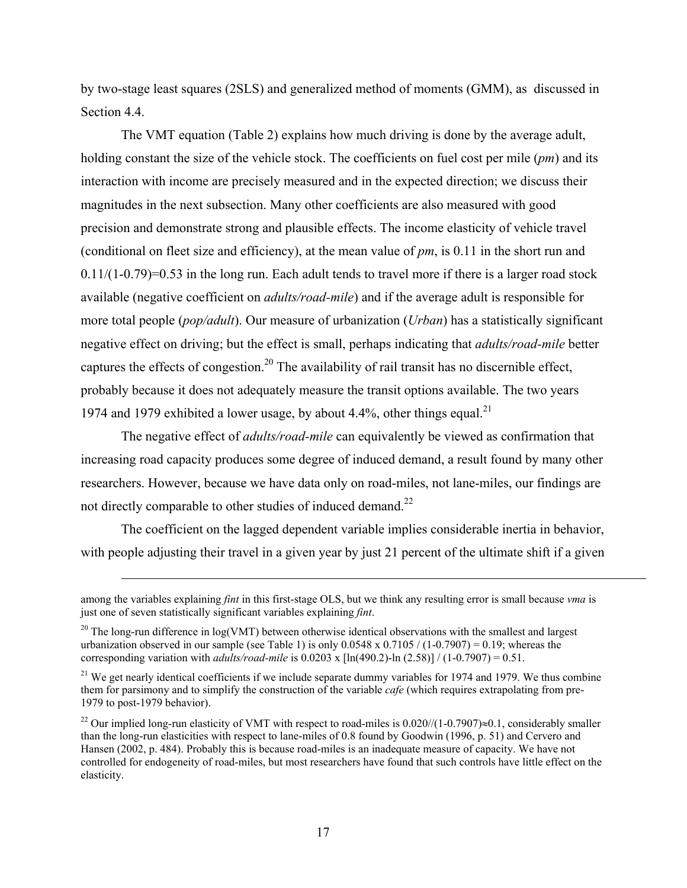by two-stage least squares (2SLS) and generalized method of moments (GMM), as discussed in Section 4.4.

The VMT equation (Table 2) explains how much driving is done by the average adult, holding constant the size of the vehicle stock. The coefficients on fuel cost per mile (*pm*) and its interaction with income are precisely measured and in the expected direction; we discuss their magnitudes in the next subsection. Many other coefficients are also measured with good precision and demonstrate strong and plausible effects. The income elasticity of vehicle travel (conditional on fleet size and efficiency), at the mean value of *pm*, is 0.11 in the short run and $0.11/(1\text{-}0.79)=0.53$ in the long run. Each adult tends to travel more if there is a larger road stock available (negative coefficient on *adults/road-mile*) and if the average adult is responsible for more total people (*pop/adult*). Our measure of urbanization (*Urban*) has a statistically significant negative effect on driving; but the effect is small, perhaps indicating that *adults/road-mile* better captures the effects of congestion.[20] The availability of rail transit has no discernible effect, probably because it does not adequately measure the transit options available. The two years 1974 and 1979 exhibited a lower usage, by about 4.4%, other things equal.[21]

The negative effect of *adults/road-mile* can equivalently be viewed as confirmation that increasing road capacity produces some degree of induced demand, a result found by many other researchers. However, because we have data only on road-miles, not lane-miles, our findings are not directly comparable to other studies of induced demand.[22]

The coefficient on the lagged dependent variable implies considerable inertia in behavior, with people adjusting their travel in a given year by just 21 percent of the ultimate shift if a given

---

among the variables explaining *fint* in this first-stage OLS, but we think any resulting error is small because *vma* is just one of seven statistically significant variables explaining *fint*.

[20] The long-run difference in log(VMT) between otherwise identical observations with the smallest and largest urbanization observed in our sample (see Table 1) is only $0.0548 \times 0.7105 / (1\text{-}0.7907) = 0.19$; whereas the corresponding variation with *adults/road-mile* is $0.0203 \times [\ln(490.2)\text{-}\ln(2.58)] / (1\text{-}0.7907) = 0.51$.

[21] We get nearly identical coefficients if we include separate dummy variables for 1974 and 1979. We thus combine them for parsimony and to simplify the construction of the variable *cafe* (which requires extrapolating from pre-1979 to post-1979 behavior).

[22] Our implied long-run elasticity of VMT with respect to road-miles is $0.020//(1\text{-}0.7907)\approx 0.1$, considerably smaller than the long-run elasticities with respect to lane-miles of 0.8 found by Goodwin (1996, p. 51) and Cervero and Hansen (2002, p. 484). Probably this is because road-miles is an inadequate measure of capacity. We have not controlled for endogeneity of road-miles, but most researchers have found that such controls have little effect on the elasticity.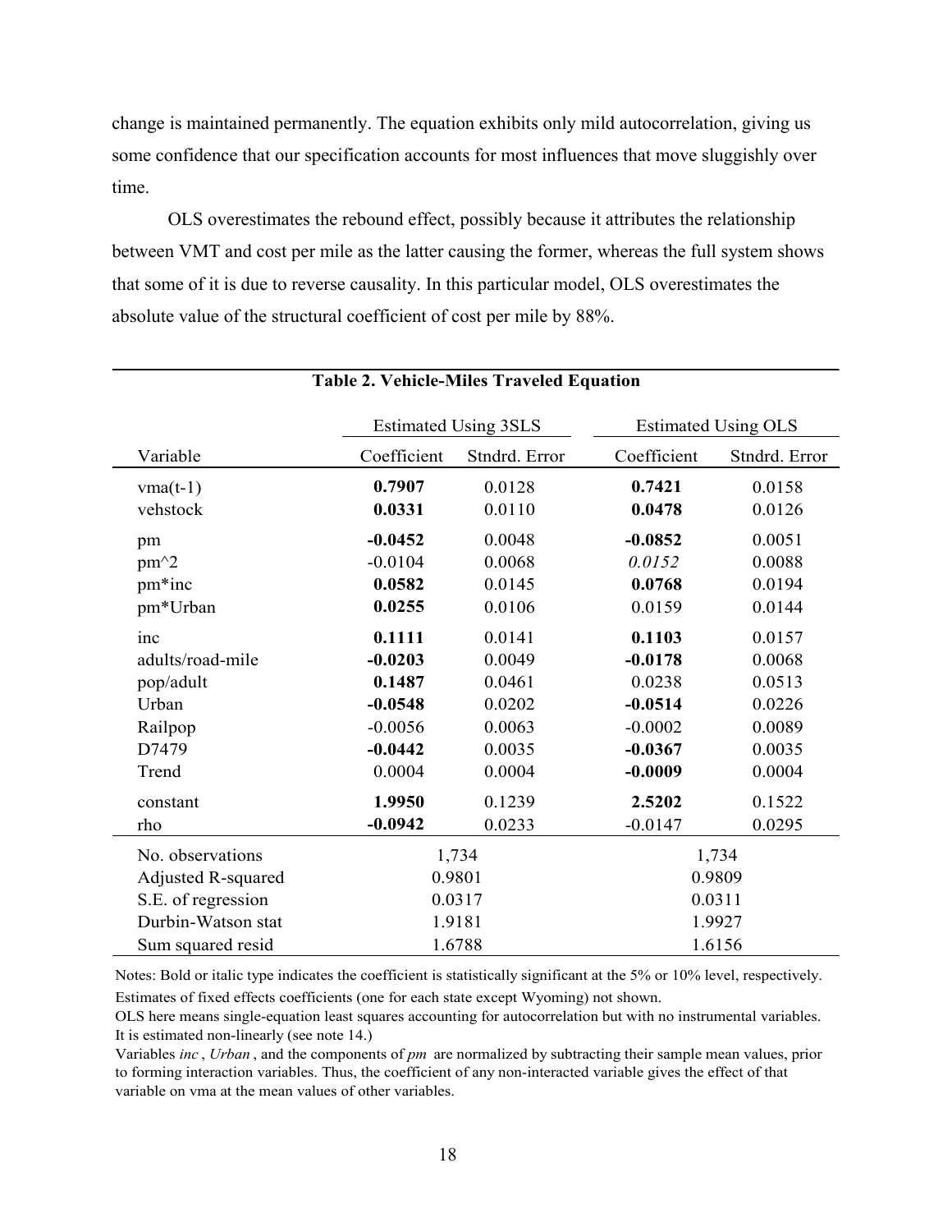change is maintained permanently. The equation exhibits only mild autocorrelation, giving us some confidence that our specification accounts for most influences that move sluggishly over time.

OLS overestimates the rebound effect, possibly because it attributes the relationship between VMT and cost per mile as the latter causing the former, whereas the full system shows that some of it is due to reverse causality. In this particular model, OLS overestimates the absolute value of the structural coefficient of cost per mile by 88%.

**Table 2. Vehicle-Miles Traveled Equation**

| | Estimated Using 3SLS | | Estimated Using OLS | |
|---|---|---|---|---|
| Variable | Coefficient | Stndrd. Error | Coefficient | Stndrd. Error |
| vma(t-1) | **0.7907** | 0.0128 | **0.7421** | 0.0158 |
| vehstock | **0.0331** | 0.0110 | **0.0478** | 0.0126 |
| pm | **-0.0452** | 0.0048 | **-0.0852** | 0.0051 |
| pm^2 | -0.0104 | 0.0068 | *0.0152* | 0.0088 |
| pm*inc | **0.0582** | 0.0145 | **0.0768** | 0.0194 |
| pm*Urban | **0.0255** | 0.0106 | 0.0159 | 0.0144 |
| inc | **0.1111** | 0.0141 | **0.1103** | 0.0157 |
| adults/road-mile | **-0.0203** | 0.0049 | **-0.0178** | 0.0068 |
| pop/adult | **0.1487** | 0.0461 | 0.0238 | 0.0513 |
| Urban | **-0.0548** | 0.0202 | **-0.0514** | 0.0226 |
| Railpop | -0.0056 | 0.0063 | -0.0002 | 0.0089 |
| D7479 | **-0.0442** | 0.0035 | **-0.0367** | 0.0035 |
| Trend | 0.0004 | 0.0004 | **-0.0009** | 0.0004 |
| constant | **1.9950** | 0.1239 | **2.5202** | 0.1522 |
| rho | **-0.0942** | 0.0233 | -0.0147 | 0.0295 |
| No. observations | 1,734 | | 1,734 | |
| Adjusted R-squared | 0.9801 | | 0.9809 | |
| S.E. of regression | 0.0317 | | 0.0311 | |
| Durbin-Watson stat | 1.9181 | | 1.9927 | |
| Sum squared resid | 1.6788 | | 1.6156 | |

Notes: Bold or italic type indicates the coefficient is statistically significant at the 5% or 10% level, respectively.
Estimates of fixed effects coefficients (one for each state except Wyoming) not shown.
OLS here means single-equation least squares accounting for autocorrelation but with no instrumental variables. It is estimated non-linearly (see note 14.)
Variables *inc*, *Urban*, and the components of *pm* are normalized by subtracting their sample mean values, prior to forming interaction variables. Thus, the coefficient of any non-interacted variable gives the effect of that variable on vma at the mean values of other variables.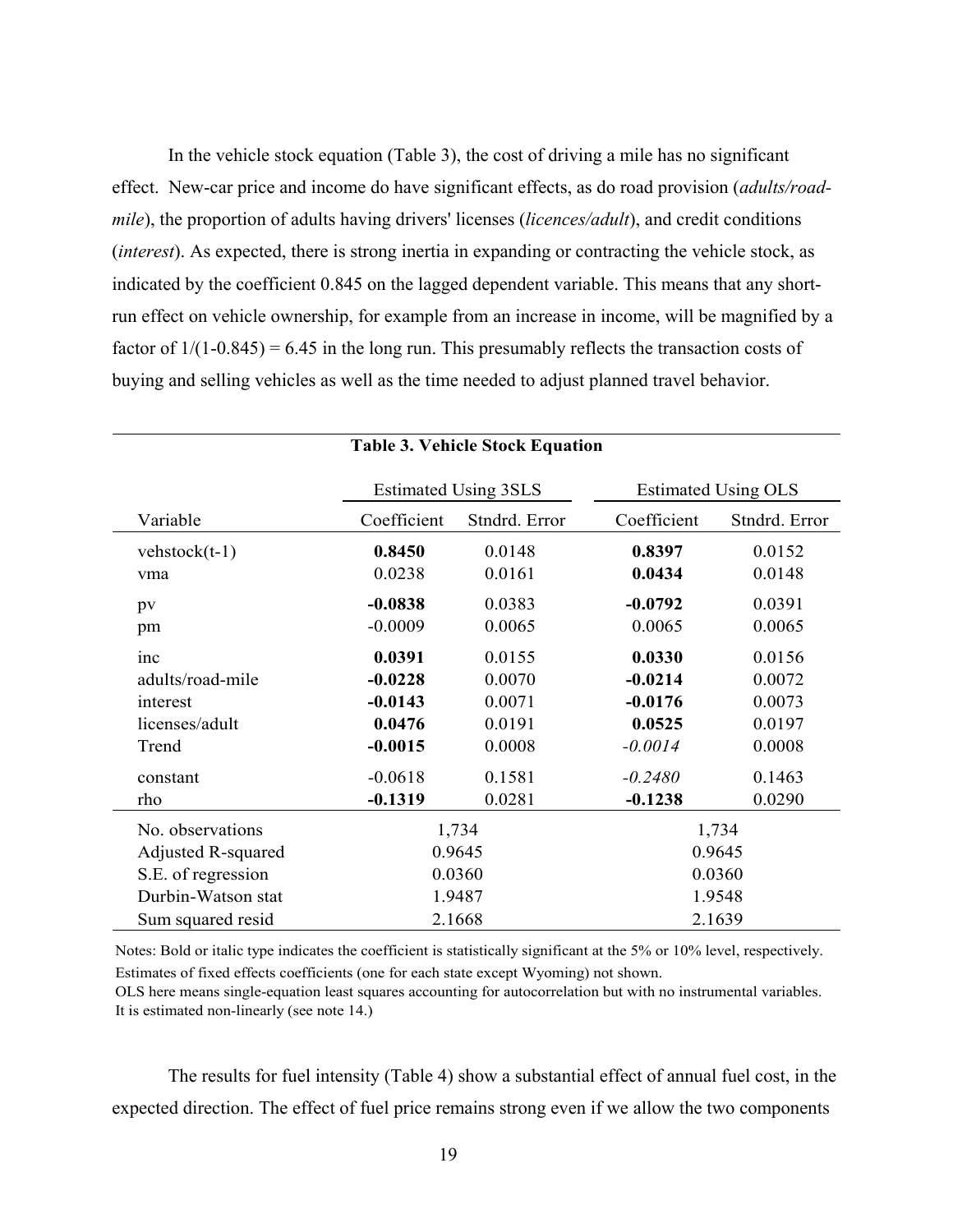In the vehicle stock equation (Table 3), the cost of driving a mile has no significant effect. New-car price and income do have significant effects, as do road provision (*adults/road-mile*), the proportion of adults having drivers' licenses (*licences/adult*), and credit conditions (*interest*). As expected, there is strong inertia in expanding or contracting the vehicle stock, as indicated by the coefficient 0.845 on the lagged dependent variable. This means that any short-run effect on vehicle ownership, for example from an increase in income, will be magnified by a factor of $1/(1\text{-}0.845) = 6.45$ in the long run. This presumably reflects the transaction costs of buying and selling vehicles as well as the time needed to adjust planned travel behavior.

**Table 3. Vehicle Stock Equation**

| | Estimated Using 3SLS | | Estimated Using OLS | |
|---|---|---|---|---|
| Variable | Coefficient | Stndrd. Error | Coefficient | Stndrd. Error |
| vehstock(t-1) | **0.8450** | 0.0148 | **0.8397** | 0.0152 |
| vma | 0.0238 | 0.0161 | **0.0434** | 0.0148 |
| pv | **-0.0838** | 0.0383 | **-0.0792** | 0.0391 |
| pm | -0.0009 | 0.0065 | 0.0065 | 0.0065 |
| inc | **0.0391** | 0.0155 | **0.0330** | 0.0156 |
| adults/road-mile | **-0.0228** | 0.0070 | **-0.0214** | 0.0072 |
| interest | **-0.0143** | 0.0071 | **-0.0176** | 0.0073 |
| licenses/adult | **0.0476** | 0.0191 | **0.0525** | 0.0197 |
| Trend | **-0.0015** | 0.0008 | *-0.0014* | 0.0008 |
| constant | -0.0618 | 0.1581 | *-0.2480* | 0.1463 |
| rho | **-0.1319** | 0.0281 | **-0.1238** | 0.0290 |
| No. observations | 1,734 | | 1,734 | |
| Adjusted R-squared | 0.9645 | | 0.9645 | |
| S.E. of regression | 0.0360 | | 0.0360 | |
| Durbin-Watson stat | 1.9487 | | 1.9548 | |
| Sum squared resid | 2.1668 | | 2.1639 | |

Notes: Bold or italic type indicates the coefficient is statistically significant at the 5% or 10% level, respectively.
Estimates of fixed effects coefficients (one for each state except Wyoming) not shown.
OLS here means single-equation least squares accounting for autocorrelation but with no instrumental variables.
It is estimated non-linearly (see note 14.)

The results for fuel intensity (Table 4) show a substantial effect of annual fuel cost, in the expected direction. The effect of fuel price remains strong even if we allow the two components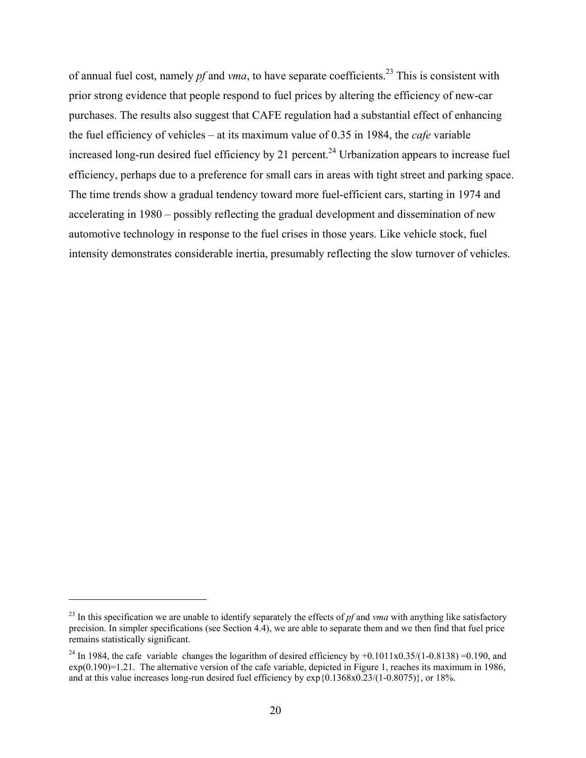of annual fuel cost, namely *pf* and *vma*, to have separate coefficients.[23] This is consistent with prior strong evidence that people respond to fuel prices by altering the efficiency of new-car purchases. The results also suggest that CAFE regulation had a substantial effect of enhancing the fuel efficiency of vehicles – at its maximum value of 0.35 in 1984, the *cafe* variable increased long-run desired fuel efficiency by 21 percent.[24] Urbanization appears to increase fuel efficiency, perhaps due to a preference for small cars in areas with tight street and parking space. The time trends show a gradual tendency toward more fuel-efficient cars, starting in 1974 and accelerating in 1980 – possibly reflecting the gradual development and dissemination of new automotive technology in response to the fuel crises in those years. Like vehicle stock, fuel intensity demonstrates considerable inertia, presumably reflecting the slow turnover of vehicles.

---

[23] In this specification we are unable to identify separately the effects of *pf* and *vma* with anything like satisfactory precision. In simpler specifications (see Section 4.4), we are able to separate them and we then find that fuel price remains statistically significant.

[24] In 1984, the cafe variable changes the logarithm of desired efficiency by $+0.1011 \times 0.35/(1-0.8138) = 0.190$, and $\exp(0.190) = 1.21$. The alternative version of the cafe variable, depicted in Figure 1, reaches its maximum in 1986, and at this value increases long-run desired fuel efficiency by $\exp\{0.1368 \times 0.23/(1-0.8075)\}$, or 18%.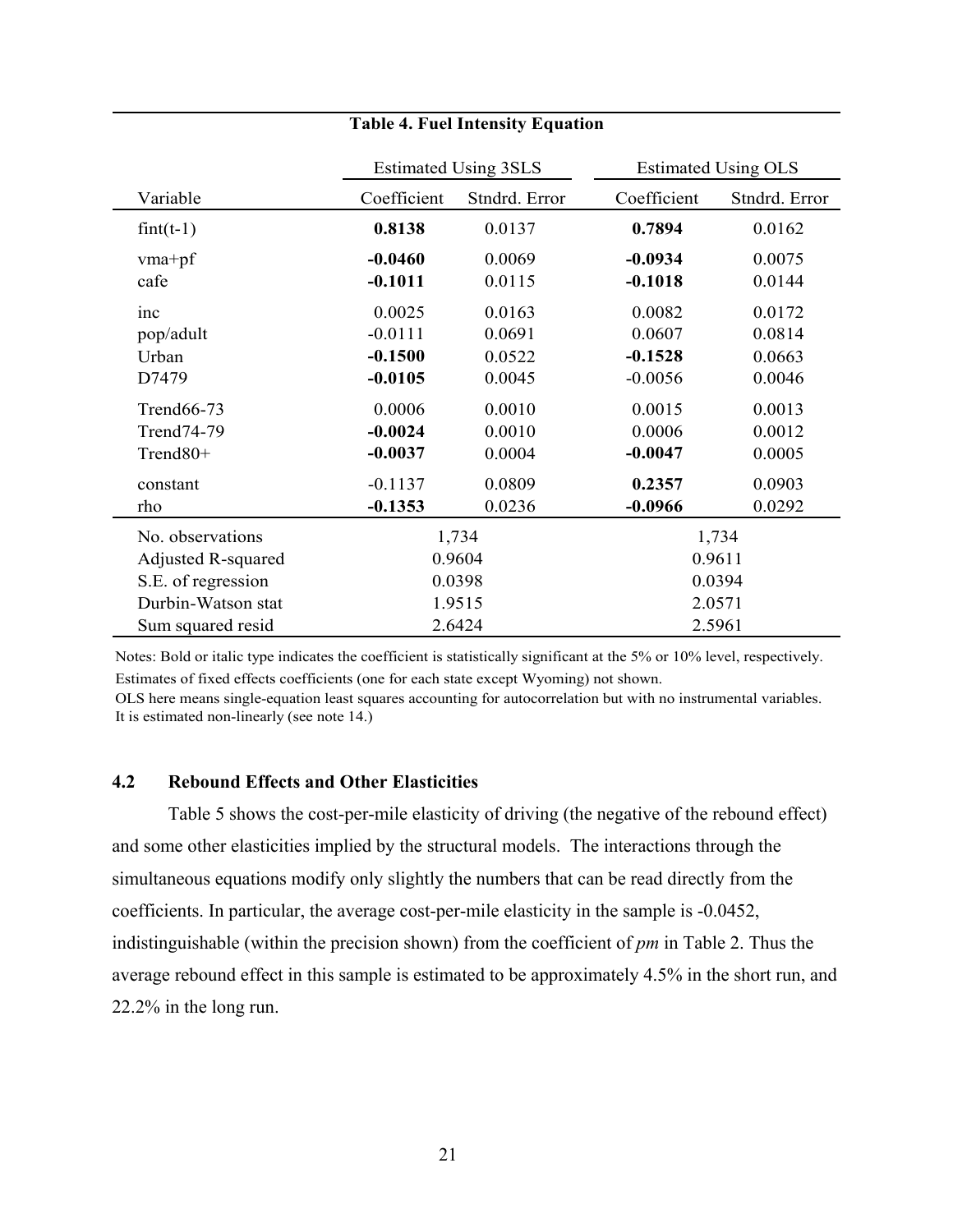**Table 4. Fuel Intensity Equation**

| | Estimated Using 3SLS | | Estimated Using OLS | |
|---|---|---|---|---|
| Variable | Coefficient | Stndrd. Error | Coefficient | Stndrd. Error |
| fint(t-1) | **0.8138** | 0.0137 | **0.7894** | 0.0162 |
| vma+pf | **-0.0460** | 0.0069 | **-0.0934** | 0.0075 |
| cafe | **-0.1011** | 0.0115 | **-0.1018** | 0.0144 |
| inc | 0.0025 | 0.0163 | 0.0082 | 0.0172 |
| pop/adult | -0.0111 | 0.0691 | 0.0607 | 0.0814 |
| Urban | **-0.1500** | 0.0522 | **-0.1528** | 0.0663 |
| D7479 | **-0.0105** | 0.0045 | -0.0056 | 0.0046 |
| Trend66-73 | 0.0006 | 0.0010 | 0.0015 | 0.0013 |
| Trend74-79 | **-0.0024** | 0.0010 | 0.0006 | 0.0012 |
| Trend80+ | **-0.0037** | 0.0004 | **-0.0047** | 0.0005 |
| constant | -0.1137 | 0.0809 | **0.2357** | 0.0903 |
| rho | **-0.1353** | 0.0236 | **-0.0966** | 0.0292 |
| No. observations | 1,734 | | 1,734 | |
| Adjusted R-squared | 0.9604 | | 0.9611 | |
| S.E. of regression | 0.0398 | | 0.0394 | |
| Durbin-Watson stat | 1.9515 | | 2.0571 | |
| Sum squared resid | 2.6424 | | 2.5961 | |

Notes: Bold or italic type indicates the coefficient is statistically significant at the 5% or 10% level, respectively.
Estimates of fixed effects coefficients (one for each state except Wyoming) not shown.
OLS here means single-equation least squares accounting for autocorrelation but with no instrumental variables.
It is estimated non-linearly (see note 14.)

### 4.2 Rebound Effects and Other Elasticities

Table 5 shows the cost-per-mile elasticity of driving (the negative of the rebound effect) and some other elasticities implied by the structural models. The interactions through the simultaneous equations modify only slightly the numbers that can be read directly from the coefficients. In particular, the average cost-per-mile elasticity in the sample is -0.0452, indistinguishable (within the precision shown) from the coefficient of *pm* in Table 2. Thus the average rebound effect in this sample is estimated to be approximately 4.5% in the short run, and 22.2% in the long run.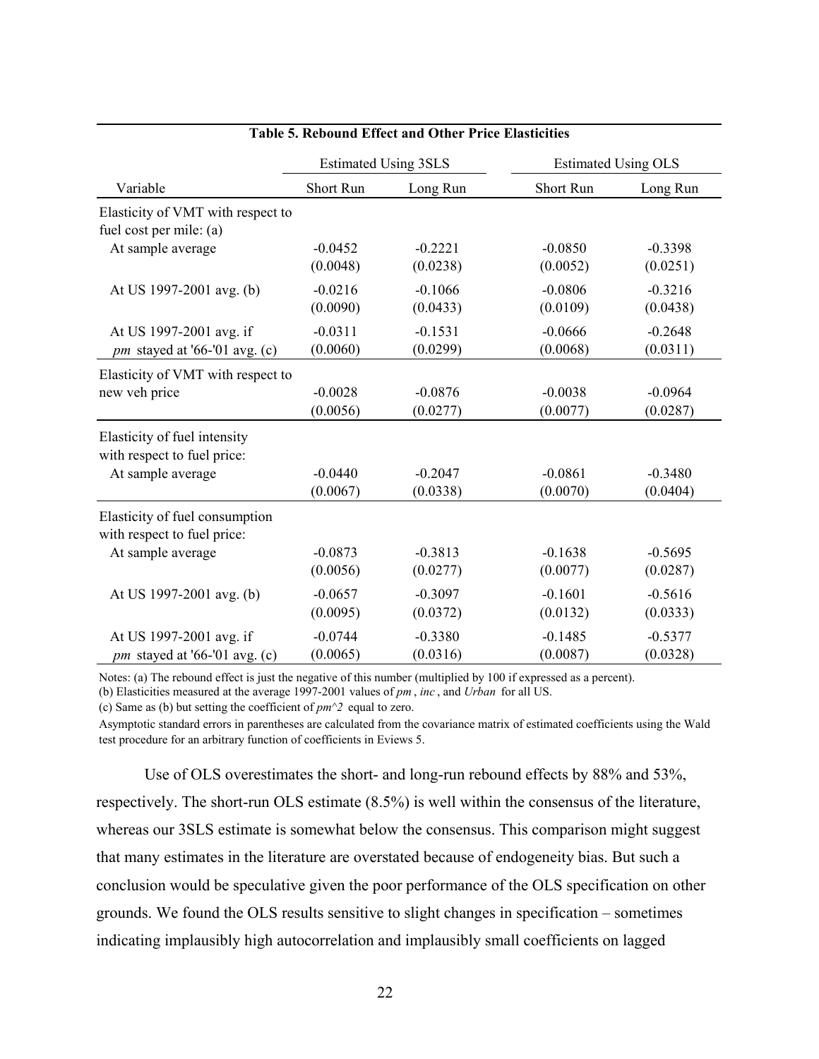**Table 5. Rebound Effect and Other Price Elasticities**

| Variable | Estimated Using 3SLS | | Estimated Using OLS | |
|---|---|---|---|---|
| | Short Run | Long Run | Short Run | Long Run |
| Elasticity of VMT with respect to fuel cost per mile: (a) | | | | |
| At sample average | -0.0452 | -0.2221 | -0.0850 | -0.3398 |
| | (0.0048) | (0.0238) | (0.0052) | (0.0251) |
| At US 1997-2001 avg. (b) | -0.0216 | -0.1066 | -0.0806 | -0.3216 |
| | (0.0090) | (0.0433) | (0.0109) | (0.0438) |
| At US 1997-2001 avg. if *pm* stayed at '66-'01 avg. (c) | -0.0311 | -0.1531 | -0.0666 | -0.2648 |
| | (0.0060) | (0.0299) | (0.0068) | (0.0311) |
| Elasticity of VMT with respect to new veh price | -0.0028 | -0.0876 | -0.0038 | -0.0964 |
| | (0.0056) | (0.0277) | (0.0077) | (0.0287) |
| Elasticity of fuel intensity with respect to fuel price: | | | | |
| At sample average | -0.0440 | -0.2047 | -0.0861 | -0.3480 |
| | (0.0067) | (0.0338) | (0.0070) | (0.0404) |
| Elasticity of fuel consumption with respect to fuel price: | | | | |
| At sample average | -0.0873 | -0.3813 | -0.1638 | -0.5695 |
| | (0.0056) | (0.0277) | (0.0077) | (0.0287) |
| At US 1997-2001 avg. (b) | -0.0657 | -0.3097 | -0.1601 | -0.5616 |
| | (0.0095) | (0.0372) | (0.0132) | (0.0333) |
| At US 1997-2001 avg. if *pm* stayed at '66-'01 avg. (c) | -0.0744 | -0.3380 | -0.1485 | -0.5377 |
| | (0.0065) | (0.0316) | (0.0087) | (0.0328) |

Notes: (a) The rebound effect is just the negative of this number (multiplied by 100 if expressed as a percent).

(b) Elasticities measured at the average 1997-2001 values of *pm* , *inc* , and *Urban* for all US.

(c) Same as (b) but setting the coefficient of *pm^2* equal to zero.

Asymptotic standard errors in parentheses are calculated from the covariance matrix of estimated coefficients using the Wald test procedure for an arbitrary function of coefficients in Eviews 5.

Use of OLS overestimates the short- and long-run rebound effects by 88% and 53%, respectively. The short-run OLS estimate (8.5%) is well within the consensus of the literature, whereas our 3SLS estimate is somewhat below the consensus. This comparison might suggest that many estimates in the literature are overstated because of endogeneity bias. But such a conclusion would be speculative given the poor performance of the OLS specification on other grounds. We found the OLS results sensitive to slight changes in specification – sometimes indicating implausibly high autocorrelation and implausibly small coefficients on lagged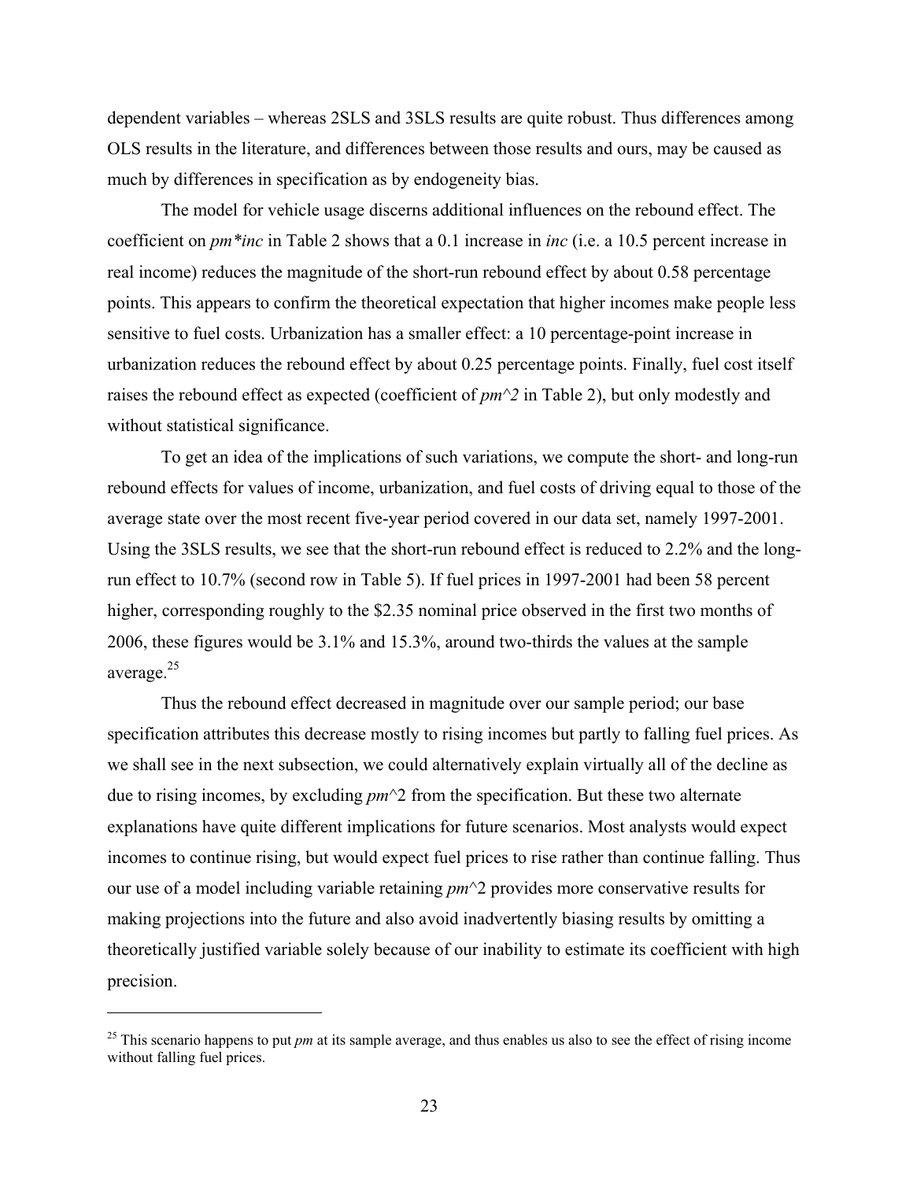dependent variables – whereas 2SLS and 3SLS results are quite robust. Thus differences among OLS results in the literature, and differences between those results and ours, may be caused as much by differences in specification as by endogeneity bias.

The model for vehicle usage discerns additional influences on the rebound effect. The coefficient on *pm*inc* in Table 2 shows that a 0.1 increase in *inc* (i.e. a 10.5 percent increase in real income) reduces the magnitude of the short-run rebound effect by about 0.58 percentage points. This appears to confirm the theoretical expectation that higher incomes make people less sensitive to fuel costs. Urbanization has a smaller effect: a 10 percentage-point increase in urbanization reduces the rebound effect by about 0.25 percentage points. Finally, fuel cost itself raises the rebound effect as expected (coefficient of *pm^2* in Table 2), but only modestly and without statistical significance.

To get an idea of the implications of such variations, we compute the short- and long-run rebound effects for values of income, urbanization, and fuel costs of driving equal to those of the average state over the most recent five-year period covered in our data set, namely 1997-2001. Using the 3SLS results, we see that the short-run rebound effect is reduced to 2.2% and the long-run effect to 10.7% (second row in Table 5). If fuel prices in 1997-2001 had been 58 percent higher, corresponding roughly to the $2.35 nominal price observed in the first two months of 2006, these figures would be 3.1% and 15.3%, around two-thirds the values at the sample average.[25]

Thus the rebound effect decreased in magnitude over our sample period; our base specification attributes this decrease mostly to rising incomes but partly to falling fuel prices. As we shall see in the next subsection, we could alternatively explain virtually all of the decline as due to rising incomes, by excluding *pm*^2 from the specification. But these two alternate explanations have quite different implications for future scenarios. Most analysts would expect incomes to continue rising, but would expect fuel prices to rise rather than continue falling. Thus our use of a model including variable retaining *pm*^2 provides more conservative results for making projections into the future and also avoid inadvertently biasing results by omitting a theoretically justified variable solely because of our inability to estimate its coefficient with high precision.

---

[25] This scenario happens to put *pm* at its sample average, and thus enables us also to see the effect of rising income without falling fuel prices.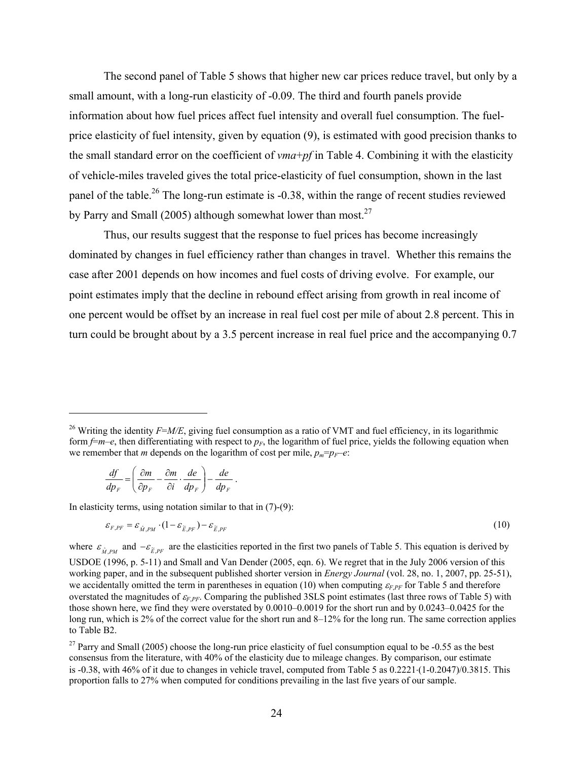The second panel of Table 5 shows that higher new car prices reduce travel, but only by a small amount, with a long-run elasticity of -0.09. The third and fourth panels provide information about how fuel prices affect fuel intensity and overall fuel consumption. The fuel-price elasticity of fuel intensity, given by equation (9), is estimated with good precision thanks to the small standard error on the coefficient of *vma+pf* in Table 4. Combining it with the elasticity of vehicle-miles traveled gives the total price-elasticity of fuel consumption, shown in the last panel of the table.[26] The long-run estimate is -0.38, within the range of recent studies reviewed by Parry and Small (2005) although somewhat lower than most.[27]

Thus, our results suggest that the response to fuel prices has become increasingly dominated by changes in fuel efficiency rather than changes in travel. Whether this remains the case after 2001 depends on how incomes and fuel costs of driving evolve. For example, our point estimates imply that the decline in rebound effect arising from growth in real income of one percent would be offset by an increase in real fuel cost per mile of about 2.8 percent. This in turn could be brought about by a 3.5 percent increase in real fuel price and the accompanying 0.7

---

[26] Writing the identity $F=M/E$, giving fuel consumption as a ratio of VMT and fuel efficiency, in its logarithmic form $f=m-e$, then differentiating with respect to $p_F$, the logarithm of fuel price, yields the following equation when we remember that $m$ depends on the logarithm of cost per mile, $p_m=p_F-e$:

$$\frac{df}{dp_F} = \left( \frac{\partial m}{\partial p_F} - \frac{\partial m}{\partial i} \cdot \frac{de}{dp_F} \right) - \frac{de}{dp_F} \,.$$

In elasticity terms, using notation similar to that in (7)-(9):

$$\varepsilon_{F,PF} = \varepsilon_{\hat{M},PM} \cdot (1 - \varepsilon_{\tilde{E},PF}) - \varepsilon_{\tilde{E},PF} \tag{10}$$

where $\varepsilon_{\hat{M},PM}$ and $-\varepsilon_{\tilde{E},PF}$ are the elasticities reported in the first two panels of Table 5. This equation is derived by USDOE (1996, p. 5-11) and Small and Van Dender (2005, eqn. 6). We regret that in the July 2006 version of this working paper, and in the subsequent published shorter version in *Energy Journal* (vol. 28, no. 1, 2007, pp. 25-51), we accidentally omitted the term in parentheses in equation (10) when computing $\varepsilon_{F,PF}$ for Table 5 and therefore overstated the magnitudes of $\varepsilon_{F,PF}$. Comparing the published 3SLS point estimates (last three rows of Table 5) with those shown here, we find they were overstated by 0.0010–0.0019 for the short run and by 0.0243–0.0425 for the long run, which is 2% of the correct value for the short run and 8–12% for the long run. The same correction applies to Table B2.

[27] Parry and Small (2005) choose the long-run price elasticity of fuel consumption equal to be -0.55 as the best consensus from the literature, with 40% of the elasticity due to mileage changes. By comparison, our estimate is -0.38, with 46% of it due to changes in vehicle travel, computed from Table 5 as 0.2221·(1-0.2047)/0.3815. This proportion falls to 27% when computed for conditions prevailing in the last five years of our sample.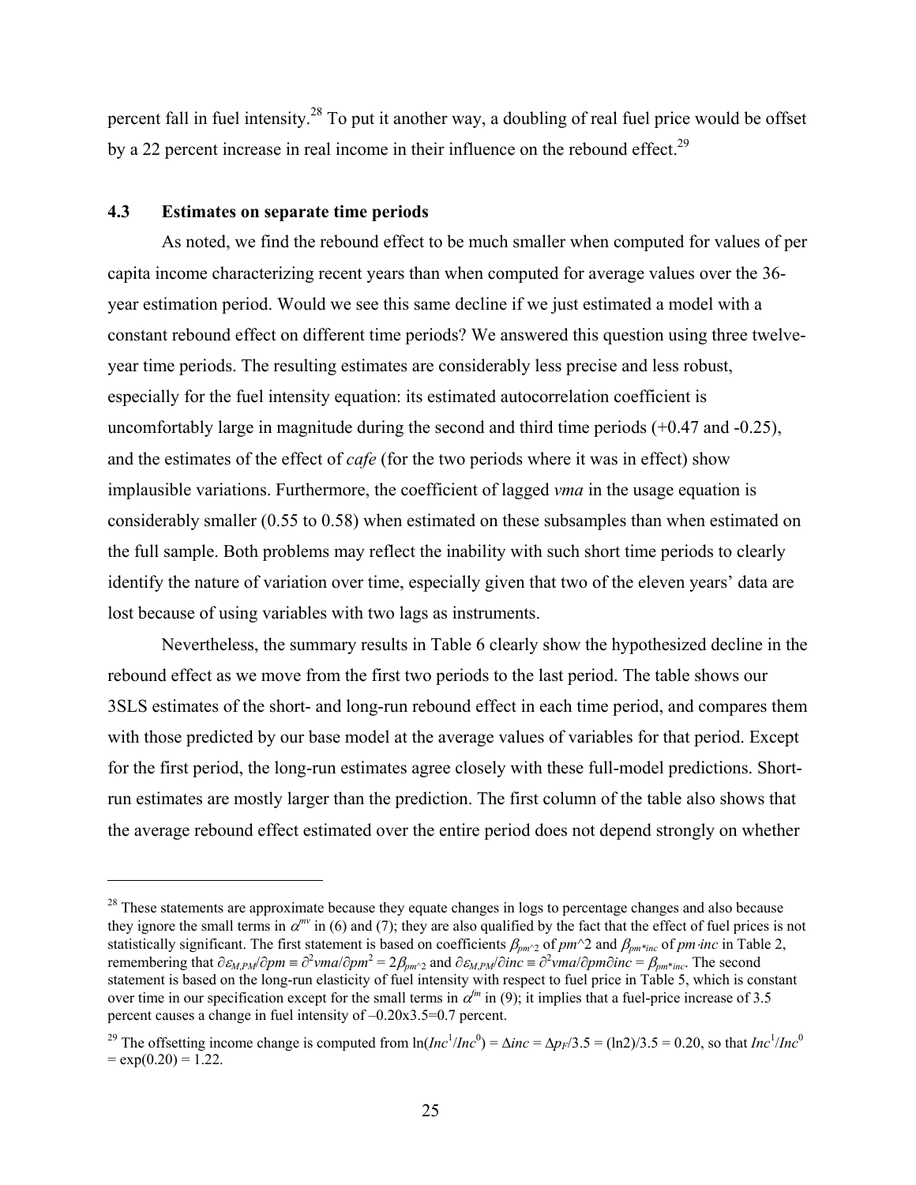percent fall in fuel intensity.[28] To put it another way, a doubling of real fuel price would be offset by a 22 percent increase in real income in their influence on the rebound effect.[29]

### 4.3 Estimates on separate time periods

As noted, we find the rebound effect to be much smaller when computed for values of per capita income characterizing recent years than when computed for average values over the 36-year estimation period. Would we see this same decline if we just estimated a model with a constant rebound effect on different time periods? We answered this question using three twelve-year time periods. The resulting estimates are considerably less precise and less robust, especially for the fuel intensity equation: its estimated autocorrelation coefficient is uncomfortably large in magnitude during the second and third time periods (+0.47 and -0.25), and the estimates of the effect of *cafe* (for the two periods where it was in effect) show implausible variations. Furthermore, the coefficient of lagged *vma* in the usage equation is considerably smaller (0.55 to 0.58) when estimated on these subsamples than when estimated on the full sample. Both problems may reflect the inability with such short time periods to clearly identify the nature of variation over time, especially given that two of the eleven years' data are lost because of using variables with two lags as instruments.

Nevertheless, the summary results in Table 6 clearly show the hypothesized decline in the rebound effect as we move from the first two periods to the last period. The table shows our 3SLS estimates of the short- and long-run rebound effect in each time period, and compares them with those predicted by our base model at the average values of variables for that period. Except for the first period, the long-run estimates agree closely with these full-model predictions. Short-run estimates are mostly larger than the prediction. The first column of the table also shows that the average rebound effect estimated over the entire period does not depend strongly on whether

---

[28] These statements are approximate because they equate changes in logs to percentage changes and also because they ignore the small terms in $\alpha^{mv}$ in (6) and (7); they are also qualified by the fact that the effect of fuel prices is not statistically significant. The first statement is based on coefficients $\beta_{pm^{\wedge}2}$ of $pm^{\wedge}2$ and $\beta_{pm*inc}$ of $pm{\cdot}inc$ in Table 2, remembering that $\partial\varepsilon_{M,PM}/\partial pm \equiv \partial^2 vma/\partial pm^2 = 2\beta_{pm^{\wedge}2}$ and $\partial\varepsilon_{M,PM}/\partial inc \equiv \partial^2 vma/\partial pm\partial inc = \beta_{pm*inc}$. The second statement is based on the long-run elasticity of fuel intensity with respect to fuel price in Table 5, which is constant over time in our specification except for the small terms in $\alpha^{fm}$ in (9); it implies that a fuel-price increase of 3.5 percent causes a change in fuel intensity of –0.20x3.5=0.7 percent.

[29] The offsetting income change is computed from $\ln(Inc^1/Inc^0) = \Delta inc = \Delta p_F/3.5 = (\ln 2)/3.5 = 0.20$, so that $Inc^1/Inc^0 = \exp(0.20) = 1.22$.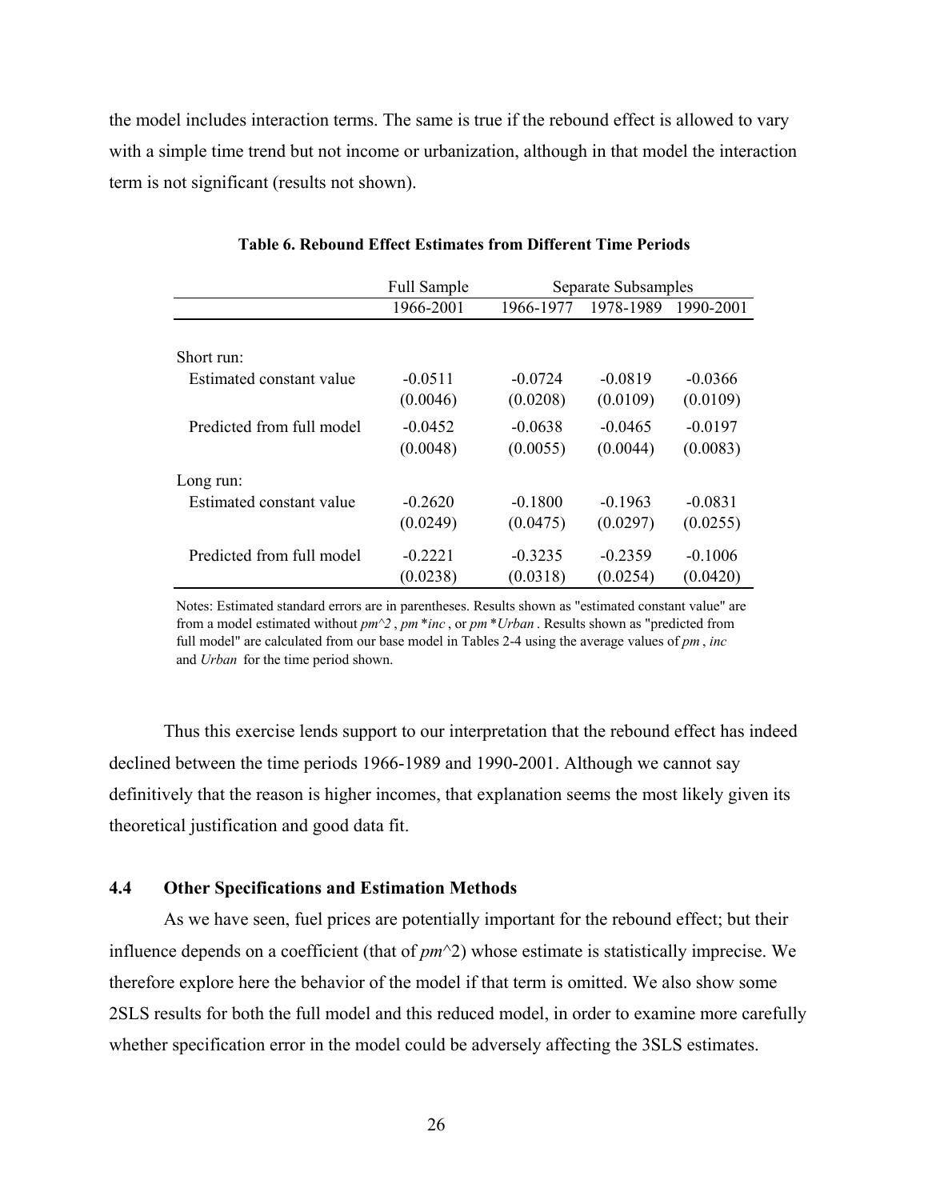the model includes interaction terms. The same is true if the rebound effect is allowed to vary with a simple time trend but not income or urbanization, although in that model the interaction term is not significant (results not shown).

**Table 6. Rebound Effect Estimates from Different Time Periods**

| | Full Sample | Separate Subsamples | | |
|---|---|---|---|---|
| | 1966-2001 | 1966-1977 | 1978-1989 | 1990-2001 |
| Short run: | | | | |
| Estimated constant value | -0.0511 | -0.0724 | -0.0819 | -0.0366 |
| | (0.0046) | (0.0208) | (0.0109) | (0.0109) |
| Predicted from full model | -0.0452 | -0.0638 | -0.0465 | -0.0197 |
| | (0.0048) | (0.0055) | (0.0044) | (0.0083) |
| Long run: | | | | |
| Estimated constant value | -0.2620 | -0.1800 | -0.1963 | -0.0831 |
| | (0.0249) | (0.0475) | (0.0297) | (0.0255) |
| Predicted from full model | -0.2221 | -0.3235 | -0.2359 | -0.1006 |
| | (0.0238) | (0.0318) | (0.0254) | (0.0420) |

Notes: Estimated standard errors are in parentheses. Results shown as "estimated constant value" are from a model estimated without *pm^2* , *pm\*inc* , or *pm\*Urban* . Results shown as "predicted from full model" are calculated from our base model in Tables 2-4 using the average values of *pm* , *inc* and *Urban* for the time period shown.

Thus this exercise lends support to our interpretation that the rebound effect has indeed declined between the time periods 1966-1989 and 1990-2001. Although we cannot say definitively that the reason is higher incomes, that explanation seems the most likely given its theoretical justification and good data fit.

### 4.4 Other Specifications and Estimation Methods

As we have seen, fuel prices are potentially important for the rebound effect; but their influence depends on a coefficient (that of *pm*^2) whose estimate is statistically imprecise. We therefore explore here the behavior of the model if that term is omitted. We also show some 2SLS results for both the full model and this reduced model, in order to examine more carefully whether specification error in the model could be adversely affecting the 3SLS estimates.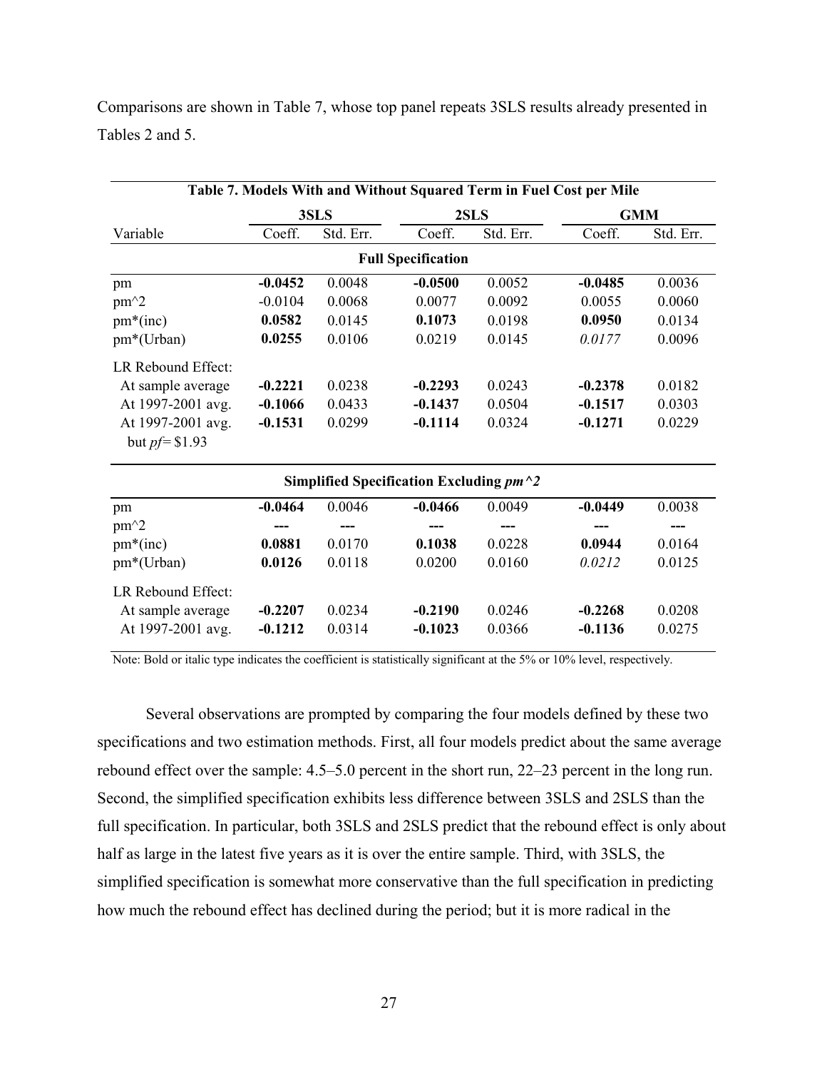Comparisons are shown in Table 7, whose top panel repeats 3SLS results already presented in Tables 2 and 5.

**Table 7. Models With and Without Squared Term in Fuel Cost per Mile**

| Variable | 3SLS Coeff. | 3SLS Std. Err. | 2SLS Coeff. | 2SLS Std. Err. | GMM Coeff. | GMM Std. Err. |
|---|---|---|---|---|---|---|
| **Full Specification** | | | | | | |
| pm | **-0.0452** | 0.0048 | **-0.0500** | 0.0052 | **-0.0485** | 0.0036 |
| pm^2 | -0.0104 | 0.0068 | 0.0077 | 0.0092 | 0.0055 | 0.0060 |
| pm*(inc) | **0.0582** | 0.0145 | **0.1073** | 0.0198 | **0.0950** | 0.0134 |
| pm*(Urban) | **0.0255** | 0.0106 | 0.0219 | 0.0145 | *0.0177* | 0.0096 |
| LR Rebound Effect: | | | | | | |
| At sample average | **-0.2221** | 0.0238 | **-0.2293** | 0.0243 | **-0.2378** | 0.0182 |
| At 1997-2001 avg. | **-0.1066** | 0.0433 | **-0.1437** | 0.0504 | **-0.1517** | 0.0303 |
| At 1997-2001 avg. but *pf*= \$1.93 | **-0.1531** | 0.0299 | **-0.1114** | 0.0324 | **-0.1271** | 0.0229 |
| **Simplified Specification Excluding *pm^2*** | | | | | | |
| pm | **-0.0464** | 0.0046 | **-0.0466** | 0.0049 | **-0.0449** | 0.0038 |
| pm^2 | --- | --- | --- | --- | --- | --- |
| pm*(inc) | **0.0881** | 0.0170 | **0.1038** | 0.0228 | **0.0944** | 0.0164 |
| pm*(Urban) | **0.0126** | 0.0118 | 0.0200 | 0.0160 | *0.0212* | 0.0125 |
| LR Rebound Effect: | | | | | | |
| At sample average | **-0.2207** | 0.0234 | **-0.2190** | 0.0246 | **-0.2268** | 0.0208 |
| At 1997-2001 avg. | **-0.1212** | 0.0314 | **-0.1023** | 0.0366 | **-0.1136** | 0.0275 |

Note: Bold or italic type indicates the coefficient is statistically significant at the 5% or 10% level, respectively.

Several observations are prompted by comparing the four models defined by these two specifications and two estimation methods. First, all four models predict about the same average rebound effect over the sample: 4.5–5.0 percent in the short run, 22–23 percent in the long run. Second, the simplified specification exhibits less difference between 3SLS and 2SLS than the full specification. In particular, both 3SLS and 2SLS predict that the rebound effect is only about half as large in the latest five years as it is over the entire sample. Third, with 3SLS, the simplified specification is somewhat more conservative than the full specification in predicting how much the rebound effect has declined during the period; but it is more radical in the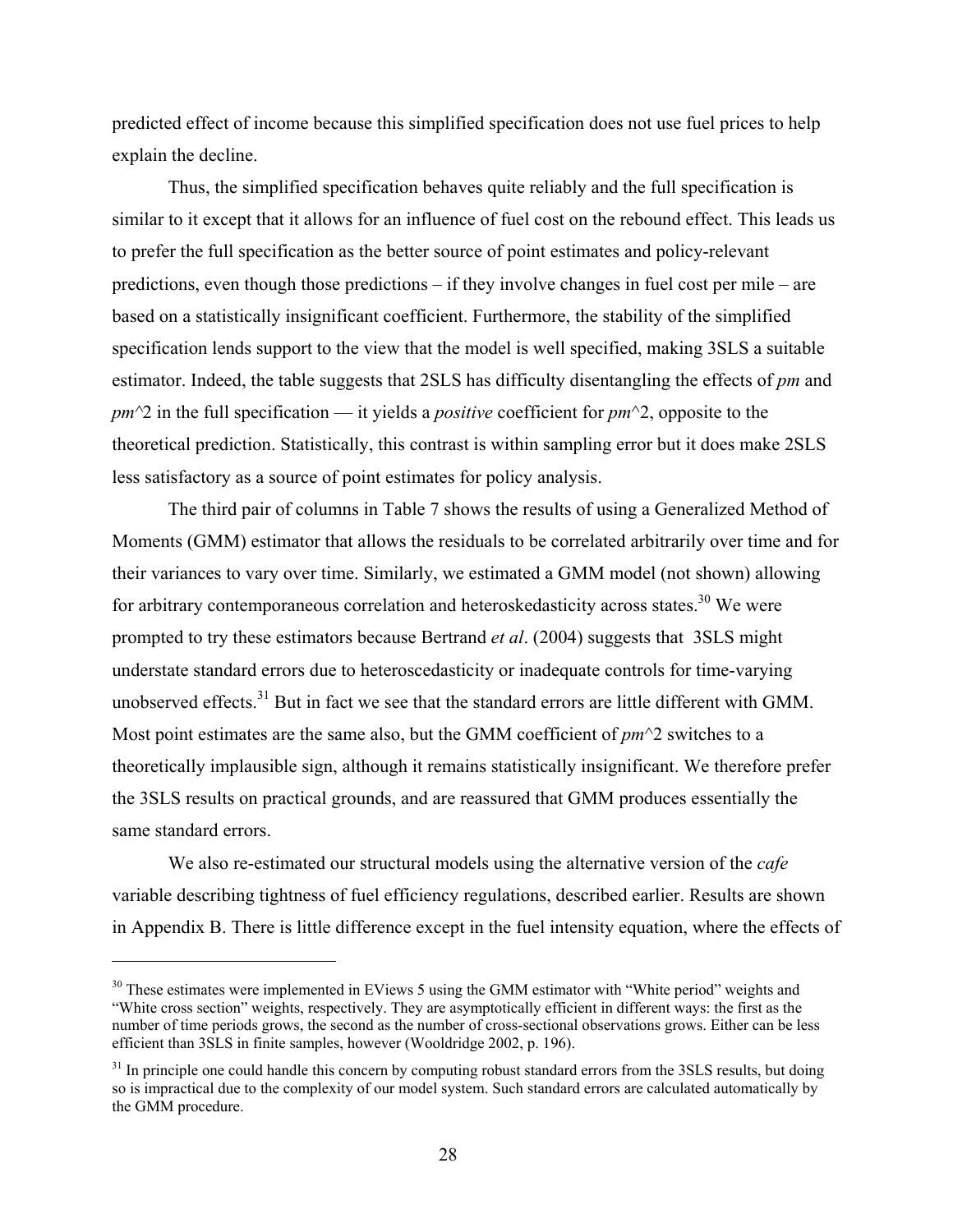predicted effect of income because this simplified specification does not use fuel prices to help explain the decline.

Thus, the simplified specification behaves quite reliably and the full specification is similar to it except that it allows for an influence of fuel cost on the rebound effect. This leads us to prefer the full specification as the better source of point estimates and policy-relevant predictions, even though those predictions – if they involve changes in fuel cost per mile – are based on a statistically insignificant coefficient. Furthermore, the stability of the simplified specification lends support to the view that the model is well specified, making 3SLS a suitable estimator. Indeed, the table suggests that 2SLS has difficulty disentangling the effects of *pm* and *pm*^2 in the full specification — it yields a *positive* coefficient for *pm*^2, opposite to the theoretical prediction. Statistically, this contrast is within sampling error but it does make 2SLS less satisfactory as a source of point estimates for policy analysis.

The third pair of columns in Table 7 shows the results of using a Generalized Method of Moments (GMM) estimator that allows the residuals to be correlated arbitrarily over time and for their variances to vary over time. Similarly, we estimated a GMM model (not shown) allowing for arbitrary contemporaneous correlation and heteroskedasticity across states.[30] We were prompted to try these estimators because Bertrand *et al*. (2004) suggests that 3SLS might understate standard errors due to heteroscedasticity or inadequate controls for time-varying unobserved effects.[31] But in fact we see that the standard errors are little different with GMM. Most point estimates are the same also, but the GMM coefficient of *pm*^2 switches to a theoretically implausible sign, although it remains statistically insignificant. We therefore prefer the 3SLS results on practical grounds, and are reassured that GMM produces essentially the same standard errors.

We also re-estimated our structural models using the alternative version of the *cafe* variable describing tightness of fuel efficiency regulations, described earlier. Results are shown in Appendix B. There is little difference except in the fuel intensity equation, where the effects of

---

[30] These estimates were implemented in EViews 5 using the GMM estimator with "White period" weights and "White cross section" weights, respectively. They are asymptotically efficient in different ways: the first as the number of time periods grows, the second as the number of cross-sectional observations grows. Either can be less efficient than 3SLS in finite samples, however (Wooldridge 2002, p. 196).

[31] In principle one could handle this concern by computing robust standard errors from the 3SLS results, but doing so is impractical due to the complexity of our model system. Such standard errors are calculated automatically by the GMM procedure.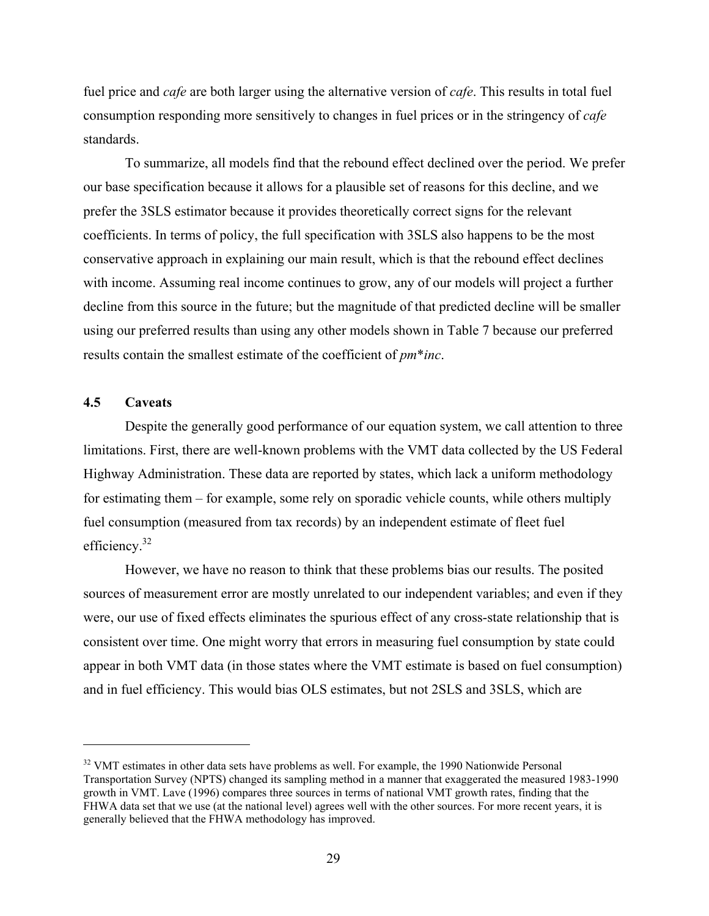fuel price and *cafe* are both larger using the alternative version of *cafe*. This results in total fuel consumption responding more sensitively to changes in fuel prices or in the stringency of *cafe* standards.

To summarize, all models find that the rebound effect declined over the period. We prefer our base specification because it allows for a plausible set of reasons for this decline, and we prefer the 3SLS estimator because it provides theoretically correct signs for the relevant coefficients. In terms of policy, the full specification with 3SLS also happens to be the most conservative approach in explaining our main result, which is that the rebound effect declines with income. Assuming real income continues to grow, any of our models will project a further decline from this source in the future; but the magnitude of that predicted decline will be smaller using our preferred results than using any other models shown in Table 7 because our preferred results contain the smallest estimate of the coefficient of *pm*\**inc*.

### 4.5 Caveats

Despite the generally good performance of our equation system, we call attention to three limitations. First, there are well-known problems with the VMT data collected by the US Federal Highway Administration. These data are reported by states, which lack a uniform methodology for estimating them – for example, some rely on sporadic vehicle counts, while others multiply fuel consumption (measured from tax records) by an independent estimate of fleet fuel efficiency.[32]

However, we have no reason to think that these problems bias our results. The posited sources of measurement error are mostly unrelated to our independent variables; and even if they were, our use of fixed effects eliminates the spurious effect of any cross-state relationship that is consistent over time. One might worry that errors in measuring fuel consumption by state could appear in both VMT data (in those states where the VMT estimate is based on fuel consumption) and in fuel efficiency. This would bias OLS estimates, but not 2SLS and 3SLS, which are

---

[32] VMT estimates in other data sets have problems as well. For example, the 1990 Nationwide Personal Transportation Survey (NPTS) changed its sampling method in a manner that exaggerated the measured 1983-1990 growth in VMT. Lave (1996) compares three sources in terms of national VMT growth rates, finding that the FHWA data set that we use (at the national level) agrees well with the other sources. For more recent years, it is generally believed that the FHWA methodology has improved.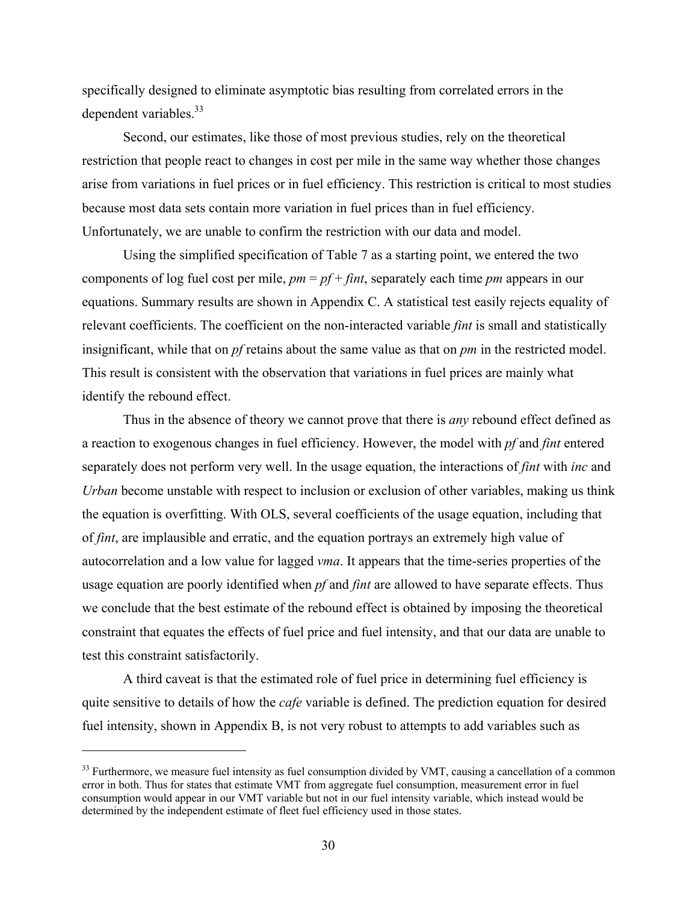specifically designed to eliminate asymptotic bias resulting from correlated errors in the dependent variables.[33]

Second, our estimates, like those of most previous studies, rely on the theoretical restriction that people react to changes in cost per mile in the same way whether those changes arise from variations in fuel prices or in fuel efficiency. This restriction is critical to most studies because most data sets contain more variation in fuel prices than in fuel efficiency. Unfortunately, we are unable to confirm the restriction with our data and model.

Using the simplified specification of Table 7 as a starting point, we entered the two components of log fuel cost per mile, $pm = pf + fint$, separately each time $pm$ appears in our equations. Summary results are shown in Appendix C. A statistical test easily rejects equality of relevant coefficients. The coefficient on the non-interacted variable *fint* is small and statistically insignificant, while that on *pf* retains about the same value as that on *pm* in the restricted model. This result is consistent with the observation that variations in fuel prices are mainly what identify the rebound effect.

Thus in the absence of theory we cannot prove that there is *any* rebound effect defined as a reaction to exogenous changes in fuel efficiency. However, the model with *pf* and *fint* entered separately does not perform very well. In the usage equation, the interactions of *fint* with *inc* and *Urban* become unstable with respect to inclusion or exclusion of other variables, making us think the equation is overfitting. With OLS, several coefficients of the usage equation, including that of *fint*, are implausible and erratic, and the equation portrays an extremely high value of autocorrelation and a low value for lagged *vma*. It appears that the time-series properties of the usage equation are poorly identified when *pf* and *fint* are allowed to have separate effects. Thus we conclude that the best estimate of the rebound effect is obtained by imposing the theoretical constraint that equates the effects of fuel price and fuel intensity, and that our data are unable to test this constraint satisfactorily.

A third caveat is that the estimated role of fuel price in determining fuel efficiency is quite sensitive to details of how the *cafe* variable is defined. The prediction equation for desired fuel intensity, shown in Appendix B, is not very robust to attempts to add variables such as

---

[33] Furthermore, we measure fuel intensity as fuel consumption divided by VMT, causing a cancellation of a common error in both. Thus for states that estimate VMT from aggregate fuel consumption, measurement error in fuel consumption would appear in our VMT variable but not in our fuel intensity variable, which instead would be determined by the independent estimate of fleet fuel efficiency used in those states.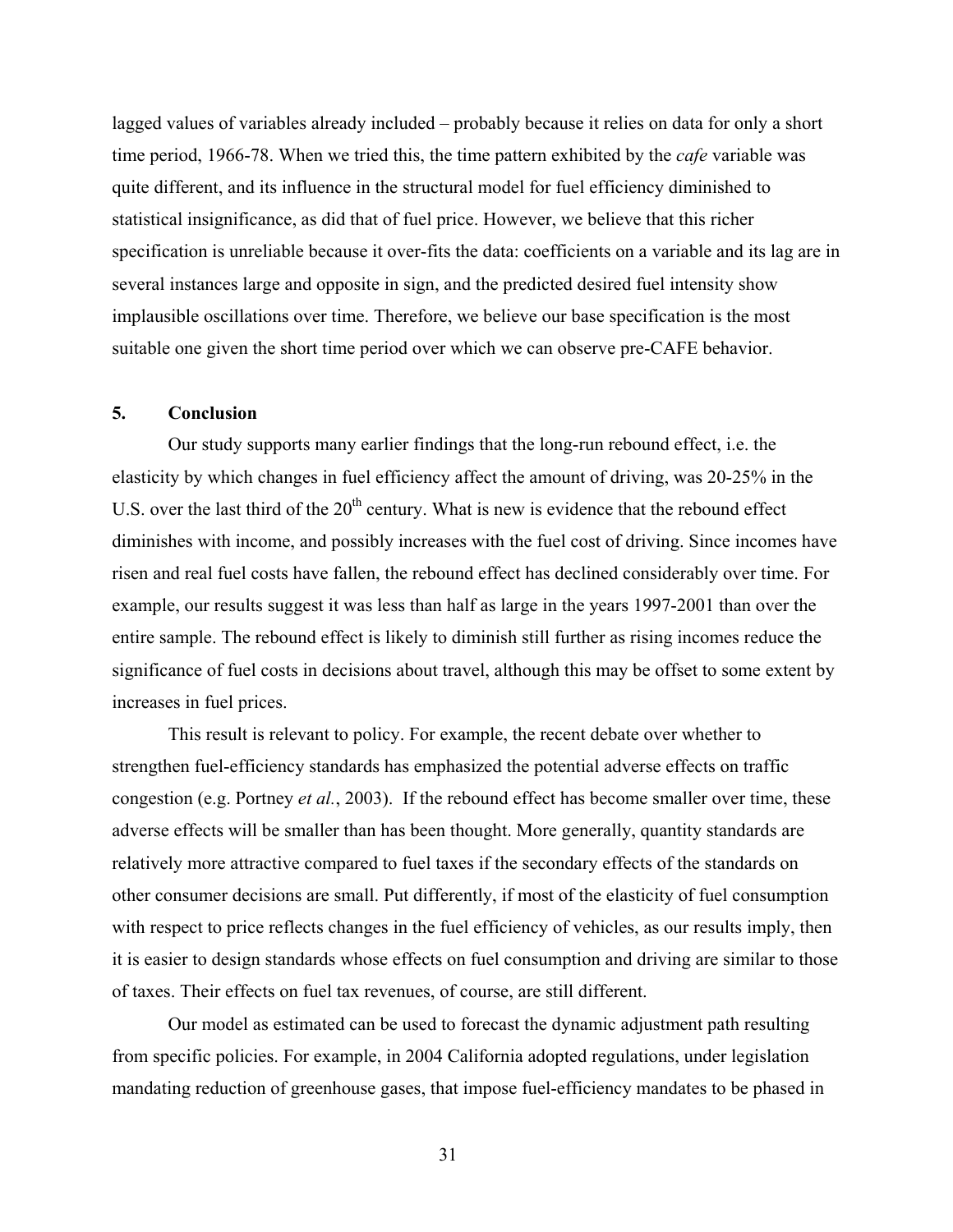lagged values of variables already included – probably because it relies on data for only a short time period, 1966-78. When we tried this, the time pattern exhibited by the *cafe* variable was quite different, and its influence in the structural model for fuel efficiency diminished to statistical insignificance, as did that of fuel price. However, we believe that this richer specification is unreliable because it over-fits the data: coefficients on a variable and its lag are in several instances large and opposite in sign, and the predicted desired fuel intensity show implausible oscillations over time. Therefore, we believe our base specification is the most suitable one given the short time period over which we can observe pre-CAFE behavior.

## 5. Conclusion

Our study supports many earlier findings that the long-run rebound effect, i.e. the elasticity by which changes in fuel efficiency affect the amount of driving, was 20-25% in the U.S. over the last third of the $20^{th}$ century. What is new is evidence that the rebound effect diminishes with income, and possibly increases with the fuel cost of driving. Since incomes have risen and real fuel costs have fallen, the rebound effect has declined considerably over time. For example, our results suggest it was less than half as large in the years 1997-2001 than over the entire sample. The rebound effect is likely to diminish still further as rising incomes reduce the significance of fuel costs in decisions about travel, although this may be offset to some extent by increases in fuel prices.

This result is relevant to policy. For example, the recent debate over whether to strengthen fuel-efficiency standards has emphasized the potential adverse effects on traffic congestion (e.g. Portney *et al.*, 2003). If the rebound effect has become smaller over time, these adverse effects will be smaller than has been thought. More generally, quantity standards are relatively more attractive compared to fuel taxes if the secondary effects of the standards on other consumer decisions are small. Put differently, if most of the elasticity of fuel consumption with respect to price reflects changes in the fuel efficiency of vehicles, as our results imply, then it is easier to design standards whose effects on fuel consumption and driving are similar to those of taxes. Their effects on fuel tax revenues, of course, are still different.

Our model as estimated can be used to forecast the dynamic adjustment path resulting from specific policies. For example, in 2004 California adopted regulations, under legislation mandating reduction of greenhouse gases, that impose fuel-efficiency mandates to be phased in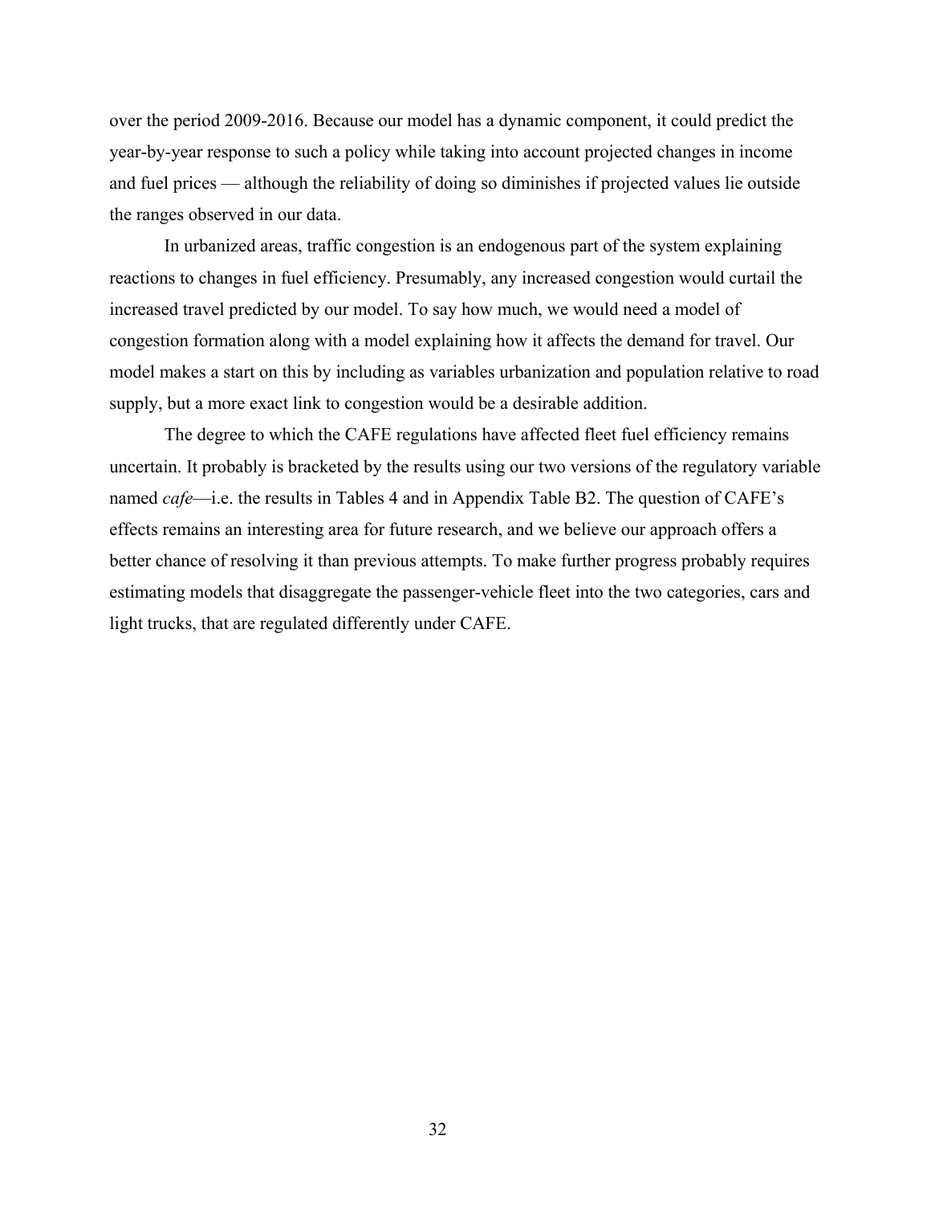over the period 2009-2016. Because our model has a dynamic component, it could predict the year-by-year response to such a policy while taking into account projected changes in income and fuel prices — although the reliability of doing so diminishes if projected values lie outside the ranges observed in our data.

In urbanized areas, traffic congestion is an endogenous part of the system explaining reactions to changes in fuel efficiency. Presumably, any increased congestion would curtail the increased travel predicted by our model. To say how much, we would need a model of congestion formation along with a model explaining how it affects the demand for travel. Our model makes a start on this by including as variables urbanization and population relative to road supply, but a more exact link to congestion would be a desirable addition.

The degree to which the CAFE regulations have affected fleet fuel efficiency remains uncertain. It probably is bracketed by the results using our two versions of the regulatory variable named *cafe*—i.e. the results in Tables 4 and in Appendix Table B2. The question of CAFE's effects remains an interesting area for future research, and we believe our approach offers a better chance of resolving it than previous attempts. To make further progress probably requires estimating models that disaggregate the passenger-vehicle fleet into the two categories, cars and light trucks, that are regulated differently under CAFE.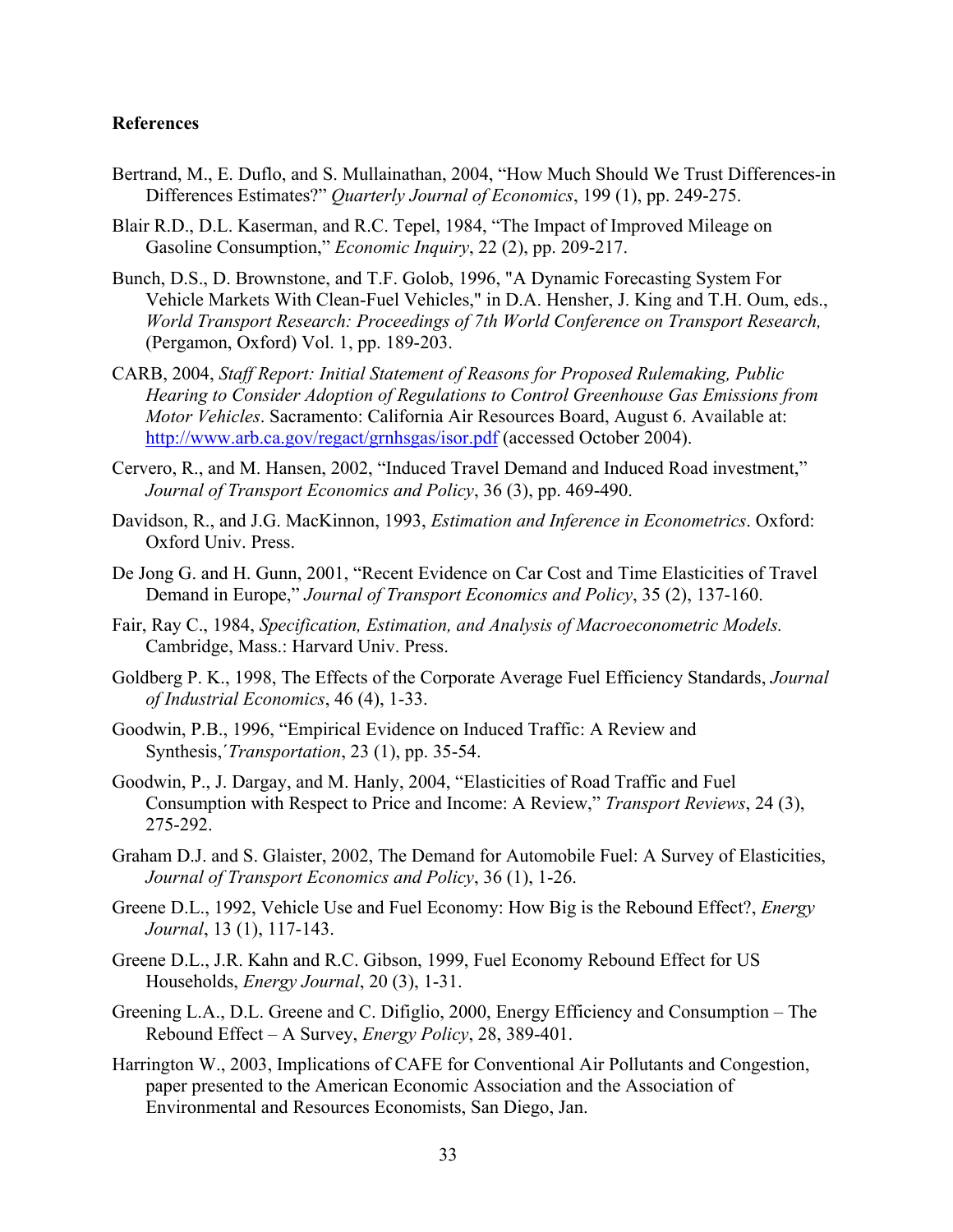**References**

Bertrand, M., E. Duflo, and S. Mullainathan, 2004, “How Much Should We Trust Differences-in Differences Estimates?” *Quarterly Journal of Economics*, 199 (1), pp. 249-275.

Blair R.D., D.L. Kaserman, and R.C. Tepel, 1984, “The Impact of Improved Mileage on Gasoline Consumption,” *Economic Inquiry*, 22 (2), pp. 209-217.

Bunch, D.S., D. Brownstone, and T.F. Golob, 1996, "A Dynamic Forecasting System For Vehicle Markets With Clean-Fuel Vehicles," in D.A. Hensher, J. King and T.H. Oum, eds., *World Transport Research: Proceedings of 7th World Conference on Transport Research,* (Pergamon, Oxford) Vol. 1, pp. 189-203.

CARB, 2004, *Staff Report: Initial Statement of Reasons for Proposed Rulemaking, Public Hearing to Consider Adoption of Regulations to Control Greenhouse Gas Emissions from Motor Vehicles*. Sacramento: California Air Resources Board, August 6. Available at: http://www.arb.ca.gov/regact/grnhsgas/isor.pdf (accessed October 2004).

Cervero, R., and M. Hansen, 2002, “Induced Travel Demand and Induced Road investment,” *Journal of Transport Economics and Policy*, 36 (3), pp. 469-490.

Davidson, R., and J.G. MacKinnon, 1993, *Estimation and Inference in Econometrics*. Oxford: Oxford Univ. Press.

De Jong G. and H. Gunn, 2001, “Recent Evidence on Car Cost and Time Elasticities of Travel Demand in Europe,” *Journal of Transport Economics and Policy*, 35 (2), 137-160.

Fair, Ray C., 1984, *Specification, Estimation, and Analysis of Macroeconometric Models.* Cambridge, Mass.: Harvard Univ. Press.

Goldberg P. K., 1998, The Effects of the Corporate Average Fuel Efficiency Standards, *Journal of Industrial Economics*, 46 (4), 1-33.

Goodwin, P.B., 1996, “Empirical Evidence on Induced Traffic: A Review and Synthesis,´*Transportation*, 23 (1), pp. 35-54.

Goodwin, P., J. Dargay, and M. Hanly, 2004, “Elasticities of Road Traffic and Fuel Consumption with Respect to Price and Income: A Review,” *Transport Reviews*, 24 (3), 275-292.

Graham D.J. and S. Glaister, 2002, The Demand for Automobile Fuel: A Survey of Elasticities, *Journal of Transport Economics and Policy*, 36 (1), 1-26.

Greene D.L., 1992, Vehicle Use and Fuel Economy: How Big is the Rebound Effect?, *Energy Journal*, 13 (1), 117-143.

Greene D.L., J.R. Kahn and R.C. Gibson, 1999, Fuel Economy Rebound Effect for US Households, *Energy Journal*, 20 (3), 1-31.

Greening L.A., D.L. Greene and C. Difiglio, 2000, Energy Efficiency and Consumption – The Rebound Effect – A Survey, *Energy Policy*, 28, 389-401.

Harrington W., 2003, Implications of CAFE for Conventional Air Pollutants and Congestion, paper presented to the American Economic Association and the Association of Environmental and Resources Economists, San Diego, Jan.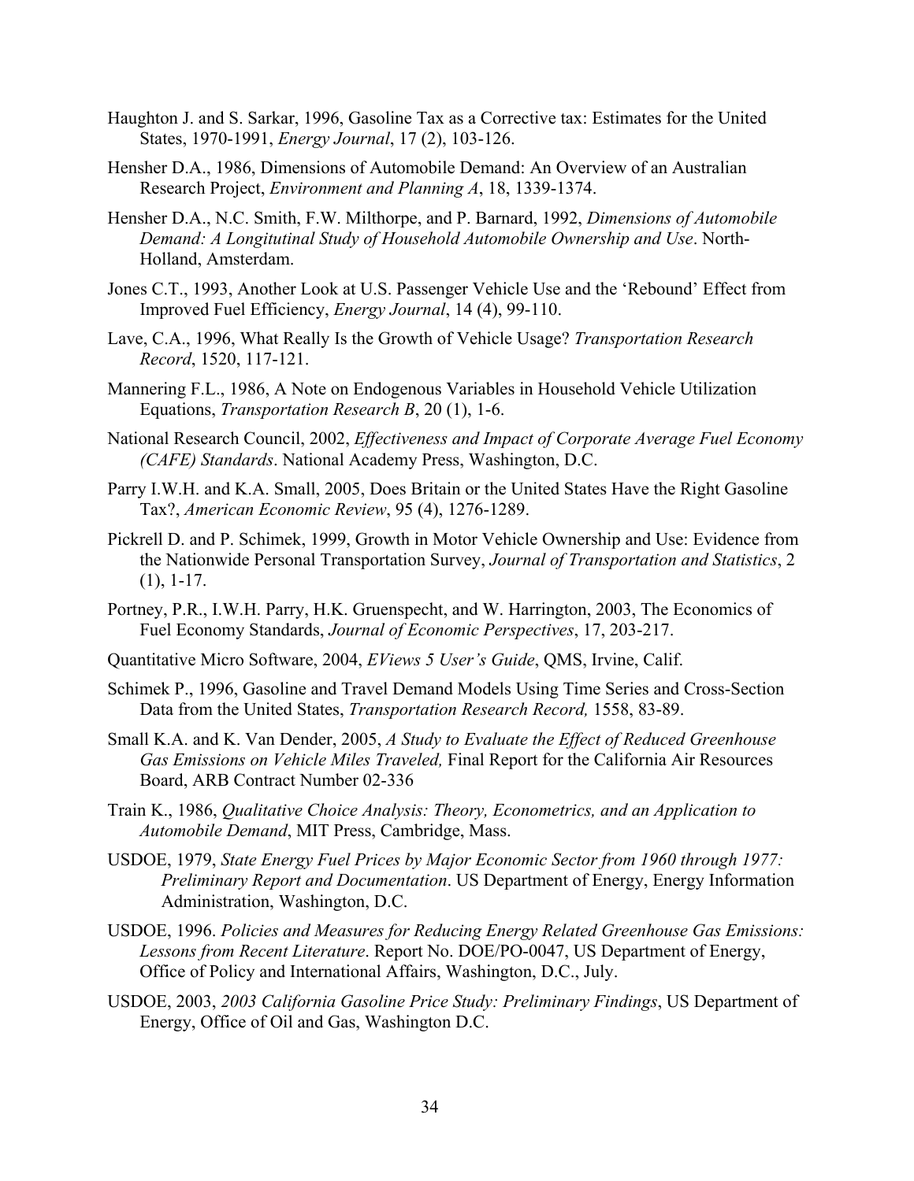Haughton J. and S. Sarkar, 1996, Gasoline Tax as a Corrective tax: Estimates for the United States, 1970-1991, *Energy Journal*, 17 (2), 103-126.

Hensher D.A., 1986, Dimensions of Automobile Demand: An Overview of an Australian Research Project, *Environment and Planning A*, 18, 1339-1374.

Hensher D.A., N.C. Smith, F.W. Milthorpe, and P. Barnard, 1992, *Dimensions of Automobile Demand: A Longitutinal Study of Household Automobile Ownership and Use*. North-Holland, Amsterdam.

Jones C.T., 1993, Another Look at U.S. Passenger Vehicle Use and the 'Rebound' Effect from Improved Fuel Efficiency, *Energy Journal*, 14 (4), 99-110.

Lave, C.A., 1996, What Really Is the Growth of Vehicle Usage? *Transportation Research Record*, 1520, 117-121.

Mannering F.L., 1986, A Note on Endogenous Variables in Household Vehicle Utilization Equations, *Transportation Research B*, 20 (1), 1-6.

National Research Council, 2002, *Effectiveness and Impact of Corporate Average Fuel Economy (CAFE) Standards*. National Academy Press, Washington, D.C.

Parry I.W.H. and K.A. Small, 2005, Does Britain or the United States Have the Right Gasoline Tax?, *American Economic Review*, 95 (4), 1276-1289.

Pickrell D. and P. Schimek, 1999, Growth in Motor Vehicle Ownership and Use: Evidence from the Nationwide Personal Transportation Survey, *Journal of Transportation and Statistics*, 2 (1), 1-17.

Portney, P.R., I.W.H. Parry, H.K. Gruenspecht, and W. Harrington, 2003, The Economics of Fuel Economy Standards, *Journal of Economic Perspectives*, 17, 203-217.

Quantitative Micro Software, 2004, *EViews 5 User's Guide*, QMS, Irvine, Calif.

Schimek P., 1996, Gasoline and Travel Demand Models Using Time Series and Cross-Section Data from the United States, *Transportation Research Record,* 1558, 83-89.

Small K.A. and K. Van Dender, 2005, *A Study to Evaluate the Effect of Reduced Greenhouse Gas Emissions on Vehicle Miles Traveled,* Final Report for the California Air Resources Board, ARB Contract Number 02-336

Train K., 1986, *Qualitative Choice Analysis: Theory, Econometrics, and an Application to Automobile Demand*, MIT Press, Cambridge, Mass.

USDOE, 1979, *State Energy Fuel Prices by Major Economic Sector from 1960 through 1977: Preliminary Report and Documentation*. US Department of Energy, Energy Information Administration, Washington, D.C.

USDOE, 1996. *Policies and Measures for Reducing Energy Related Greenhouse Gas Emissions: Lessons from Recent Literature*. Report No. DOE/PO-0047, US Department of Energy, Office of Policy and International Affairs, Washington, D.C., July.

USDOE, 2003, *2003 California Gasoline Price Study: Preliminary Findings*, US Department of Energy, Office of Oil and Gas, Washington D.C.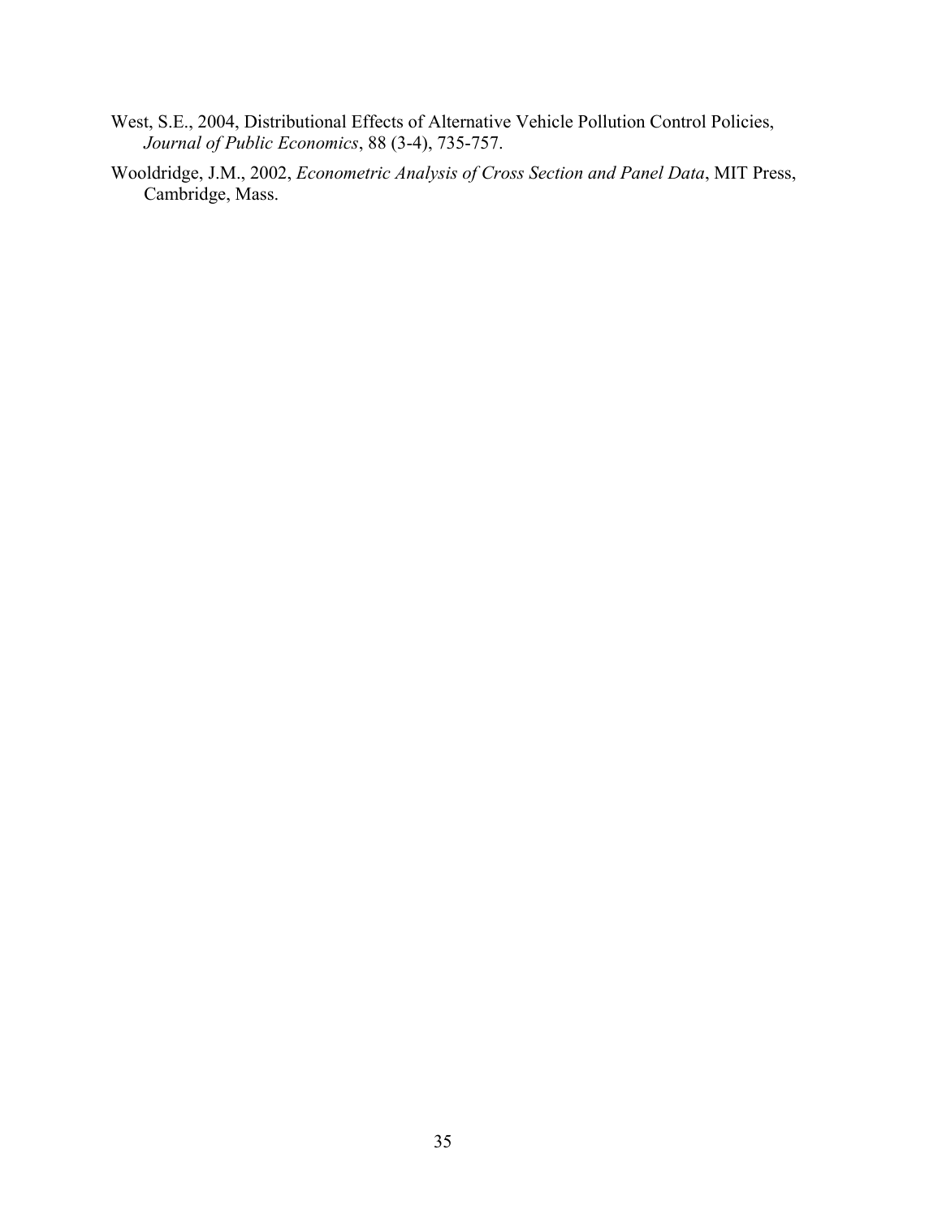West, S.E., 2004, Distributional Effects of Alternative Vehicle Pollution Control Policies, *Journal of Public Economics*, 88 (3-4), 735-757.

Wooldridge, J.M., 2002, *Econometric Analysis of Cross Section and Panel Data*, MIT Press, Cambridge, Mass.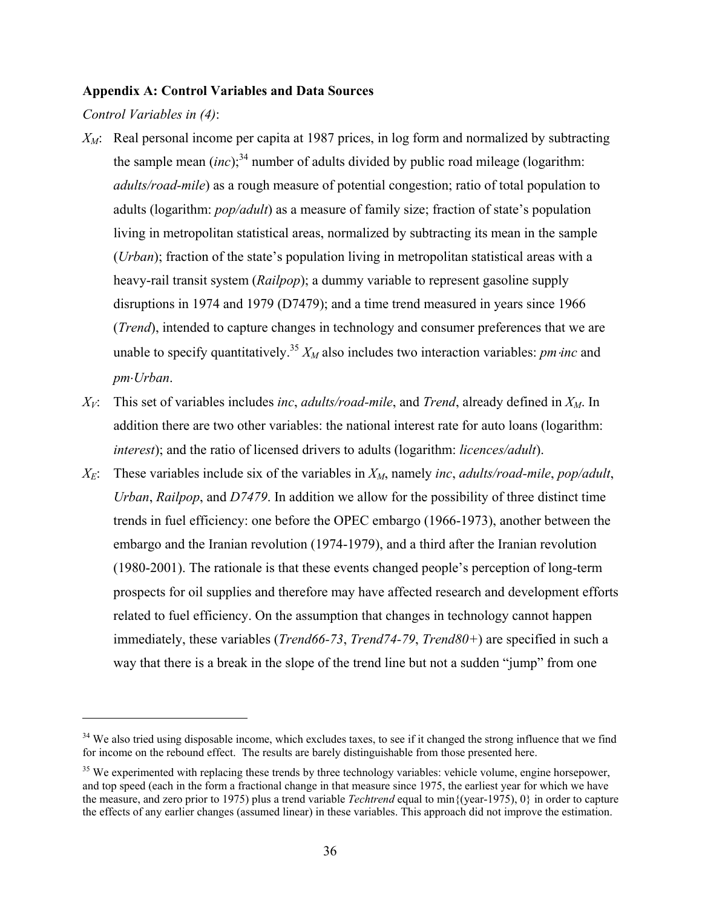**Appendix A: Control Variables and Data Sources**

*Control Variables in (4)*:

- $X_M$: Real personal income per capita at 1987 prices, in log form and normalized by subtracting the sample mean (*inc*);[34] number of adults divided by public road mileage (logarithm: *adults/road-mile*) as a rough measure of potential congestion; ratio of total population to adults (logarithm: *pop/adult*) as a measure of family size; fraction of state's population living in metropolitan statistical areas, normalized by subtracting its mean in the sample (*Urban*); fraction of the state's population living in metropolitan statistical areas with a heavy-rail transit system (*Railpop*); a dummy variable to represent gasoline supply disruptions in 1974 and 1979 (D7479); and a time trend measured in years since 1966 (*Trend*), intended to capture changes in technology and consumer preferences that we are unable to specify quantitatively.[35] $X_M$ also includes two interaction variables: *pm·inc* and *pm·Urban*.
- $X_V$: This set of variables includes *inc*, *adults/road-mile*, and *Trend*, already defined in $X_M$. In addition there are two other variables: the national interest rate for auto loans (logarithm: *interest*); and the ratio of licensed drivers to adults (logarithm: *licences/adult*).
- $X_E$: These variables include six of the variables in $X_M$, namely *inc*, *adults/road-mile*, *pop/adult*, *Urban*, *Railpop*, and *D7479*. In addition we allow for the possibility of three distinct time trends in fuel efficiency: one before the OPEC embargo (1966-1973), another between the embargo and the Iranian revolution (1974-1979), and a third after the Iranian revolution (1980-2001). The rationale is that these events changed people's perception of long-term prospects for oil supplies and therefore may have affected research and development efforts related to fuel efficiency. On the assumption that changes in technology cannot happen immediately, these variables (*Trend66-73*, *Trend74-79*, *Trend80+*) are specified in such a way that there is a break in the slope of the trend line but not a sudden "jump" from one

---

[34] We also tried using disposable income, which excludes taxes, to see if it changed the strong influence that we find for income on the rebound effect. The results are barely distinguishable from those presented here.

[35] We experimented with replacing these trends by three technology variables: vehicle volume, engine horsepower, and top speed (each in the form a fractional change in that measure since 1975, the earliest year for which we have the measure, and zero prior to 1975) plus a trend variable *Techtrend* equal to min{(year-1975), 0} in order to capture the effects of any earlier changes (assumed linear) in these variables. This approach did not improve the estimation.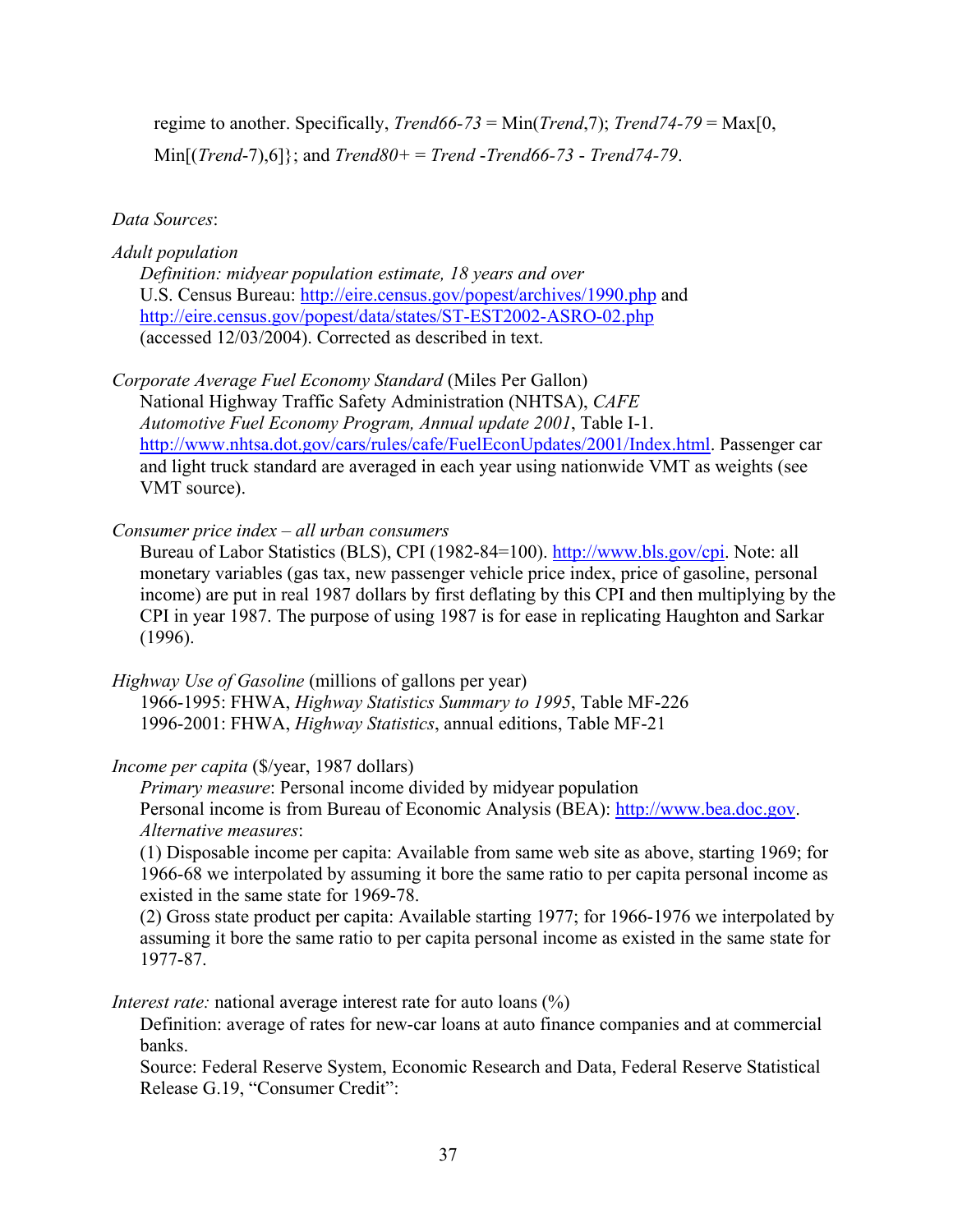regime to another. Specifically, *Trend66-73* = Min(*Trend*,7); *Trend74-79* = Max[0, Min[(*Trend*-7),6]}; and *Trend80+* = *Trend* -*Trend66-73* - *Trend74-79*.

*Data Sources*:

*Adult population*
*Definition: midyear population estimate, 18 years and over*
U.S. Census Bureau: http://eire.census.gov/popest/archives/1990.php and http://eire.census.gov/popest/data/states/ST-EST2002-ASRO-02.php (accessed 12/03/2004). Corrected as described in text.

*Corporate Average Fuel Economy Standard* (Miles Per Gallon)
National Highway Traffic Safety Administration (NHTSA), *CAFE Automotive Fuel Economy Program, Annual update 2001*, Table I-1. http://www.nhtsa.dot.gov/cars/rules/cafe/FuelEconUpdates/2001/Index.html. Passenger car and light truck standard are averaged in each year using nationwide VMT as weights (see VMT source).

*Consumer price index – all urban consumers*
Bureau of Labor Statistics (BLS), CPI (1982-84=100). http://www.bls.gov/cpi. Note: all monetary variables (gas tax, new passenger vehicle price index, price of gasoline, personal income) are put in real 1987 dollars by first deflating by this CPI and then multiplying by the CPI in year 1987. The purpose of using 1987 is for ease in replicating Haughton and Sarkar (1996).

*Highway Use of Gasoline* (millions of gallons per year)
1966-1995: FHWA, *Highway Statistics Summary to 1995*, Table MF-226
1996-2001: FHWA, *Highway Statistics*, annual editions, Table MF-21

*Income per capita* ($/year, 1987 dollars)
*Primary measure*: Personal income divided by midyear population
Personal income is from Bureau of Economic Analysis (BEA): http://www.bea.doc.gov.
*Alternative measures*:
(1) Disposable income per capita: Available from same web site as above, starting 1969; for 1966-68 we interpolated by assuming it bore the same ratio to per capita personal income as existed in the same state for 1969-78.
(2) Gross state product per capita: Available starting 1977; for 1966-1976 we interpolated by assuming it bore the same ratio to per capita personal income as existed in the same state for 1977-87.

*Interest rate:* national average interest rate for auto loans (%)
Definition: average of rates for new-car loans at auto finance companies and at commercial banks.
Source: Federal Reserve System, Economic Research and Data, Federal Reserve Statistical Release G.19, "Consumer Credit":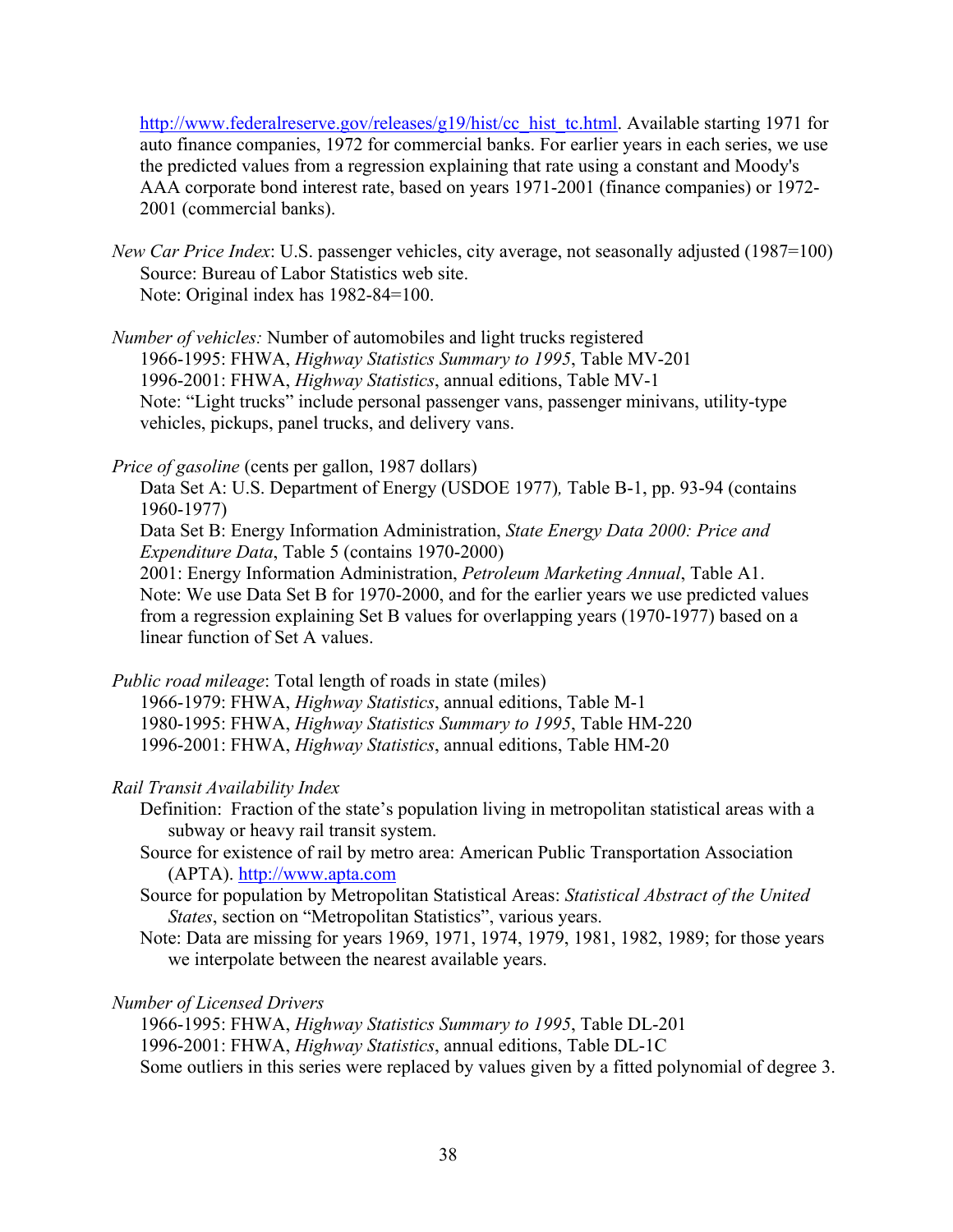http://www.federalreserve.gov/releases/g19/hist/cc_hist_tc.html. Available starting 1971 for auto finance companies, 1972 for commercial banks. For earlier years in each series, we use the predicted values from a regression explaining that rate using a constant and Moody's AAA corporate bond interest rate, based on years 1971-2001 (finance companies) or 1972-2001 (commercial banks).

*New Car Price Index*: U.S. passenger vehicles, city average, not seasonally adjusted (1987=100)
Source: Bureau of Labor Statistics web site.
Note: Original index has 1982-84=100.

*Number of vehicles:* Number of automobiles and light trucks registered
1966-1995: FHWA, *Highway Statistics Summary to 1995*, Table MV-201
1996-2001: FHWA, *Highway Statistics*, annual editions, Table MV-1
Note: "Light trucks" include personal passenger vans, passenger minivans, utility-type vehicles, pickups, panel trucks, and delivery vans.

*Price of gasoline* (cents per gallon, 1987 dollars)
Data Set A: U.S. Department of Energy (USDOE 1977), Table B-1, pp. 93-94 (contains 1960-1977)
Data Set B: Energy Information Administration, *State Energy Data 2000: Price and Expenditure Data*, Table 5 (contains 1970-2000)
2001: Energy Information Administration, *Petroleum Marketing Annual*, Table A1.
Note: We use Data Set B for 1970-2000, and for the earlier years we use predicted values from a regression explaining Set B values for overlapping years (1970-1977) based on a linear function of Set A values.

*Public road mileage*: Total length of roads in state (miles)
1966-1979: FHWA, *Highway Statistics*, annual editions, Table M-1
1980-1995: FHWA, *Highway Statistics Summary to 1995*, Table HM-220
1996-2001: FHWA, *Highway Statistics*, annual editions, Table HM-20

*Rail Transit Availability Index*
Definition: Fraction of the state's population living in metropolitan statistical areas with a subway or heavy rail transit system.
Source for existence of rail by metro area: American Public Transportation Association (APTA). http://www.apta.com
Source for population by Metropolitan Statistical Areas: *Statistical Abstract of the United States*, section on "Metropolitan Statistics", various years.
Note: Data are missing for years 1969, 1971, 1974, 1979, 1981, 1982, 1989; for those years we interpolate between the nearest available years.

*Number of Licensed Drivers*
1966-1995: FHWA, *Highway Statistics Summary to 1995*, Table DL-201
1996-2001: FHWA, *Highway Statistics*, annual editions, Table DL-1C
Some outliers in this series were replaced by values given by a fitted polynomial of degree 3.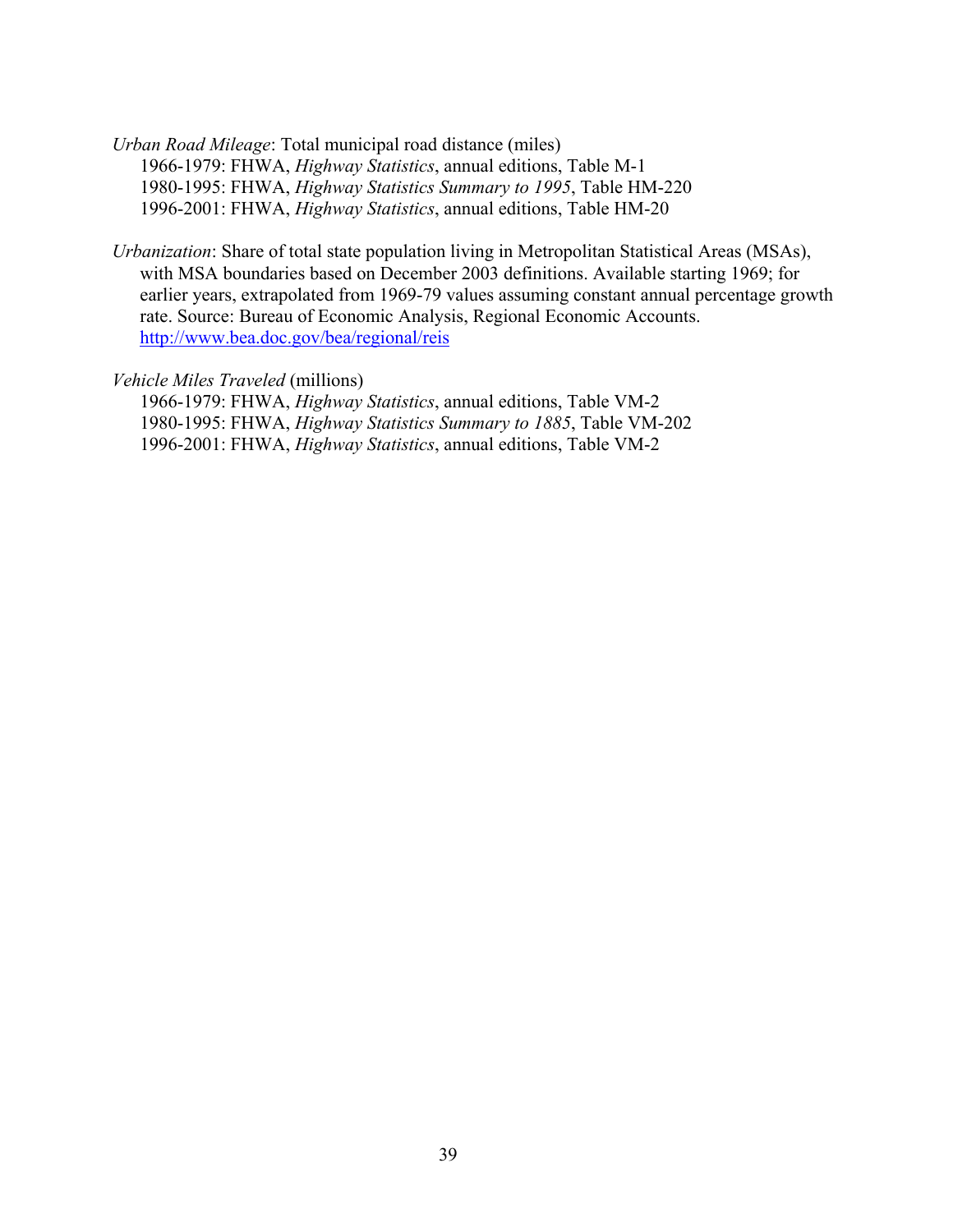*Urban Road Mileage*: Total municipal road distance (miles)
1966-1979: FHWA, *Highway Statistics*, annual editions, Table M-1
1980-1995: FHWA, *Highway Statistics Summary to 1995*, Table HM-220
1996-2001: FHWA, *Highway Statistics*, annual editions, Table HM-20

*Urbanization*: Share of total state population living in Metropolitan Statistical Areas (MSAs), with MSA boundaries based on December 2003 definitions. Available starting 1969; for earlier years, extrapolated from 1969-79 values assuming constant annual percentage growth rate. Source: Bureau of Economic Analysis, Regional Economic Accounts. [http://www.bea.doc.gov/bea/regional/reis](http://www.bea.doc.gov/bea/regional/reis)

*Vehicle Miles Traveled* (millions)
1966-1979: FHWA, *Highway Statistics*, annual editions, Table VM-2
1980-1995: FHWA, *Highway Statistics Summary to 1885*, Table VM-202
1996-2001: FHWA, *Highway Statistics*, annual editions, Table VM-2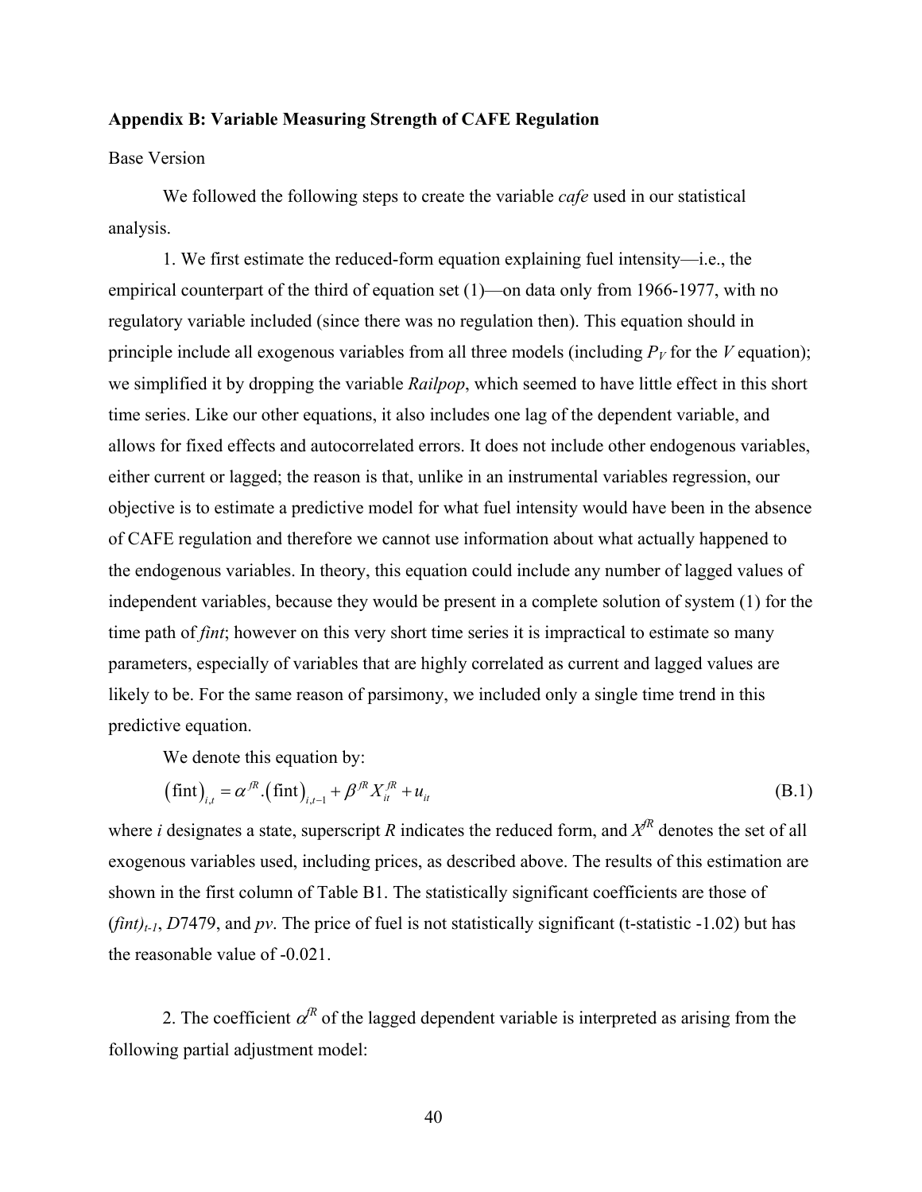**Appendix B: Variable Measuring Strength of CAFE Regulation**

Base Version

We followed the following steps to create the variable *cafe* used in our statistical analysis.

1. We first estimate the reduced-form equation explaining fuel intensity—i.e., the empirical counterpart of the third of equation set (1)—on data only from 1966-1977, with no regulatory variable included (since there was no regulation then). This equation should in principle include all exogenous variables from all three models (including $P_V$ for the $V$ equation); we simplified it by dropping the variable *Railpop*, which seemed to have little effect in this short time series. Like our other equations, it also includes one lag of the dependent variable, and allows for fixed effects and autocorrelated errors. It does not include other endogenous variables, either current or lagged; the reason is that, unlike in an instrumental variables regression, our objective is to estimate a predictive model for what fuel intensity would have been in the absence of CAFE regulation and therefore we cannot use information about what actually happened to the endogenous variables. In theory, this equation could include any number of lagged values of independent variables, because they would be present in a complete solution of system (1) for the time path of *fint*; however on this very short time series it is impractical to estimate so many parameters, especially of variables that are highly correlated as current and lagged values are likely to be. For the same reason of parsimony, we included only a single time trend in this predictive equation.

We denote this equation by:

$$\left(\text{fint}\right)_{i,t} = \alpha^{fR}.\left(\text{fint}\right)_{i,t-1} + \beta^{fR} X_{it}^{fR} + u_{it} \tag{B.1}$$

where $i$ designates a state, superscript $R$ indicates the reduced form, and $X^{fR}$ denotes the set of all exogenous variables used, including prices, as described above. The results of this estimation are shown in the first column of Table B1. The statistically significant coefficients are those of $(fint)_{t-1}$, *D*7479, and *pv*. The price of fuel is not statistically significant (t-statistic -1.02) but has the reasonable value of -0.021.

2. The coefficient $\alpha^{fR}$ of the lagged dependent variable is interpreted as arising from the following partial adjustment model: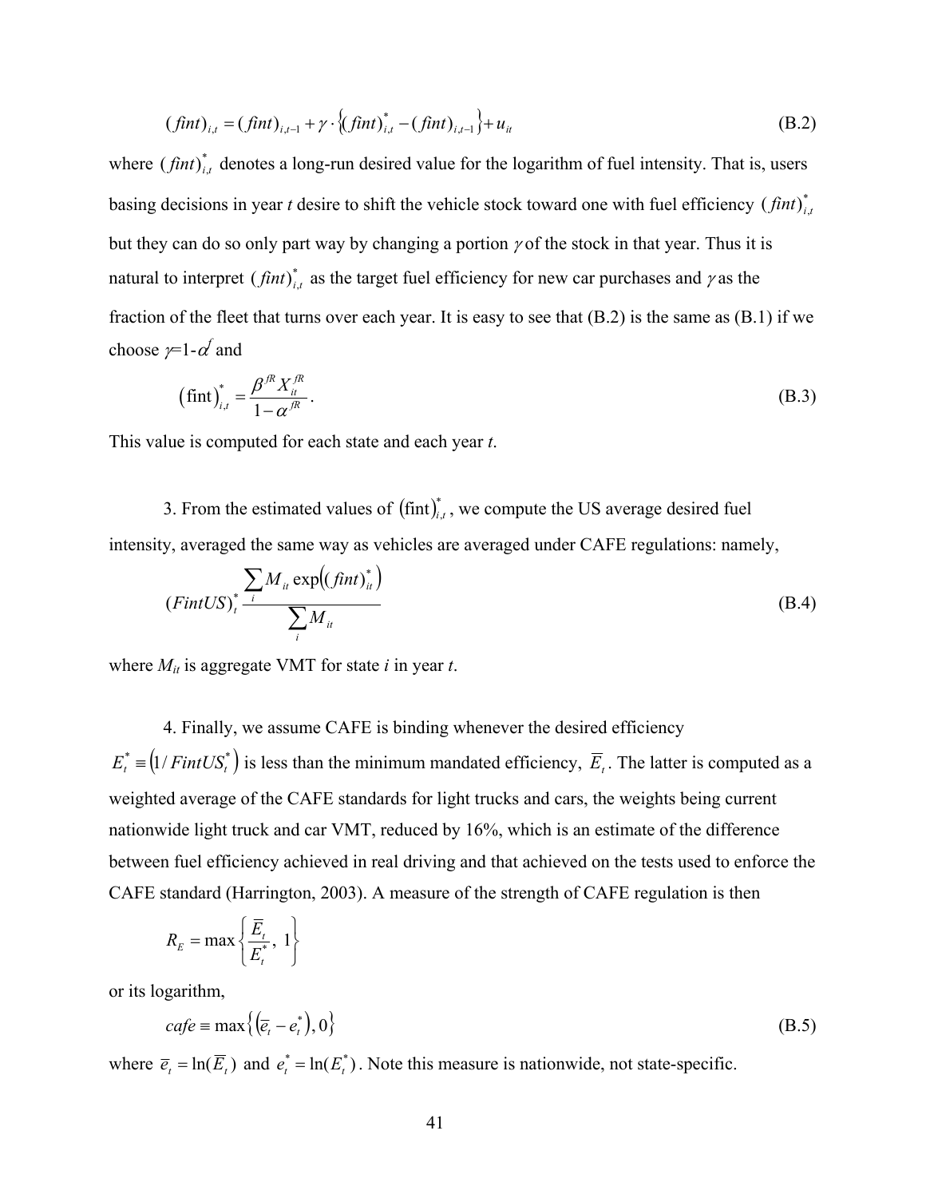$$(fint)_{i,t} = (fint)_{i,t-1} + \gamma \cdot \left\{ (fint)^*_{i,t} - (fint)_{i,t-1} \right\} + u_{it} \tag{B.2}$$

where $(fint)^*_{i,t}$ denotes a long-run desired value for the logarithm of fuel intensity. That is, users basing decisions in year *t* desire to shift the vehicle stock toward one with fuel efficiency $(fint)^*_{i,t}$ but they can do so only part way by changing a portion $\gamma$ of the stock in that year. Thus it is natural to interpret $(fint)^*_{i,t}$ as the target fuel efficiency for new car purchases and $\gamma$ as the fraction of the fleet that turns over each year. It is easy to see that (B.2) is the same as (B.1) if we choose $\gamma$=1-$\alpha^f$ and

$$(\text{fint})^*_{i,t} = \frac{\beta^{fR} X^{fR}_{it}}{1-\alpha^{fR}}. \tag{B.3}$$

This value is computed for each state and each year *t*.

3. From the estimated values of $(\text{fint})^*_{i,t}$, we compute the US average desired fuel intensity, averaged the same way as vehicles are averaged under CAFE regulations: namely,

$$(FintUS)^*_t \frac{\sum_i M_{it} \exp\left((fint)^*_{it}\right)}{\sum_i M_{it}} \tag{B.4}$$

where $M_{it}$ is aggregate VMT for state *i* in year *t*.

4. Finally, we assume CAFE is binding whenever the desired efficiency $E^*_t \equiv \left(1/FintUS^*_t\right)$ is less than the minimum mandated efficiency, $\overline{E}_t$. The latter is computed as a weighted average of the CAFE standards for light trucks and cars, the weights being current nationwide light truck and car VMT, reduced by 16%, which is an estimate of the difference between fuel efficiency achieved in real driving and that achieved on the tests used to enforce the CAFE standard (Harrington, 2003). A measure of the strength of CAFE regulation is then

$$R_E = \max\left\{\frac{\overline{E}_t}{E^*_t},\ 1\right\}$$

or its logarithm,

$$cafe \equiv \max\left\{\left(\overline{e}_t - e^*_t\right), 0\right\} \tag{B.5}$$

where $\overline{e}_t = \ln(\overline{E}_t)$ and $e^*_t = \ln(E^*_t)$. Note this measure is nationwide, not state-specific.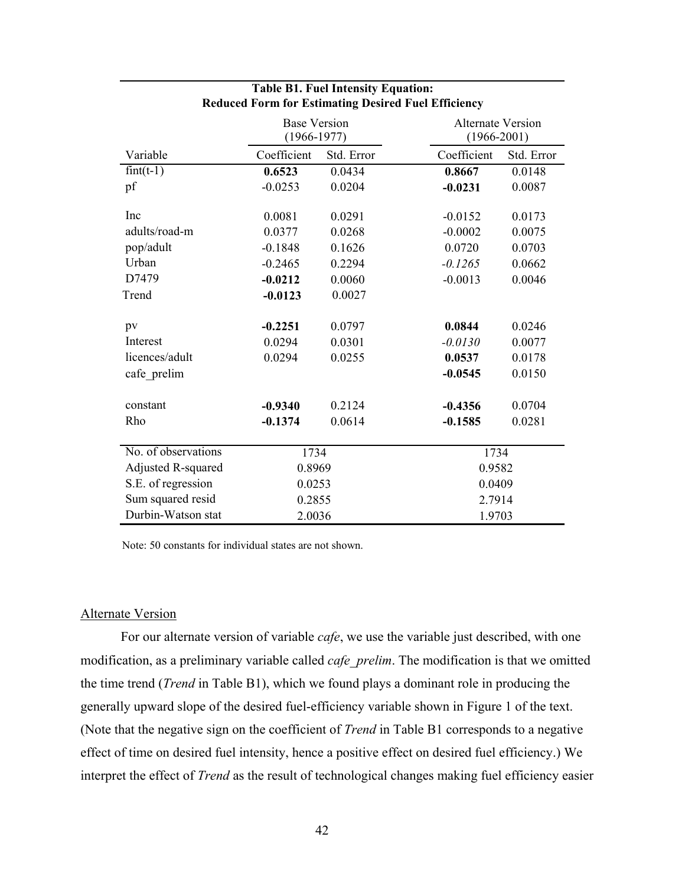**Table B1. Fuel Intensity Equation: Reduced Form for Estimating Desired Fuel Efficiency**

| | Base Version (1966-1977) | | Alternate Version (1966-2001) | |
|---|---|---|---|---|
| Variable | Coefficient | Std. Error | Coefficient | Std. Error |
| fint(t-1) | **0.6523** | 0.0434 | **0.8667** | 0.0148 |
| pf | -0.0253 | 0.0204 | **-0.0231** | 0.0087 |
| Inc | 0.0081 | 0.0291 | -0.0152 | 0.0173 |
| adults/road-m | 0.0377 | 0.0268 | -0.0002 | 0.0075 |
| pop/adult | -0.1848 | 0.1626 | 0.0720 | 0.0703 |
| Urban | -0.2465 | 0.2294 | *-0.1265* | 0.0662 |
| D7479 | **-0.0212** | 0.0060 | -0.0013 | 0.0046 |
| Trend | **-0.0123** | 0.0027 | | |
| pv | **-0.2251** | 0.0797 | **0.0844** | 0.0246 |
| Interest | 0.0294 | 0.0301 | *-0.0130* | 0.0077 |
| licences/adult | 0.0294 | 0.0255 | **0.0537** | 0.0178 |
| cafe_prelim | | | **-0.0545** | 0.0150 |
| constant | **-0.9340** | 0.2124 | **-0.4356** | 0.0704 |
| Rho | **-0.1374** | 0.0614 | **-0.1585** | 0.0281 |
| No. of observations | 1734 | | 1734 | |
| Adjusted R-squared | 0.8969 | | 0.9582 | |
| S.E. of regression | 0.0253 | | 0.0409 | |
| Sum squared resid | 0.2855 | | 2.7914 | |
| Durbin-Watson stat | 2.0036 | | 1.9703 | |

Note: 50 constants for individual states are not shown.

## Alternate Version

For our alternate version of variable *cafe*, we use the variable just described, with one modification, as a preliminary variable called *cafe_prelim*. The modification is that we omitted the time trend (*Trend* in Table B1), which we found plays a dominant role in producing the generally upward slope of the desired fuel-efficiency variable shown in Figure 1 of the text. (Note that the negative sign on the coefficient of *Trend* in Table B1 corresponds to a negative effect of time on desired fuel intensity, hence a positive effect on desired fuel efficiency.) We interpret the effect of *Trend* as the result of technological changes making fuel efficiency easier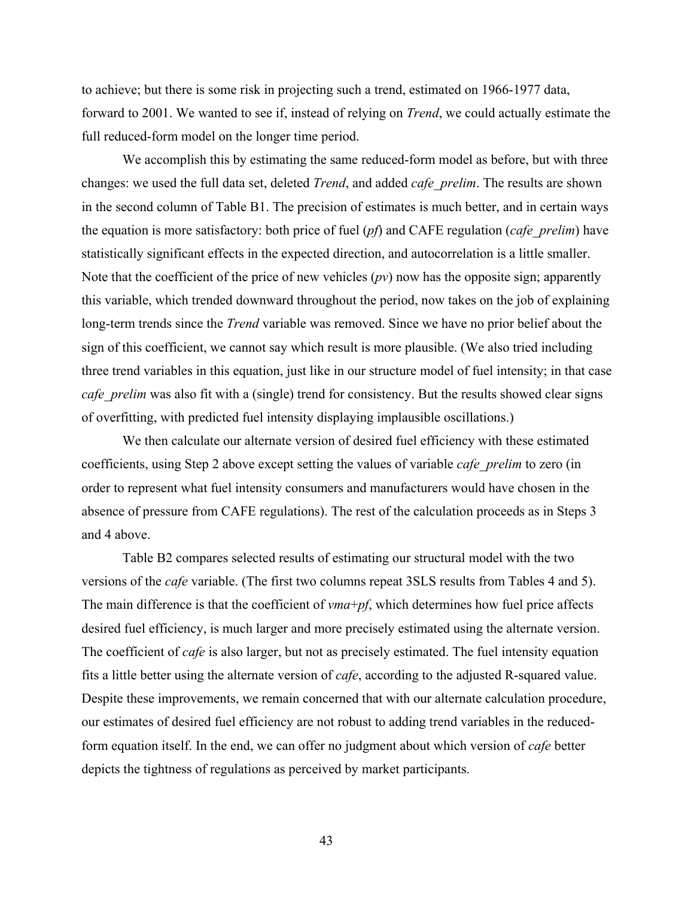to achieve; but there is some risk in projecting such a trend, estimated on 1966-1977 data, forward to 2001. We wanted to see if, instead of relying on *Trend*, we could actually estimate the full reduced-form model on the longer time period.

We accomplish this by estimating the same reduced-form model as before, but with three changes: we used the full data set, deleted *Trend*, and added *cafe_prelim*. The results are shown in the second column of Table B1. The precision of estimates is much better, and in certain ways the equation is more satisfactory: both price of fuel (*pf*) and CAFE regulation (*cafe_prelim*) have statistically significant effects in the expected direction, and autocorrelation is a little smaller. Note that the coefficient of the price of new vehicles (*pv*) now has the opposite sign; apparently this variable, which trended downward throughout the period, now takes on the job of explaining long-term trends since the *Trend* variable was removed. Since we have no prior belief about the sign of this coefficient, we cannot say which result is more plausible. (We also tried including three trend variables in this equation, just like in our structure model of fuel intensity; in that case *cafe_prelim* was also fit with a (single) trend for consistency. But the results showed clear signs of overfitting, with predicted fuel intensity displaying implausible oscillations.)

We then calculate our alternate version of desired fuel efficiency with these estimated coefficients, using Step 2 above except setting the values of variable *cafe_prelim* to zero (in order to represent what fuel intensity consumers and manufacturers would have chosen in the absence of pressure from CAFE regulations). The rest of the calculation proceeds as in Steps 3 and 4 above.

Table B2 compares selected results of estimating our structural model with the two versions of the *cafe* variable. (The first two columns repeat 3SLS results from Tables 4 and 5). The main difference is that the coefficient of *vma*+*pf*, which determines how fuel price affects desired fuel efficiency, is much larger and more precisely estimated using the alternate version. The coefficient of *cafe* is also larger, but not as precisely estimated. The fuel intensity equation fits a little better using the alternate version of *cafe*, according to the adjusted R-squared value. Despite these improvements, we remain concerned that with our alternate calculation procedure, our estimates of desired fuel efficiency are not robust to adding trend variables in the reduced-form equation itself. In the end, we can offer no judgment about which version of *cafe* better depicts the tightness of regulations as perceived by market participants.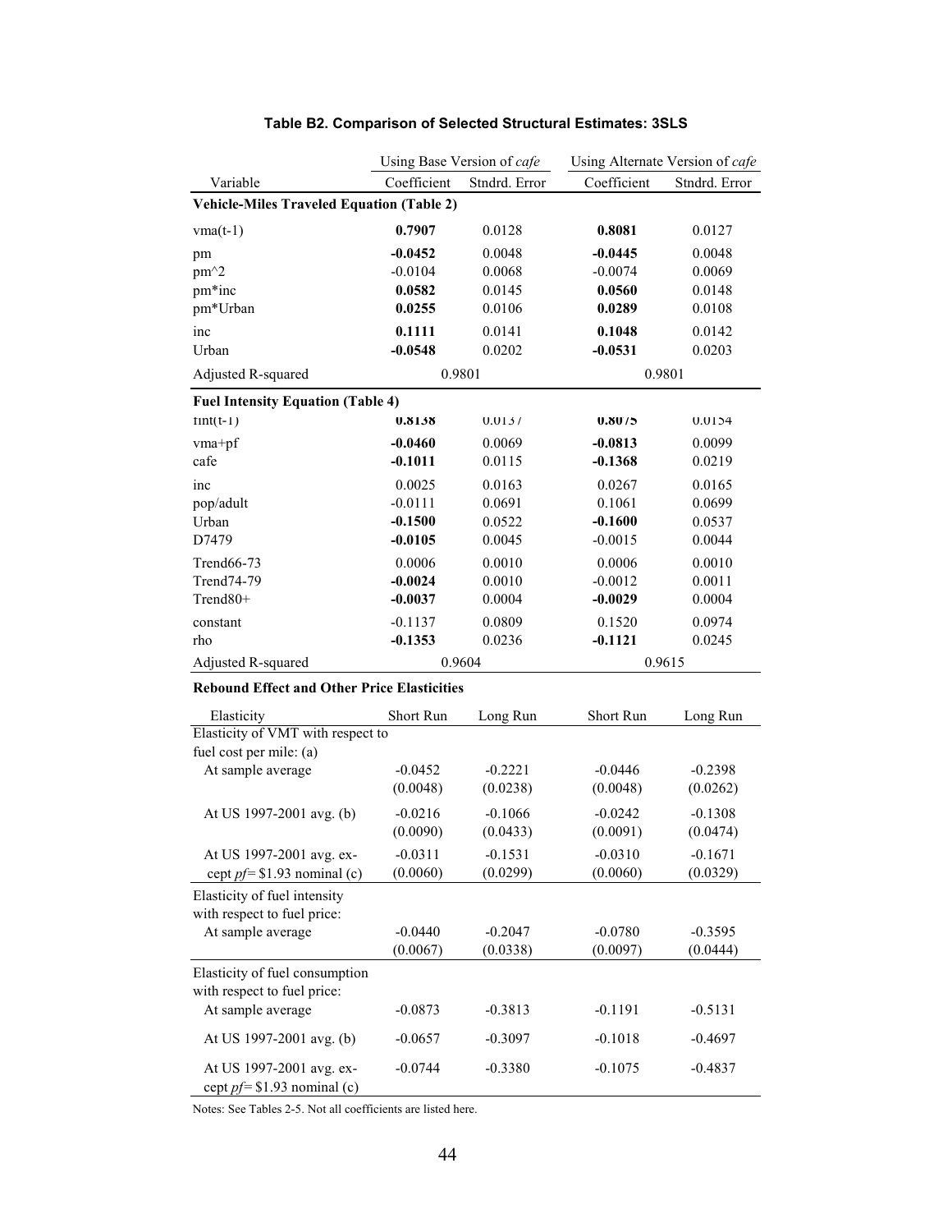**Table B2. Comparison of Selected Structural Estimates: 3SLS**

| | Using Base Version of *cafe* | | Using Alternate Version of *cafe* | |
|---|---|---|---|---|
| Variable | Coefficient | Stndrd. Error | Coefficient | Stndrd. Error |
| **Vehicle-Miles Traveled Equation (Table 2)** | | | | |
| vma(t-1) | **0.7907** | 0.0128 | **0.8081** | 0.0127 |
| pm | **-0.0452** | 0.0048 | **-0.0445** | 0.0048 |
| pm^2 | -0.0104 | 0.0068 | -0.0074 | 0.0069 |
| pm*inc | **0.0582** | 0.0145 | **0.0560** | 0.0148 |
| pm*Urban | **0.0255** | 0.0106 | **0.0289** | 0.0108 |
| inc | **0.1111** | 0.0141 | **0.1048** | 0.0142 |
| Urban | **-0.0548** | 0.0202 | **-0.0531** | 0.0203 |
| Adjusted R-squared | 0.9801 | | 0.9801 | |
| **Fuel Intensity Equation (Table 4)** | | | | |
| fint(t-1) | **0.8138** | 0.0137 | **0.8075** | 0.0154 |
| vma+pf | **-0.0460** | 0.0069 | **-0.0813** | 0.0099 |
| cafe | **-0.1011** | 0.0115 | **-0.1368** | 0.0219 |
| inc | 0.0025 | 0.0163 | 0.0267 | 0.0165 |
| pop/adult | -0.0111 | 0.0691 | 0.1061 | 0.0699 |
| Urban | **-0.1500** | 0.0522 | **-0.1600** | 0.0537 |
| D7479 | **-0.0105** | 0.0045 | -0.0015 | 0.0044 |
| Trend66-73 | 0.0006 | 0.0010 | 0.0006 | 0.0010 |
| Trend74-79 | **-0.0024** | 0.0010 | -0.0012 | 0.0011 |
| Trend80+ | **-0.0037** | 0.0004 | **-0.0029** | 0.0004 |
| constant | -0.1137 | 0.0809 | 0.1520 | 0.0974 |
| rho | **-0.1353** | 0.0236 | **-0.1121** | 0.0245 |
| Adjusted R-squared | 0.9604 | | 0.9615 | |

**Rebound Effect and Other Price Elasticities**

| Elasticity | Short Run | Long Run | Short Run | Long Run |
|---|---|---|---|---|
| Elasticity of VMT with respect to fuel cost per mile: (a) | | | | |
| At sample average | -0.0452 | -0.2221 | -0.0446 | -0.2398 |
| | (0.0048) | (0.0238) | (0.0048) | (0.0262) |
| At US 1997-2001 avg. (b) | -0.0216 | -0.1066 | -0.0242 | -0.1308 |
| | (0.0090) | (0.0433) | (0.0091) | (0.0474) |
| At US 1997-2001 avg. except *pf*= \$1.93 nominal (c) | -0.0311 | -0.1531 | -0.0310 | -0.1671 |
| | (0.0060) | (0.0299) | (0.0060) | (0.0329) |
| Elasticity of fuel intensity with respect to fuel price: | | | | |
| At sample average | -0.0440 | -0.2047 | -0.0780 | -0.3595 |
| | (0.0067) | (0.0338) | (0.0097) | (0.0444) |
| Elasticity of fuel consumption with respect to fuel price: | | | | |
| At sample average | -0.0873 | -0.3813 | -0.1191 | -0.5131 |
| At US 1997-2001 avg. (b) | -0.0657 | -0.3097 | -0.1018 | -0.4697 |
| At US 1997-2001 avg. except *pf*= \$1.93 nominal (c) | -0.0744 | -0.3380 | -0.1075 | -0.4837 |

Notes: See Tables 2-5. Not all coefficients are listed here.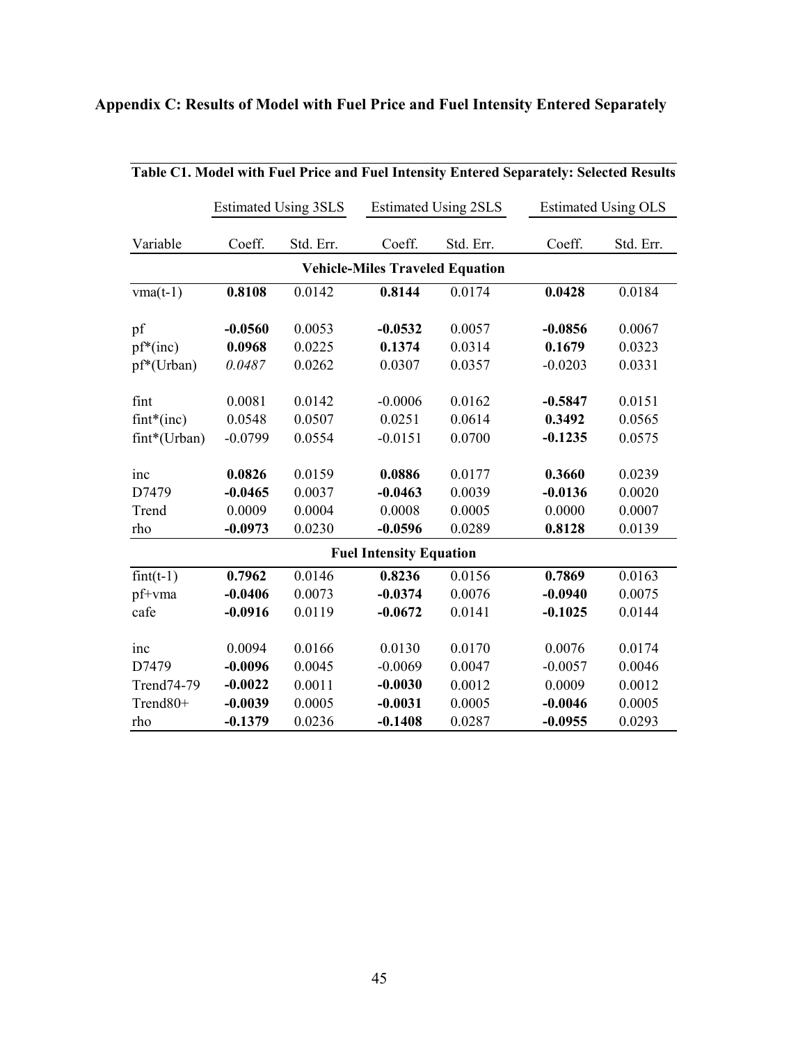## Appendix C: Results of Model with Fuel Price and Fuel Intensity Entered Separately

**Table C1. Model with Fuel Price and Fuel Intensity Entered Separately: Selected Results**

| | Estimated Using 3SLS | | Estimated Using 2SLS | | Estimated Using OLS | |
|---|---|---|---|---|---|---|
| Variable | Coeff. | Std. Err. | Coeff. | Std. Err. | Coeff. | Std. Err. |
| | | | **Vehicle-Miles Traveled Equation** | | | |
| vma(t-1) | **0.8108** | 0.0142 | **0.8144** | 0.0174 | **0.0428** | 0.0184 |
| pf | **-0.0560** | 0.0053 | **-0.0532** | 0.0057 | **-0.0856** | 0.0067 |
| pf*(inc) | **0.0968** | 0.0225 | **0.1374** | 0.0314 | **0.1679** | 0.0323 |
| pf*(Urban) | *0.0487* | 0.0262 | 0.0307 | 0.0357 | -0.0203 | 0.0331 |
| fint | 0.0081 | 0.0142 | -0.0006 | 0.0162 | **-0.5847** | 0.0151 |
| fint*(inc) | 0.0548 | 0.0507 | 0.0251 | 0.0614 | **0.3492** | 0.0565 |
| fint*(Urban) | -0.0799 | 0.0554 | -0.0151 | 0.0700 | **-0.1235** | 0.0575 |
| inc | **0.0826** | 0.0159 | **0.0886** | 0.0177 | **0.3660** | 0.0239 |
| D7479 | **-0.0465** | 0.0037 | **-0.0463** | 0.0039 | **-0.0136** | 0.0020 |
| Trend | 0.0009 | 0.0004 | 0.0008 | 0.0005 | 0.0000 | 0.0007 |
| rho | **-0.0973** | 0.0230 | **-0.0596** | 0.0289 | **0.8128** | 0.0139 |
| | | | **Fuel Intensity Equation** | | | |
| fint(t-1) | **0.7962** | 0.0146 | **0.8236** | 0.0156 | **0.7869** | 0.0163 |
| pf+vma | **-0.0406** | 0.0073 | **-0.0374** | 0.0076 | **-0.0940** | 0.0075 |
| cafe | **-0.0916** | 0.0119 | **-0.0672** | 0.0141 | **-0.1025** | 0.0144 |
| inc | 0.0094 | 0.0166 | 0.0130 | 0.0170 | 0.0076 | 0.0174 |
| D7479 | **-0.0096** | 0.0045 | -0.0069 | 0.0047 | -0.0057 | 0.0046 |
| Trend74-79 | **-0.0022** | 0.0011 | **-0.0030** | 0.0012 | 0.0009 | 0.0012 |
| Trend80+ | **-0.0039** | 0.0005 | **-0.0031** | 0.0005 | **-0.0046** | 0.0005 |
| rho | **-0.1379** | 0.0236 | **-0.1408** | 0.0287 | **-0.0955** | 0.0293 |